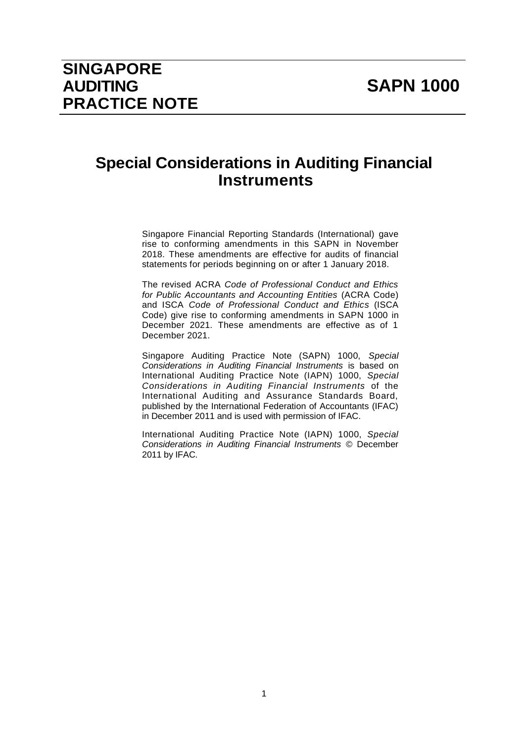# SINGAPORE AUDITING PRACTICE NOTE

# SAPN 1000

## Special Considerations in Auditing Financial Instruments

Singapore Financial Reporting Standards (International) gave rise to conforming amendments in this SAPN in November 2018. These amendments are effective for audits of financial statements for periods beginning on or after 1 January 2018.

The revised ACRA *Code of Professional Conduct and Ethics for Public Accountants and Accounting Entities* (ACRA Code) and ISCA *Code of Professional Conduct and Ethics* (ISCA Code) give rise to conforming amendments in SAPN 1000 in December 2021. These amendments are effective as of 1 December 2021.

Singapore Auditing Practice Note (SAPN) 1000, *Special Considerations in Auditing Financial Instruments* is based on International Auditing Practice Note (IAPN) 1000, *Special Considerations in Auditing Financial Instruments* of the International Auditing and Assurance Standards Board, published by the International Federation of Accountants (IFAC) in December 2011 and is used with permission of IFAC.

International Auditing Practice Note (IAPN) 1000, *Special Considerations in Auditing Financial Instruments* © December 2011 by IFAC.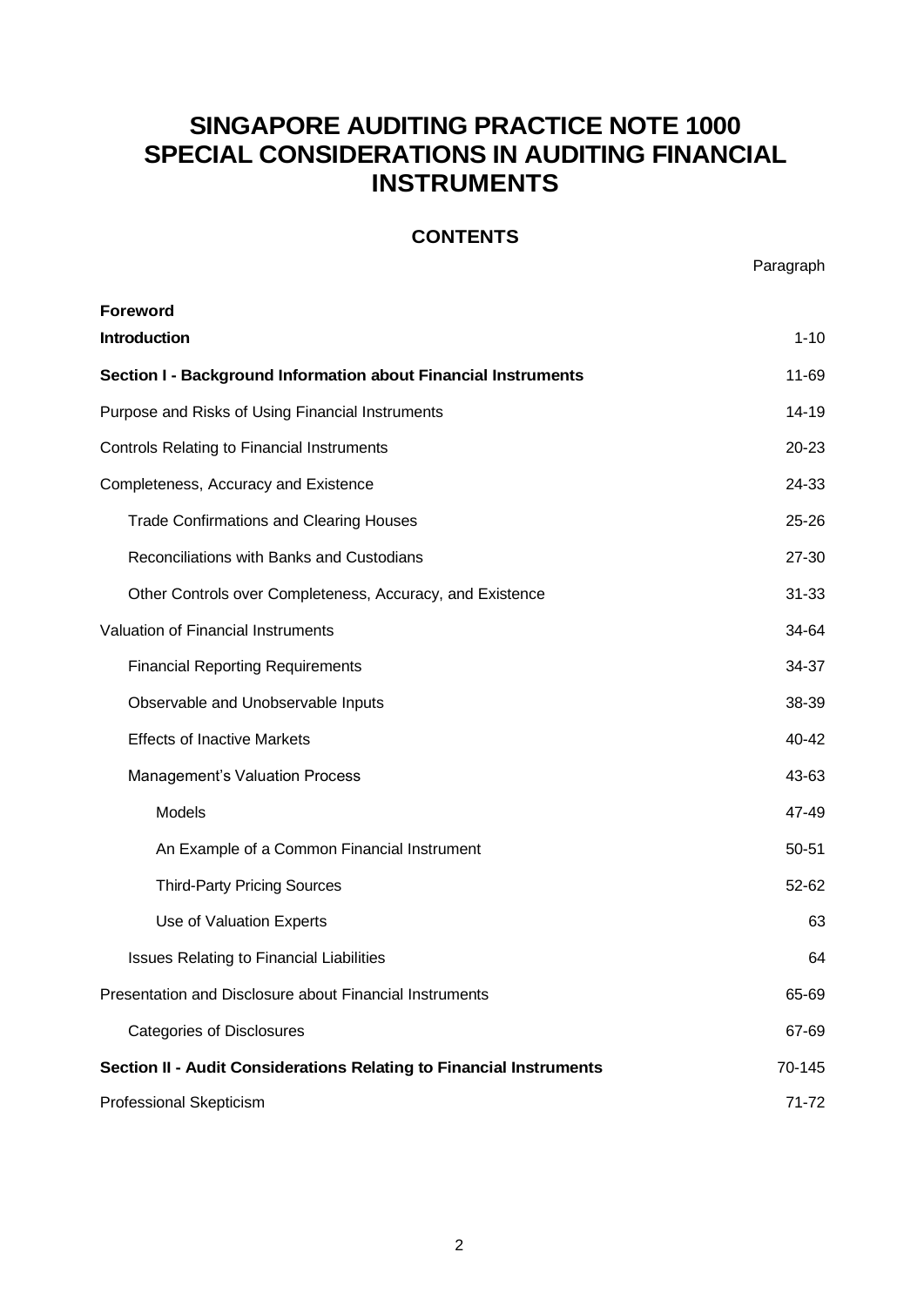# SINGAPORE AUDITING PRACTICE NOTE 1000 SPECIAL CONSIDERATIONS IN AUDITING FINANCIAL INSTRUMENTS

## CONTENTS

| | Paragraph |
|---|---|
| **Foreword** | |
| **Introduction** | 1-10 |
| **Section I - Background Information about Financial Instruments** | 11-69 |
| Purpose and Risks of Using Financial Instruments | 14-19 |
| Controls Relating to Financial Instruments | 20-23 |
| Completeness, Accuracy and Existence | 24-33 |
| Trade Confirmations and Clearing Houses | 25-26 |
| Reconciliations with Banks and Custodians | 27-30 |
| Other Controls over Completeness, Accuracy, and Existence | 31-33 |
| Valuation of Financial Instruments | 34-64 |
| Financial Reporting Requirements | 34-37 |
| Observable and Unobservable Inputs | 38-39 |
| Effects of Inactive Markets | 40-42 |
| Management's Valuation Process | 43-63 |
| Models | 47-49 |
| An Example of a Common Financial Instrument | 50-51 |
| Third-Party Pricing Sources | 52-62 |
| Use of Valuation Experts | 63 |
| Issues Relating to Financial Liabilities | 64 |
| Presentation and Disclosure about Financial Instruments | 65-69 |
| Categories of Disclosures | 67-69 |
| **Section II - Audit Considerations Relating to Financial Instruments** | 70-145 |
| Professional Skepticism | 71-72 |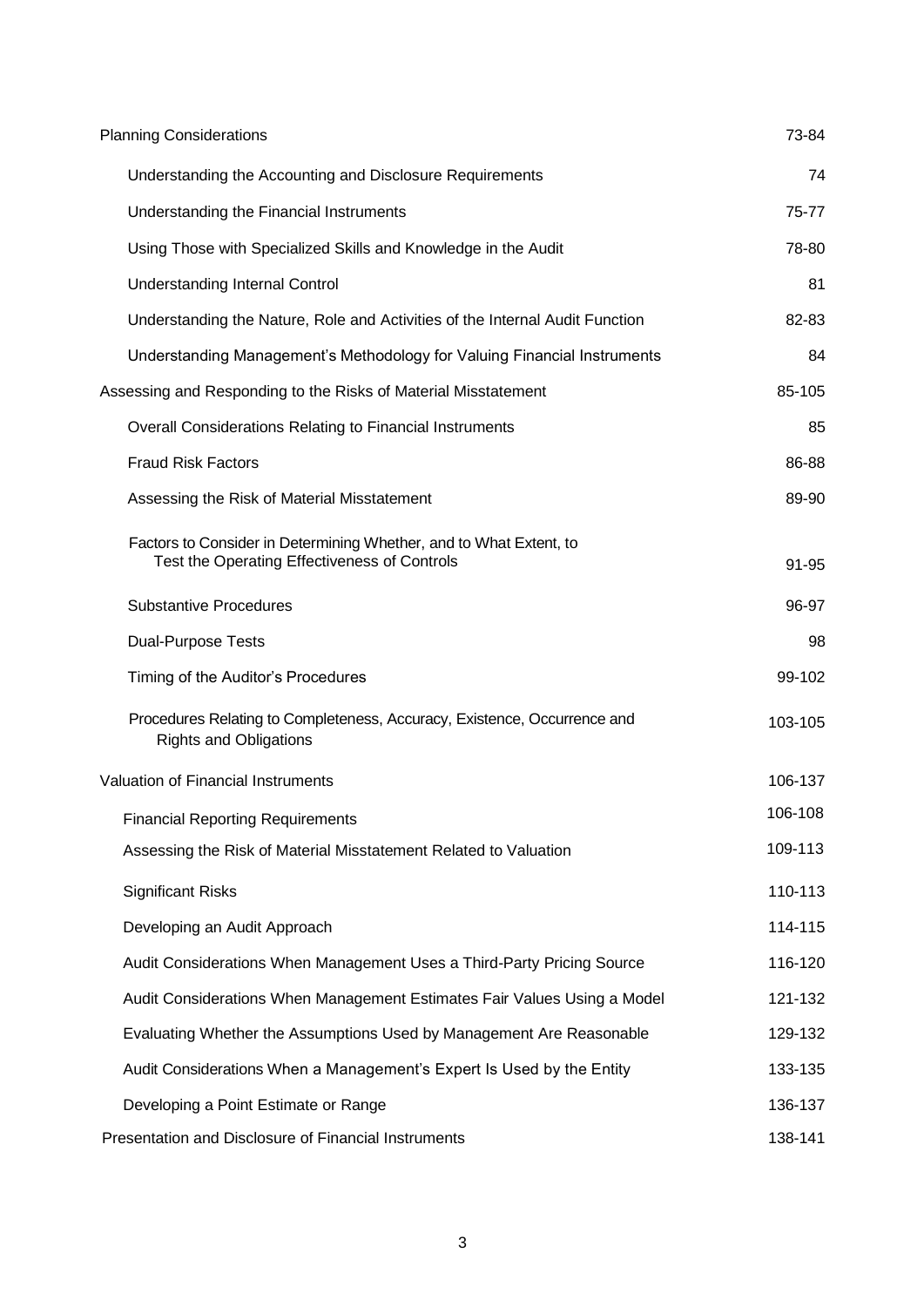| | |
|---|---|
| Planning Considerations | 73-84 |
| Understanding the Accounting and Disclosure Requirements | 74 |
| Understanding the Financial Instruments | 75-77 |
| Using Those with Specialized Skills and Knowledge in the Audit | 78-80 |
| Understanding Internal Control | 81 |
| Understanding the Nature, Role and Activities of the Internal Audit Function | 82-83 |
| Understanding Management's Methodology for Valuing Financial Instruments | 84 |
| Assessing and Responding to the Risks of Material Misstatement | 85-105 |
| Overall Considerations Relating to Financial Instruments | 85 |
| Fraud Risk Factors | 86-88 |
| Assessing the Risk of Material Misstatement | 89-90 |
| Factors to Consider in Determining Whether, and to What Extent, to Test the Operating Effectiveness of Controls | 91-95 |
| Substantive Procedures | 96-97 |
| Dual-Purpose Tests | 98 |
| Timing of the Auditor's Procedures | 99-102 |
| Procedures Relating to Completeness, Accuracy, Existence, Occurrence and Rights and Obligations | 103-105 |
| Valuation of Financial Instruments | 106-137 |
| Financial Reporting Requirements | 106-108 |
| Assessing the Risk of Material Misstatement Related to Valuation | 109-113 |
| Significant Risks | 110-113 |
| Developing an Audit Approach | 114-115 |
| Audit Considerations When Management Uses a Third-Party Pricing Source | 116-120 |
| Audit Considerations When Management Estimates Fair Values Using a Model | 121-132 |
| Evaluating Whether the Assumptions Used by Management Are Reasonable | 129-132 |
| Audit Considerations When a Management's Expert Is Used by the Entity | 133-135 |
| Developing a Point Estimate or Range | 136-137 |
| Presentation and Disclosure of Financial Instruments | 138-141 |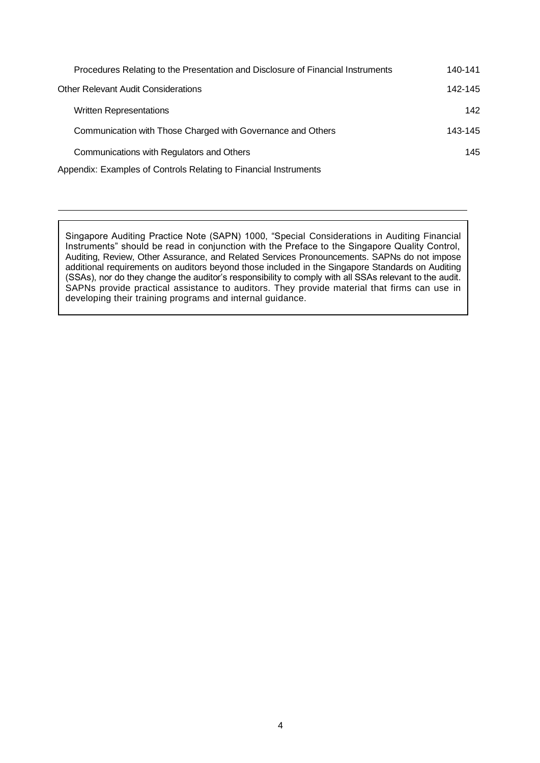| | |
|---|---|
| Procedures Relating to the Presentation and Disclosure of Financial Instruments | 140-141 |
| Other Relevant Audit Considerations | 142-145 |
| Written Representations | 142 |
| Communication with Those Charged with Governance and Others | 143-145 |
| Communications with Regulators and Others | 145 |
| Appendix: Examples of Controls Relating to Financial Instruments | |

---

Singapore Auditing Practice Note (SAPN) 1000, "Special Considerations in Auditing Financial Instruments" should be read in conjunction with the Preface to the Singapore Quality Control, Auditing, Review, Other Assurance, and Related Services Pronouncements. SAPNs do not impose additional requirements on auditors beyond those included in the Singapore Standards on Auditing (SSAs), nor do they change the auditor's responsibility to comply with all SSAs relevant to the audit. SAPNs provide practical assistance to auditors. They provide material that firms can use in developing their training programs and internal guidance.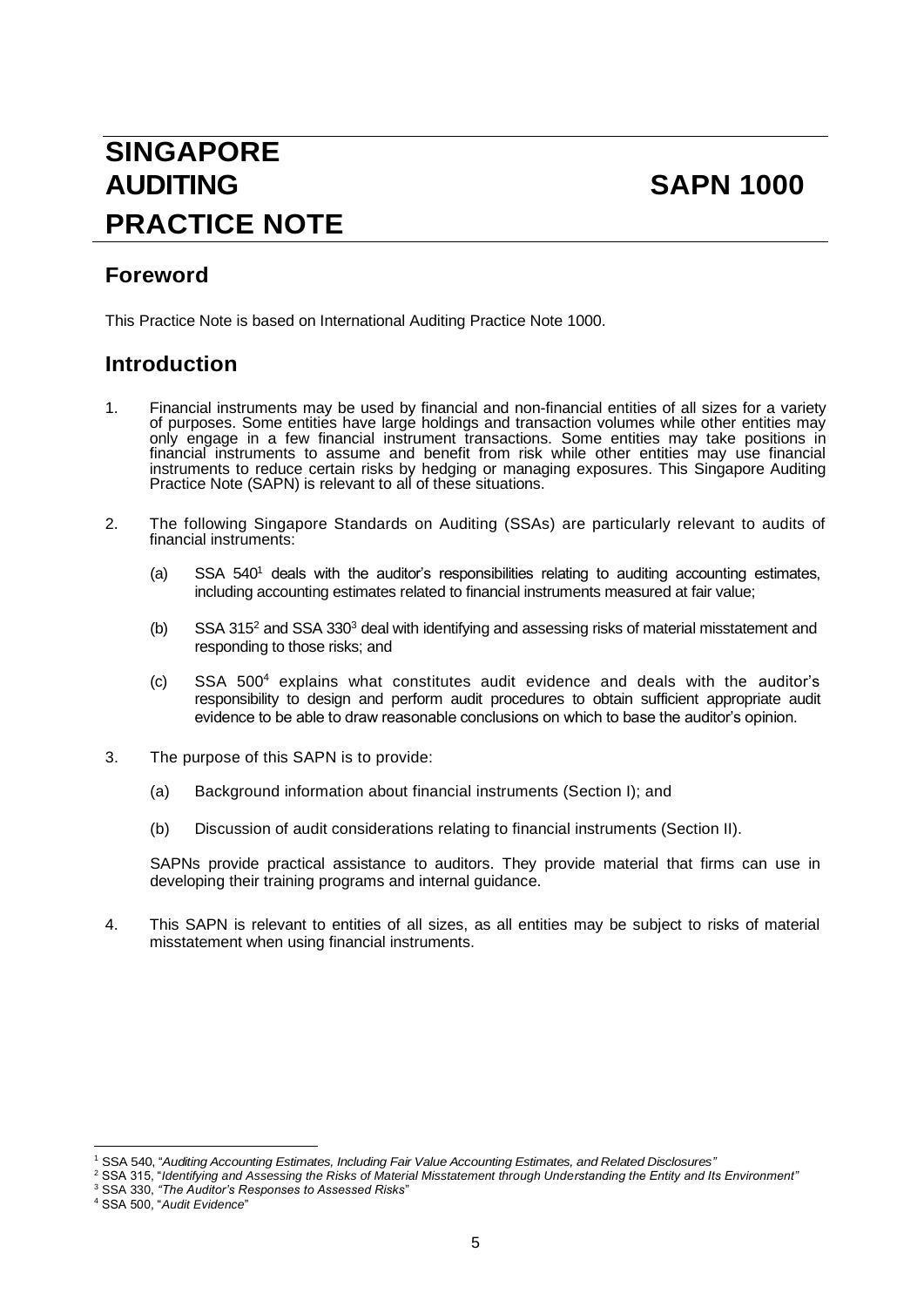# SINGAPORE AUDITING PRACTICE NOTE — SAPN 1000

## Foreword

This Practice Note is based on International Auditing Practice Note 1000.

## Introduction

1. Financial instruments may be used by financial and non-financial entities of all sizes for a variety of purposes. Some entities have large holdings and transaction volumes while other entities may only engage in a few financial instrument transactions. Some entities may take positions in financial instruments to assume and benefit from risk while other entities may use financial instruments to reduce certain risks by hedging or managing exposures. This Singapore Auditing Practice Note (SAPN) is relevant to all of these situations.

2. The following Singapore Standards on Auditing (SSAs) are particularly relevant to audits of financial instruments:

   (a) SSA 540[1] deals with the auditor's responsibilities relating to auditing accounting estimates, including accounting estimates related to financial instruments measured at fair value;

   (b) SSA 315[2] and SSA 330[3] deal with identifying and assessing risks of material misstatement and responding to those risks; and

   (c) SSA 500[4] explains what constitutes audit evidence and deals with the auditor's responsibility to design and perform audit procedures to obtain sufficient appropriate audit evidence to be able to draw reasonable conclusions on which to base the auditor's opinion.

3. The purpose of this SAPN is to provide:

   (a) Background information about financial instruments (Section I); and

   (b) Discussion of audit considerations relating to financial instruments (Section II).

   SAPNs provide practical assistance to auditors. They provide material that firms can use in developing their training programs and internal guidance.

4. This SAPN is relevant to entities of all sizes, as all entities may be subject to risks of material misstatement when using financial instruments.

---

[1] SSA 540, "*Auditing Accounting Estimates, Including Fair Value Accounting Estimates, and Related Disclosures*"

[2] SSA 315, "*Identifying and Assessing the Risks of Material Misstatement through Understanding the Entity and Its Environment*"

[3] SSA 330, *"The Auditor's Responses to Assessed Risks*"

[4] SSA 500, "*Audit Evidence*"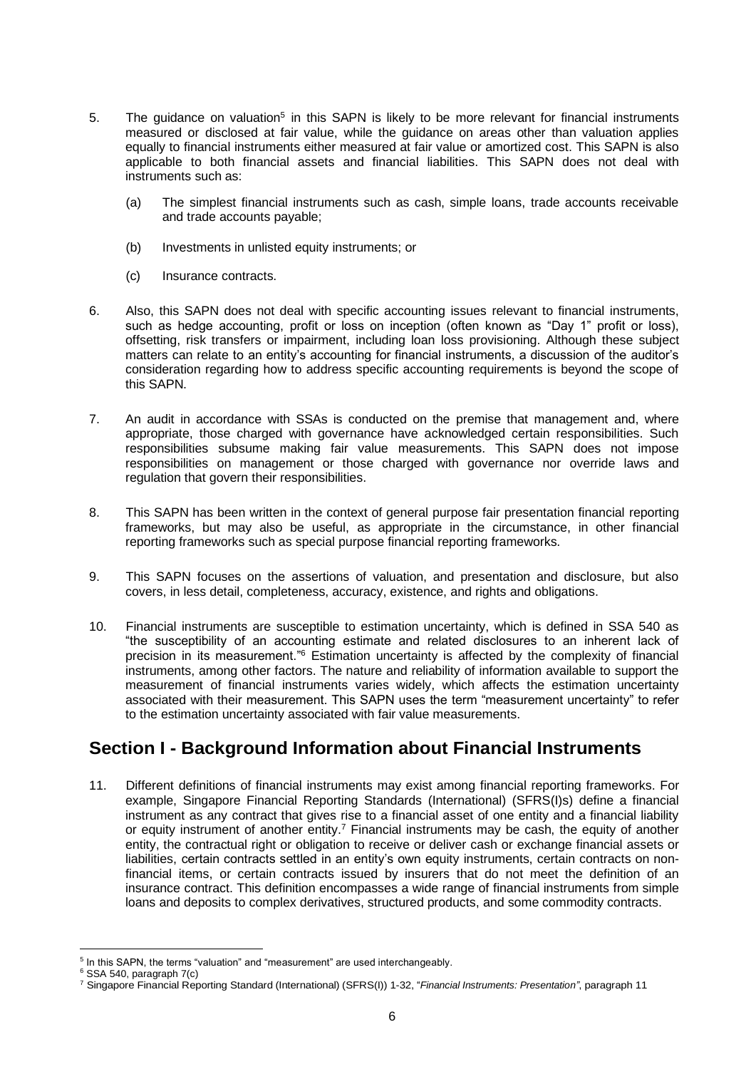5. The guidance on valuation[5] in this SAPN is likely to be more relevant for financial instruments measured or disclosed at fair value, while the guidance on areas other than valuation applies equally to financial instruments either measured at fair value or amortized cost. This SAPN is also applicable to both financial assets and financial liabilities. This SAPN does not deal with instruments such as:

   (a) The simplest financial instruments such as cash, simple loans, trade accounts receivable and trade accounts payable;

   (b) Investments in unlisted equity instruments; or

   (c) Insurance contracts.

6. Also, this SAPN does not deal with specific accounting issues relevant to financial instruments, such as hedge accounting, profit or loss on inception (often known as "Day 1" profit or loss), offsetting, risk transfers or impairment, including loan loss provisioning. Although these subject matters can relate to an entity's accounting for financial instruments, a discussion of the auditor's consideration regarding how to address specific accounting requirements is beyond the scope of this SAPN.

7. An audit in accordance with SSAs is conducted on the premise that management and, where appropriate, those charged with governance have acknowledged certain responsibilities. Such responsibilities subsume making fair value measurements. This SAPN does not impose responsibilities on management or those charged with governance nor override laws and regulation that govern their responsibilities.

8. This SAPN has been written in the context of general purpose fair presentation financial reporting frameworks, but may also be useful, as appropriate in the circumstance, in other financial reporting frameworks such as special purpose financial reporting frameworks.

9. This SAPN focuses on the assertions of valuation, and presentation and disclosure, but also covers, in less detail, completeness, accuracy, existence, and rights and obligations.

10. Financial instruments are susceptible to estimation uncertainty, which is defined in SSA 540 as "the susceptibility of an accounting estimate and related disclosures to an inherent lack of precision in its measurement."[6] Estimation uncertainty is affected by the complexity of financial instruments, among other factors. The nature and reliability of information available to support the measurement of financial instruments varies widely, which affects the estimation uncertainty associated with their measurement. This SAPN uses the term "measurement uncertainty" to refer to the estimation uncertainty associated with fair value measurements.

## Section I - Background Information about Financial Instruments

11. Different definitions of financial instruments may exist among financial reporting frameworks. For example, Singapore Financial Reporting Standards (International) (SFRS(I)s) define a financial instrument as any contract that gives rise to a financial asset of one entity and a financial liability or equity instrument of another entity.[7] Financial instruments may be cash, the equity of another entity, the contractual right or obligation to receive or deliver cash or exchange financial assets or liabilities, certain contracts settled in an entity's own equity instruments, certain contracts on non-financial items, or certain contracts issued by insurers that do not meet the definition of an insurance contract. This definition encompasses a wide range of financial instruments from simple loans and deposits to complex derivatives, structured products, and some commodity contracts.

---

[5] In this SAPN, the terms "valuation" and "measurement" are used interchangeably.

[6] SSA 540, paragraph 7(c)

[7] Singapore Financial Reporting Standard (International) (SFRS(I)) 1-32, "*Financial Instruments: Presentation*", paragraph 11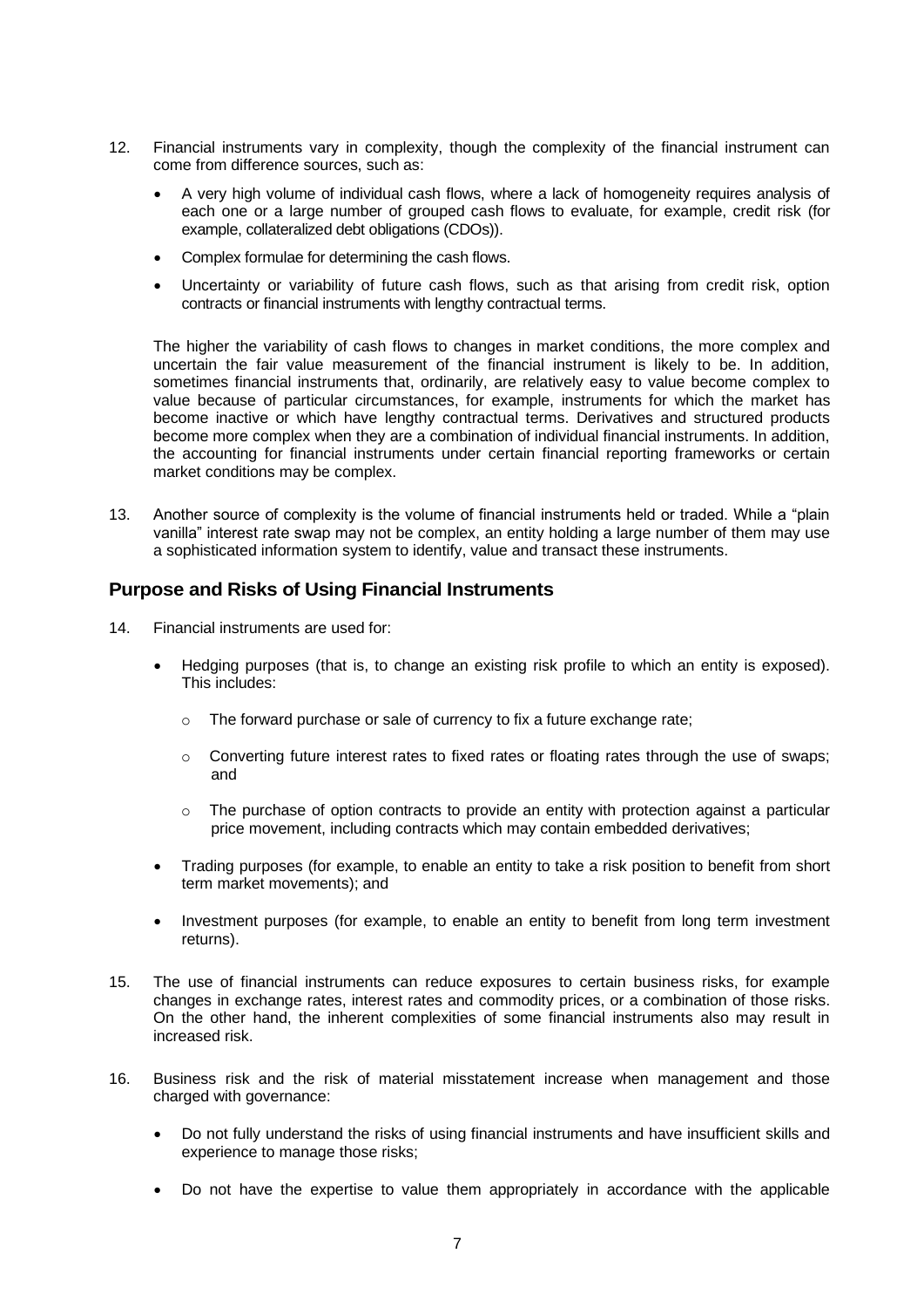12. Financial instruments vary in complexity, though the complexity of the financial instrument can come from difference sources, such as:

    - A very high volume of individual cash flows, where a lack of homogeneity requires analysis of each one or a large number of grouped cash flows to evaluate, for example, credit risk (for example, collateralized debt obligations (CDOs)).
    - Complex formulae for determining the cash flows.
    - Uncertainty or variability of future cash flows, such as that arising from credit risk, option contracts or financial instruments with lengthy contractual terms.

    The higher the variability of cash flows to changes in market conditions, the more complex and uncertain the fair value measurement of the financial instrument is likely to be. In addition, sometimes financial instruments that, ordinarily, are relatively easy to value become complex to value because of particular circumstances, for example, instruments for which the market has become inactive or which have lengthy contractual terms. Derivatives and structured products become more complex when they are a combination of individual financial instruments. In addition, the accounting for financial instruments under certain financial reporting frameworks or certain market conditions may be complex.

13. Another source of complexity is the volume of financial instruments held or traded. While a "plain vanilla" interest rate swap may not be complex, an entity holding a large number of them may use a sophisticated information system to identify, value and transact these instruments.

## Purpose and Risks of Using Financial Instruments

14. Financial instruments are used for:

    - Hedging purposes (that is, to change an existing risk profile to which an entity is exposed). This includes:
        - The forward purchase or sale of currency to fix a future exchange rate;
        - Converting future interest rates to fixed rates or floating rates through the use of swaps; and
        - The purchase of option contracts to provide an entity with protection against a particular price movement, including contracts which may contain embedded derivatives;
    - Trading purposes (for example, to enable an entity to take a risk position to benefit from short term market movements); and
    - Investment purposes (for example, to enable an entity to benefit from long term investment returns).

15. The use of financial instruments can reduce exposures to certain business risks, for example changes in exchange rates, interest rates and commodity prices, or a combination of those risks. On the other hand, the inherent complexities of some financial instruments also may result in increased risk.

16. Business risk and the risk of material misstatement increase when management and those charged with governance:

    - Do not fully understand the risks of using financial instruments and have insufficient skills and experience to manage those risks;
    - Do not have the expertise to value them appropriately in accordance with the applicable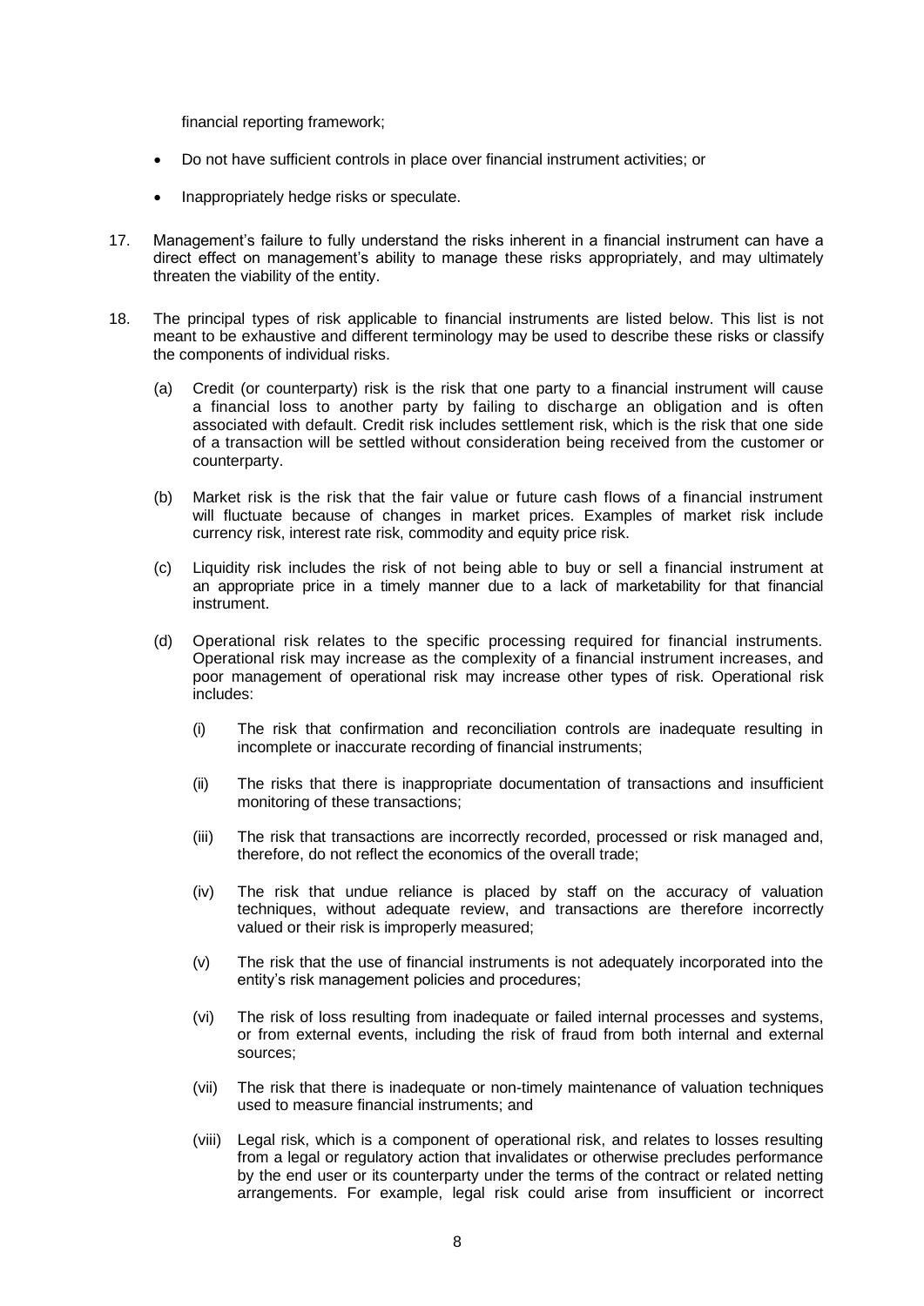financial reporting framework;

- Do not have sufficient controls in place over financial instrument activities; or
- Inappropriately hedge risks or speculate.

17. Management's failure to fully understand the risks inherent in a financial instrument can have a direct effect on management's ability to manage these risks appropriately, and may ultimately threaten the viability of the entity.

18. The principal types of risk applicable to financial instruments are listed below. This list is not meant to be exhaustive and different terminology may be used to describe these risks or classify the components of individual risks.

    (a) Credit (or counterparty) risk is the risk that one party to a financial instrument will cause a financial loss to another party by failing to discharge an obligation and is often associated with default. Credit risk includes settlement risk, which is the risk that one side of a transaction will be settled without consideration being received from the customer or counterparty.

    (b) Market risk is the risk that the fair value or future cash flows of a financial instrument will fluctuate because of changes in market prices. Examples of market risk include currency risk, interest rate risk, commodity and equity price risk.

    (c) Liquidity risk includes the risk of not being able to buy or sell a financial instrument at an appropriate price in a timely manner due to a lack of marketability for that financial instrument.

    (d) Operational risk relates to the specific processing required for financial instruments. Operational risk may increase as the complexity of a financial instrument increases, and poor management of operational risk may increase other types of risk. Operational risk includes:

        (i) The risk that confirmation and reconciliation controls are inadequate resulting in incomplete or inaccurate recording of financial instruments;

        (ii) The risks that there is inappropriate documentation of transactions and insufficient monitoring of these transactions;

        (iii) The risk that transactions are incorrectly recorded, processed or risk managed and, therefore, do not reflect the economics of the overall trade;

        (iv) The risk that undue reliance is placed by staff on the accuracy of valuation techniques, without adequate review, and transactions are therefore incorrectly valued or their risk is improperly measured;

        (v) The risk that the use of financial instruments is not adequately incorporated into the entity's risk management policies and procedures;

        (vi) The risk of loss resulting from inadequate or failed internal processes and systems, or from external events, including the risk of fraud from both internal and external sources;

        (vii) The risk that there is inadequate or non-timely maintenance of valuation techniques used to measure financial instruments; and

        (viii) Legal risk, which is a component of operational risk, and relates to losses resulting from a legal or regulatory action that invalidates or otherwise precludes performance by the end user or its counterparty under the terms of the contract or related netting arrangements. For example, legal risk could arise from insufficient or incorrect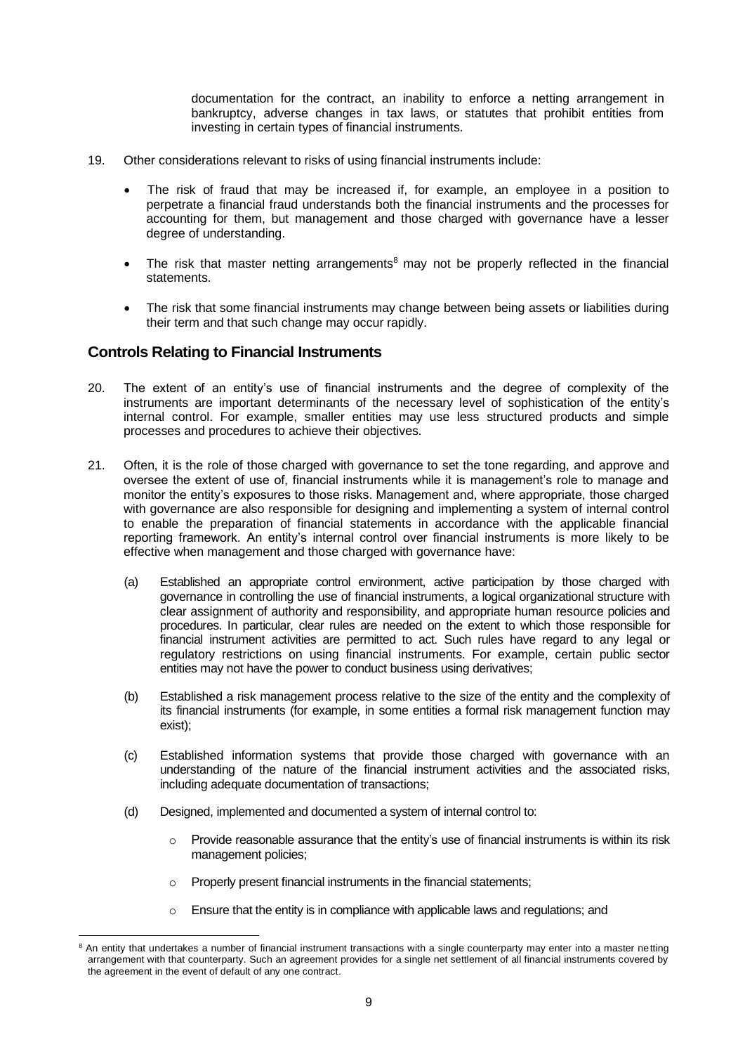documentation for the contract, an inability to enforce a netting arrangement in bankruptcy, adverse changes in tax laws, or statutes that prohibit entities from investing in certain types of financial instruments.

19. Other considerations relevant to risks of using financial instruments include:

   - The risk of fraud that may be increased if, for example, an employee in a position to perpetrate a financial fraud understands both the financial instruments and the processes for accounting for them, but management and those charged with governance have a lesser degree of understanding.

   - The risk that master netting arrangements[8] may not be properly reflected in the financial statements.

   - The risk that some financial instruments may change between being assets or liabilities during their term and that such change may occur rapidly.

## Controls Relating to Financial Instruments

20. The extent of an entity's use of financial instruments and the degree of complexity of the instruments are important determinants of the necessary level of sophistication of the entity's internal control. For example, smaller entities may use less structured products and simple processes and procedures to achieve their objectives.

21. Often, it is the role of those charged with governance to set the tone regarding, and approve and oversee the extent of use of, financial instruments while it is management's role to manage and monitor the entity's exposures to those risks. Management and, where appropriate, those charged with governance are also responsible for designing and implementing a system of internal control to enable the preparation of financial statements in accordance with the applicable financial reporting framework. An entity's internal control over financial instruments is more likely to be effective when management and those charged with governance have:

   (a) Established an appropriate control environment, active participation by those charged with governance in controlling the use of financial instruments, a logical organizational structure with clear assignment of authority and responsibility, and appropriate human resource policies and procedures. In particular, clear rules are needed on the extent to which those responsible for financial instrument activities are permitted to act. Such rules have regard to any legal or regulatory restrictions on using financial instruments. For example, certain public sector entities may not have the power to conduct business using derivatives;

   (b) Established a risk management process relative to the size of the entity and the complexity of its financial instruments (for example, in some entities a formal risk management function may exist);

   (c) Established information systems that provide those charged with governance with an understanding of the nature of the financial instrument activities and the associated risks, including adequate documentation of transactions;

   (d) Designed, implemented and documented a system of internal control to:

      - Provide reasonable assurance that the entity's use of financial instruments is within its risk management policies;

      - Properly present financial instruments in the financial statements;

      - Ensure that the entity is in compliance with applicable laws and regulations; and

[8] An entity that undertakes a number of financial instrument transactions with a single counterparty may enter into a master netting arrangement with that counterparty. Such an agreement provides for a single net settlement of all financial instruments covered by the agreement in the event of default of any one contract.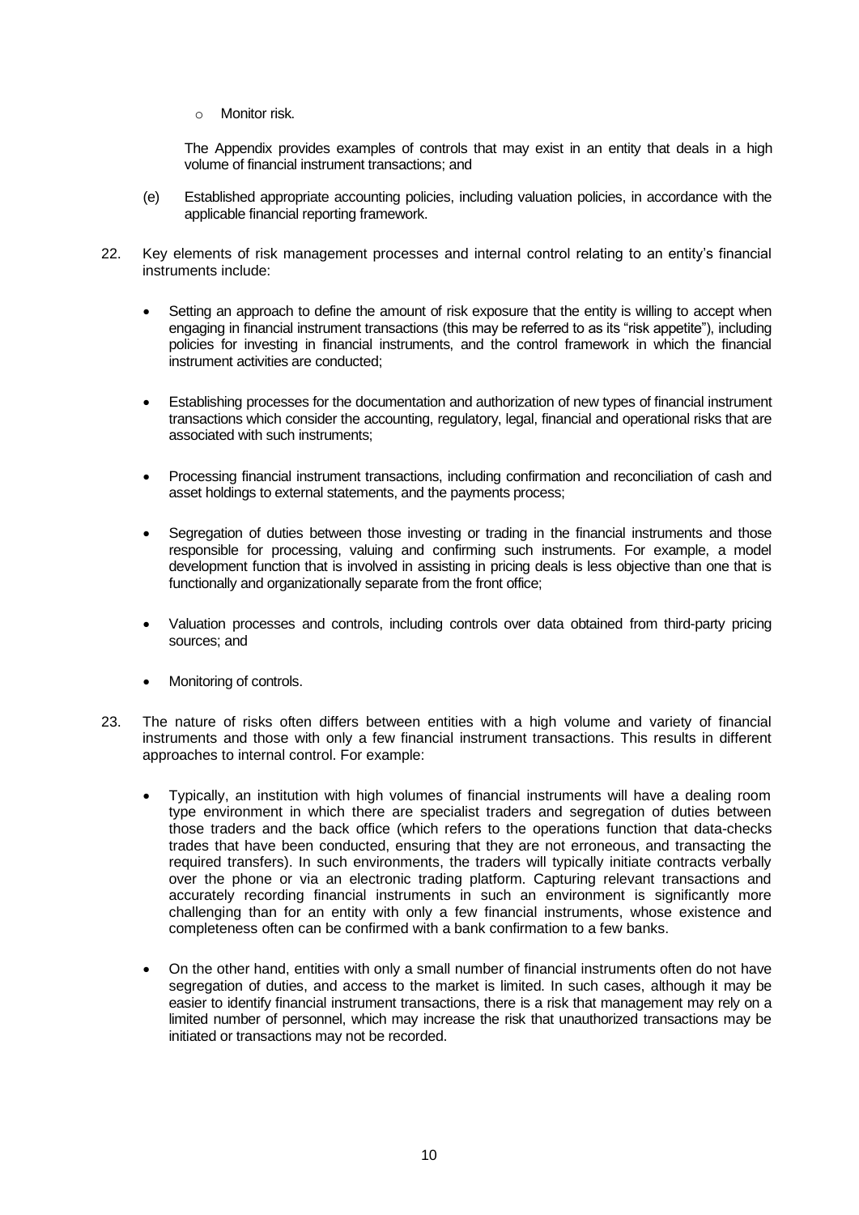- Monitor risk.

 The Appendix provides examples of controls that may exist in an entity that deals in a high volume of financial instrument transactions; and

(e) Established appropriate accounting policies, including valuation policies, in accordance with the applicable financial reporting framework.

22. Key elements of risk management processes and internal control relating to an entity's financial instruments include:

 - Setting an approach to define the amount of risk exposure that the entity is willing to accept when engaging in financial instrument transactions (this may be referred to as its "risk appetite"), including policies for investing in financial instruments, and the control framework in which the financial instrument activities are conducted;

 - Establishing processes for the documentation and authorization of new types of financial instrument transactions which consider the accounting, regulatory, legal, financial and operational risks that are associated with such instruments;

 - Processing financial instrument transactions, including confirmation and reconciliation of cash and asset holdings to external statements, and the payments process;

 - Segregation of duties between those investing or trading in the financial instruments and those responsible for processing, valuing and confirming such instruments. For example, a model development function that is involved in assisting in pricing deals is less objective than one that is functionally and organizationally separate from the front office;

 - Valuation processes and controls, including controls over data obtained from third-party pricing sources; and

 - Monitoring of controls.

23. The nature of risks often differs between entities with a high volume and variety of financial instruments and those with only a few financial instrument transactions. This results in different approaches to internal control. For example:

 - Typically, an institution with high volumes of financial instruments will have a dealing room type environment in which there are specialist traders and segregation of duties between those traders and the back office (which refers to the operations function that data-checks trades that have been conducted, ensuring that they are not erroneous, and transacting the required transfers). In such environments, the traders will typically initiate contracts verbally over the phone or via an electronic trading platform. Capturing relevant transactions and accurately recording financial instruments in such an environment is significantly more challenging than for an entity with only a few financial instruments, whose existence and completeness often can be confirmed with a bank confirmation to a few banks.

 - On the other hand, entities with only a small number of financial instruments often do not have segregation of duties, and access to the market is limited. In such cases, although it may be easier to identify financial instrument transactions, there is a risk that management may rely on a limited number of personnel, which may increase the risk that unauthorized transactions may be initiated or transactions may not be recorded.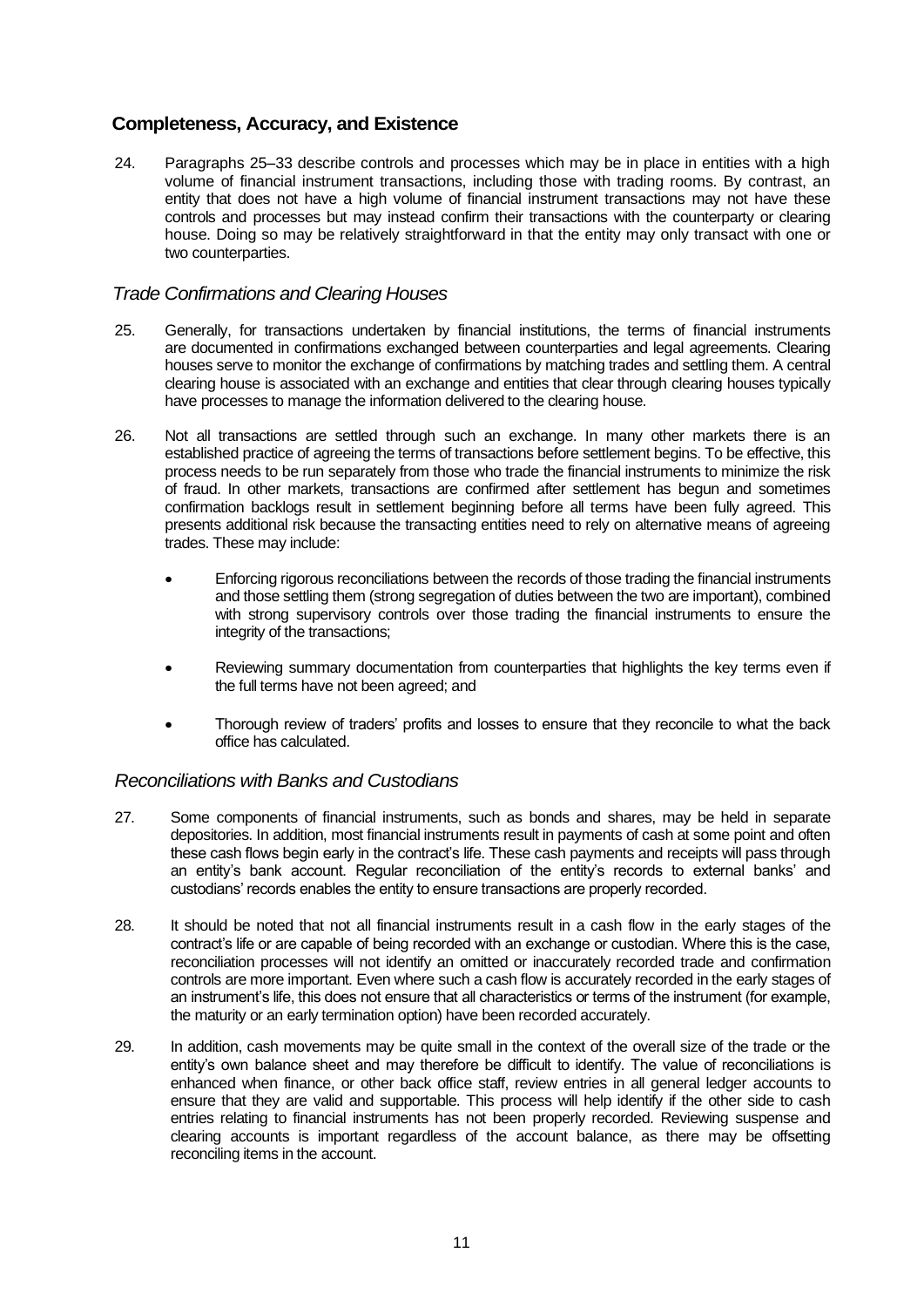## Completeness, Accuracy, and Existence

24. Paragraphs 25–33 describe controls and processes which may be in place in entities with a high volume of financial instrument transactions, including those with trading rooms. By contrast, an entity that does not have a high volume of financial instrument transactions may not have these controls and processes but may instead confirm their transactions with the counterparty or clearing house. Doing so may be relatively straightforward in that the entity may only transact with one or two counterparties.

### *Trade Confirmations and Clearing Houses*

25. Generally, for transactions undertaken by financial institutions, the terms of financial instruments are documented in confirmations exchanged between counterparties and legal agreements. Clearing houses serve to monitor the exchange of confirmations by matching trades and settling them. A central clearing house is associated with an exchange and entities that clear through clearing houses typically have processes to manage the information delivered to the clearing house.

26. Not all transactions are settled through such an exchange. In many other markets there is an established practice of agreeing the terms of transactions before settlement begins. To be effective, this process needs to be run separately from those who trade the financial instruments to minimize the risk of fraud. In other markets, transactions are confirmed after settlement has begun and sometimes confirmation backlogs result in settlement beginning before all terms have been fully agreed. This presents additional risk because the transacting entities need to rely on alternative means of agreeing trades. These may include:

    - Enforcing rigorous reconciliations between the records of those trading the financial instruments and those settling them (strong segregation of duties between the two are important), combined with strong supervisory controls over those trading the financial instruments to ensure the integrity of the transactions;
    - Reviewing summary documentation from counterparties that highlights the key terms even if the full terms have not been agreed; and
    - Thorough review of traders' profits and losses to ensure that they reconcile to what the back office has calculated.

### *Reconciliations with Banks and Custodians*

27. Some components of financial instruments, such as bonds and shares, may be held in separate depositories. In addition, most financial instruments result in payments of cash at some point and often these cash flows begin early in the contract's life. These cash payments and receipts will pass through an entity's bank account. Regular reconciliation of the entity's records to external banks' and custodians' records enables the entity to ensure transactions are properly recorded.

28. It should be noted that not all financial instruments result in a cash flow in the early stages of the contract's life or are capable of being recorded with an exchange or custodian. Where this is the case, reconciliation processes will not identify an omitted or inaccurately recorded trade and confirmation controls are more important. Even where such a cash flow is accurately recorded in the early stages of an instrument's life, this does not ensure that all characteristics or terms of the instrument (for example, the maturity or an early termination option) have been recorded accurately.

29. In addition, cash movements may be quite small in the context of the overall size of the trade or the entity's own balance sheet and may therefore be difficult to identify. The value of reconciliations is enhanced when finance, or other back office staff, review entries in all general ledger accounts to ensure that they are valid and supportable. This process will help identify if the other side to cash entries relating to financial instruments has not been properly recorded. Reviewing suspense and clearing accounts is important regardless of the account balance, as there may be offsetting reconciling items in the account.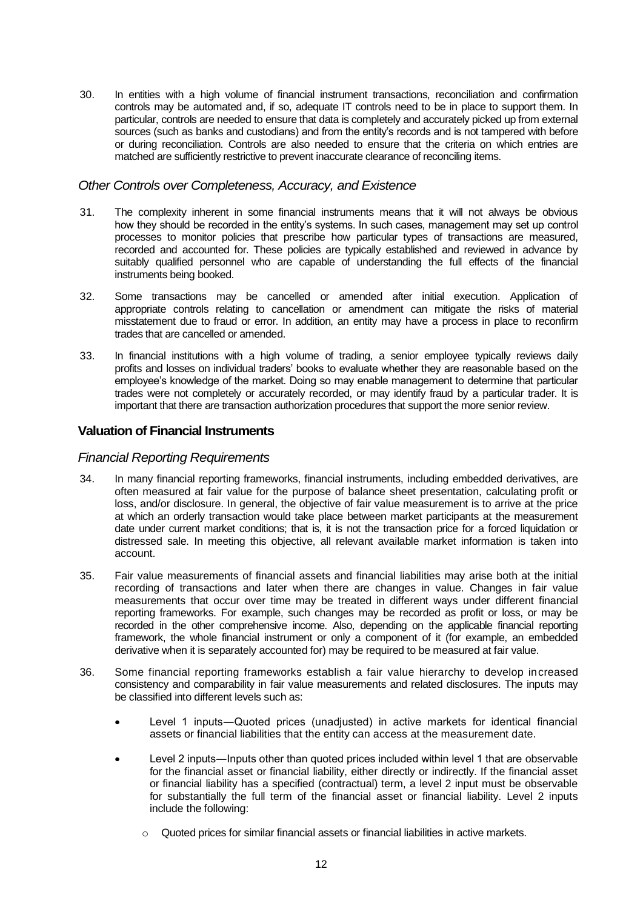30. In entities with a high volume of financial instrument transactions, reconciliation and confirmation controls may be automated and, if so, adequate IT controls need to be in place to support them. In particular, controls are needed to ensure that data is completely and accurately picked up from external sources (such as banks and custodians) and from the entity's records and is not tampered with before or during reconciliation. Controls are also needed to ensure that the criteria on which entries are matched are sufficiently restrictive to prevent inaccurate clearance of reconciling items.

### *Other Controls over Completeness, Accuracy, and Existence*

31. The complexity inherent in some financial instruments means that it will not always be obvious how they should be recorded in the entity's systems. In such cases, management may set up control processes to monitor policies that prescribe how particular types of transactions are measured, recorded and accounted for. These policies are typically established and reviewed in advance by suitably qualified personnel who are capable of understanding the full effects of the financial instruments being booked.

32. Some transactions may be cancelled or amended after initial execution. Application of appropriate controls relating to cancellation or amendment can mitigate the risks of material misstatement due to fraud or error. In addition, an entity may have a process in place to reconfirm trades that are cancelled or amended.

33. In financial institutions with a high volume of trading, a senior employee typically reviews daily profits and losses on individual traders' books to evaluate whether they are reasonable based on the employee's knowledge of the market. Doing so may enable management to determine that particular trades were not completely or accurately recorded, or may identify fraud by a particular trader. It is important that there are transaction authorization procedures that support the more senior review.

## Valuation of Financial Instruments

### *Financial Reporting Requirements*

34. In many financial reporting frameworks, financial instruments, including embedded derivatives, are often measured at fair value for the purpose of balance sheet presentation, calculating profit or loss, and/or disclosure. In general, the objective of fair value measurement is to arrive at the price at which an orderly transaction would take place between market participants at the measurement date under current market conditions; that is, it is not the transaction price for a forced liquidation or distressed sale. In meeting this objective, all relevant available market information is taken into account.

35. Fair value measurements of financial assets and financial liabilities may arise both at the initial recording of transactions and later when there are changes in value. Changes in fair value measurements that occur over time may be treated in different ways under different financial reporting frameworks. For example, such changes may be recorded as profit or loss, or may be recorded in the other comprehensive income. Also, depending on the applicable financial reporting framework, the whole financial instrument or only a component of it (for example, an embedded derivative when it is separately accounted for) may be required to be measured at fair value.

36. Some financial reporting frameworks establish a fair value hierarchy to develop increased consistency and comparability in fair value measurements and related disclosures. The inputs may be classified into different levels such as:

    - Level 1 inputs—Quoted prices (unadjusted) in active markets for identical financial assets or financial liabilities that the entity can access at the measurement date.
    - Level 2 inputs—Inputs other than quoted prices included within level 1 that are observable for the financial asset or financial liability, either directly or indirectly. If the financial asset or financial liability has a specified (contractual) term, a level 2 input must be observable for substantially the full term of the financial asset or financial liability. Level 2 inputs include the following:
        - Quoted prices for similar financial assets or financial liabilities in active markets.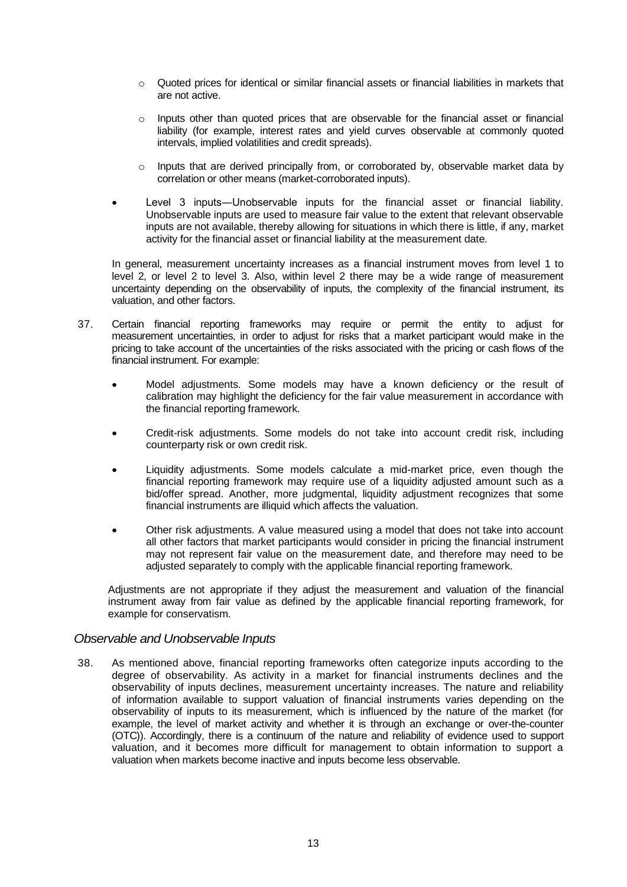- Quoted prices for identical or similar financial assets or financial liabilities in markets that are not active.
  - Inputs other than quoted prices that are observable for the financial asset or financial liability (for example, interest rates and yield curves observable at commonly quoted intervals, implied volatilities and credit spreads).
  - Inputs that are derived principally from, or corroborated by, observable market data by correlation or other means (market-corroborated inputs).

- Level 3 inputs—Unobservable inputs for the financial asset or financial liability. Unobservable inputs are used to measure fair value to the extent that relevant observable inputs are not available, thereby allowing for situations in which there is little, if any, market activity for the financial asset or financial liability at the measurement date.

In general, measurement uncertainty increases as a financial instrument moves from level 1 to level 2, or level 2 to level 3. Also, within level 2 there may be a wide range of measurement uncertainty depending on the observability of inputs, the complexity of the financial instrument, its valuation, and other factors.

37. Certain financial reporting frameworks may require or permit the entity to adjust for measurement uncertainties, in order to adjust for risks that a market participant would make in the pricing to take account of the uncertainties of the risks associated with the pricing or cash flows of the financial instrument. For example:

- Model adjustments. Some models may have a known deficiency or the result of calibration may highlight the deficiency for the fair value measurement in accordance with the financial reporting framework.
- Credit-risk adjustments. Some models do not take into account credit risk, including counterparty risk or own credit risk.
- Liquidity adjustments. Some models calculate a mid-market price, even though the financial reporting framework may require use of a liquidity adjusted amount such as a bid/offer spread. Another, more judgmental, liquidity adjustment recognizes that some financial instruments are illiquid which affects the valuation.
- Other risk adjustments. A value measured using a model that does not take into account all other factors that market participants would consider in pricing the financial instrument may not represent fair value on the measurement date, and therefore may need to be adjusted separately to comply with the applicable financial reporting framework.

Adjustments are not appropriate if they adjust the measurement and valuation of the financial instrument away from fair value as defined by the applicable financial reporting framework, for example for conservatism.

### *Observable and Unobservable Inputs*

38. As mentioned above, financial reporting frameworks often categorize inputs according to the degree of observability. As activity in a market for financial instruments declines and the observability of inputs declines, measurement uncertainty increases. The nature and reliability of information available to support valuation of financial instruments varies depending on the observability of inputs to its measurement, which is influenced by the nature of the market (for example, the level of market activity and whether it is through an exchange or over-the-counter (OTC)). Accordingly, there is a continuum of the nature and reliability of evidence used to support valuation, and it becomes more difficult for management to obtain information to support a valuation when markets become inactive and inputs become less observable.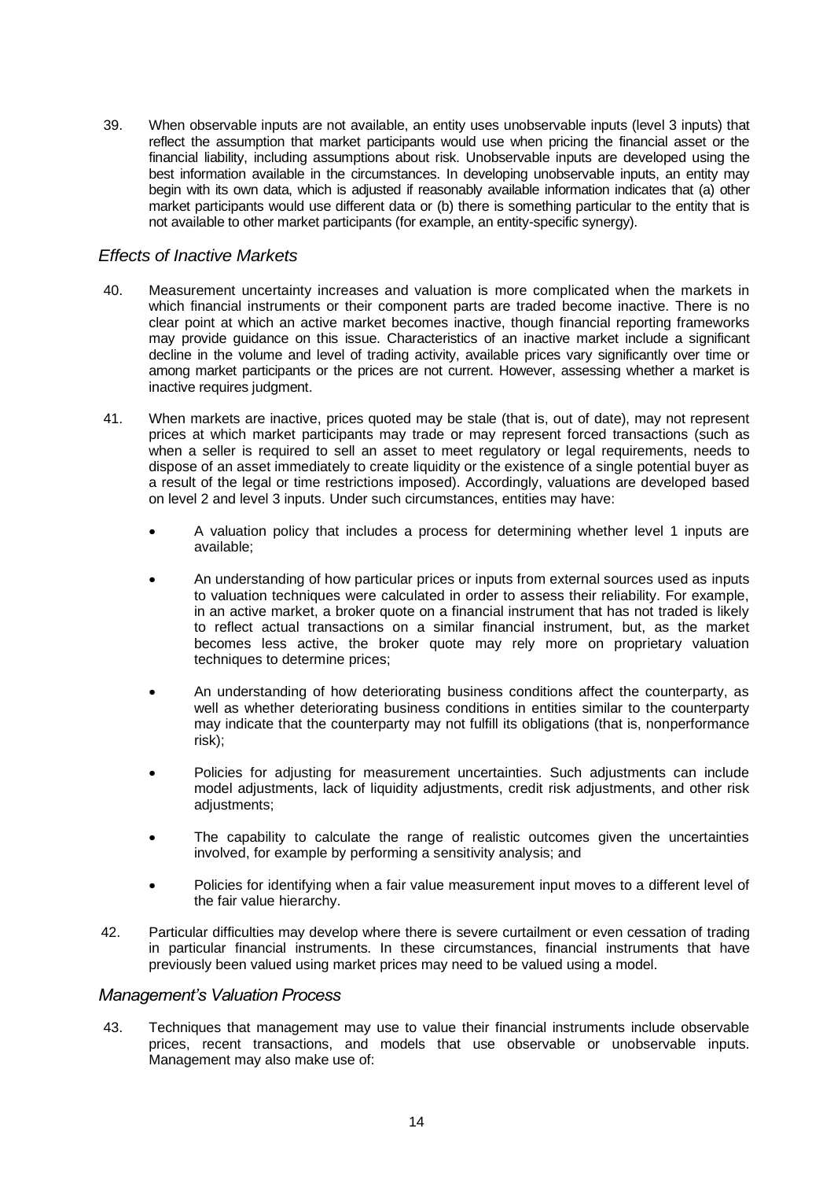39. When observable inputs are not available, an entity uses unobservable inputs (level 3 inputs) that reflect the assumption that market participants would use when pricing the financial asset or the financial liability, including assumptions about risk. Unobservable inputs are developed using the best information available in the circumstances. In developing unobservable inputs, an entity may begin with its own data, which is adjusted if reasonably available information indicates that (a) other market participants would use different data or (b) there is something particular to the entity that is not available to other market participants (for example, an entity-specific synergy).

### *Effects of Inactive Markets*

40. Measurement uncertainty increases and valuation is more complicated when the markets in which financial instruments or their component parts are traded become inactive. There is no clear point at which an active market becomes inactive, though financial reporting frameworks may provide guidance on this issue. Characteristics of an inactive market include a significant decline in the volume and level of trading activity, available prices vary significantly over time or among market participants or the prices are not current. However, assessing whether a market is inactive requires judgment.

41. When markets are inactive, prices quoted may be stale (that is, out of date), may not represent prices at which market participants may trade or may represent forced transactions (such as when a seller is required to sell an asset to meet regulatory or legal requirements, needs to dispose of an asset immediately to create liquidity or the existence of a single potential buyer as a result of the legal or time restrictions imposed). Accordingly, valuations are developed based on level 2 and level 3 inputs. Under such circumstances, entities may have:

    - A valuation policy that includes a process for determining whether level 1 inputs are available;
    - An understanding of how particular prices or inputs from external sources used as inputs to valuation techniques were calculated in order to assess their reliability. For example, in an active market, a broker quote on a financial instrument that has not traded is likely to reflect actual transactions on a similar financial instrument, but, as the market becomes less active, the broker quote may rely more on proprietary valuation techniques to determine prices;
    - An understanding of how deteriorating business conditions affect the counterparty, as well as whether deteriorating business conditions in entities similar to the counterparty may indicate that the counterparty may not fulfill its obligations (that is, nonperformance risk);
    - Policies for adjusting for measurement uncertainties. Such adjustments can include model adjustments, lack of liquidity adjustments, credit risk adjustments, and other risk adjustments;
    - The capability to calculate the range of realistic outcomes given the uncertainties involved, for example by performing a sensitivity analysis; and
    - Policies for identifying when a fair value measurement input moves to a different level of the fair value hierarchy.

42. Particular difficulties may develop where there is severe curtailment or even cessation of trading in particular financial instruments. In these circumstances, financial instruments that have previously been valued using market prices may need to be valued using a model.

### *Management's Valuation Process*

43. Techniques that management may use to value their financial instruments include observable prices, recent transactions, and models that use observable or unobservable inputs. Management may also make use of: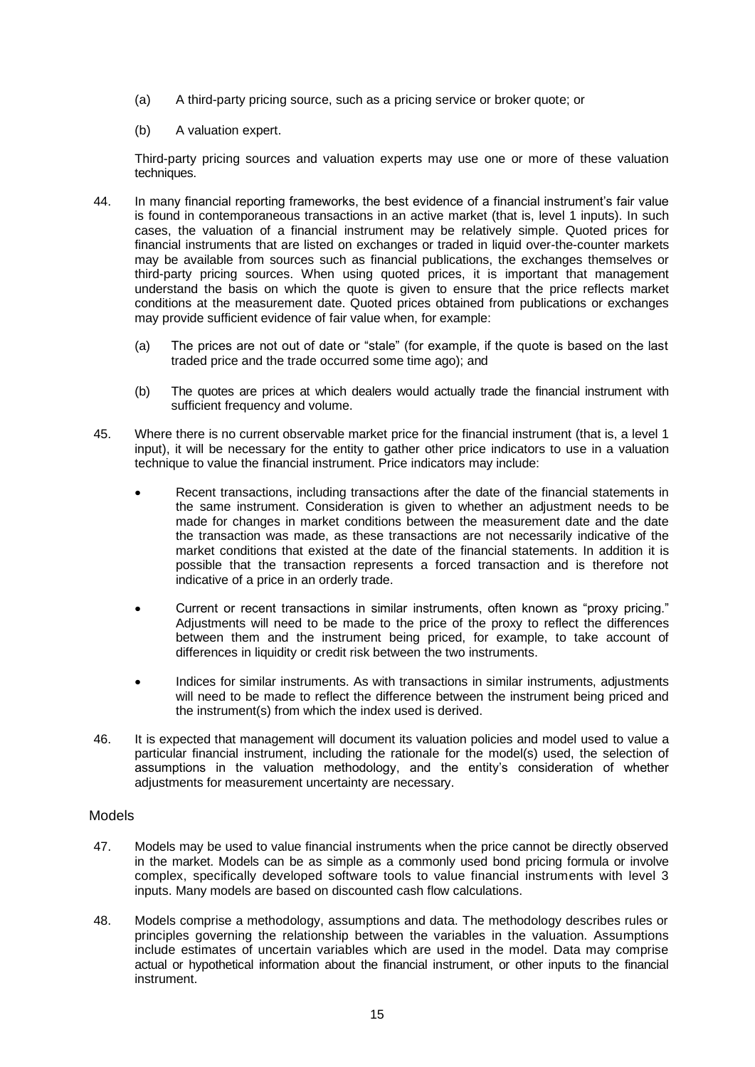(a) A third-party pricing source, such as a pricing service or broker quote; or

(b) A valuation expert.

Third-party pricing sources and valuation experts may use one or more of these valuation techniques.

44. In many financial reporting frameworks, the best evidence of a financial instrument's fair value is found in contemporaneous transactions in an active market (that is, level 1 inputs). In such cases, the valuation of a financial instrument may be relatively simple. Quoted prices for financial instruments that are listed on exchanges or traded in liquid over-the-counter markets may be available from sources such as financial publications, the exchanges themselves or third-party pricing sources. When using quoted prices, it is important that management understand the basis on which the quote is given to ensure that the price reflects market conditions at the measurement date. Quoted prices obtained from publications or exchanges may provide sufficient evidence of fair value when, for example:

    (a) The prices are not out of date or "stale" (for example, if the quote is based on the last traded price and the trade occurred some time ago); and

    (b) The quotes are prices at which dealers would actually trade the financial instrument with sufficient frequency and volume.

45. Where there is no current observable market price for the financial instrument (that is, a level 1 input), it will be necessary for the entity to gather other price indicators to use in a valuation technique to value the financial instrument. Price indicators may include:

    - Recent transactions, including transactions after the date of the financial statements in the same instrument. Consideration is given to whether an adjustment needs to be made for changes in market conditions between the measurement date and the date the transaction was made, as these transactions are not necessarily indicative of the market conditions that existed at the date of the financial statements. In addition it is possible that the transaction represents a forced transaction and is therefore not indicative of a price in an orderly trade.

    - Current or recent transactions in similar instruments, often known as "proxy pricing." Adjustments will need to be made to the price of the proxy to reflect the differences between them and the instrument being priced, for example, to take account of differences in liquidity or credit risk between the two instruments.

    - Indices for similar instruments. As with transactions in similar instruments, adjustments will need to be made to reflect the difference between the instrument being priced and the instrument(s) from which the index used is derived.

46. It is expected that management will document its valuation policies and model used to value a particular financial instrument, including the rationale for the model(s) used, the selection of assumptions in the valuation methodology, and the entity's consideration of whether adjustments for measurement uncertainty are necessary.

## Models

47. Models may be used to value financial instruments when the price cannot be directly observed in the market. Models can be as simple as a commonly used bond pricing formula or involve complex, specifically developed software tools to value financial instruments with level 3 inputs. Many models are based on discounted cash flow calculations.

48. Models comprise a methodology, assumptions and data. The methodology describes rules or principles governing the relationship between the variables in the valuation. Assumptions include estimates of uncertain variables which are used in the model. Data may comprise actual or hypothetical information about the financial instrument, or other inputs to the financial instrument.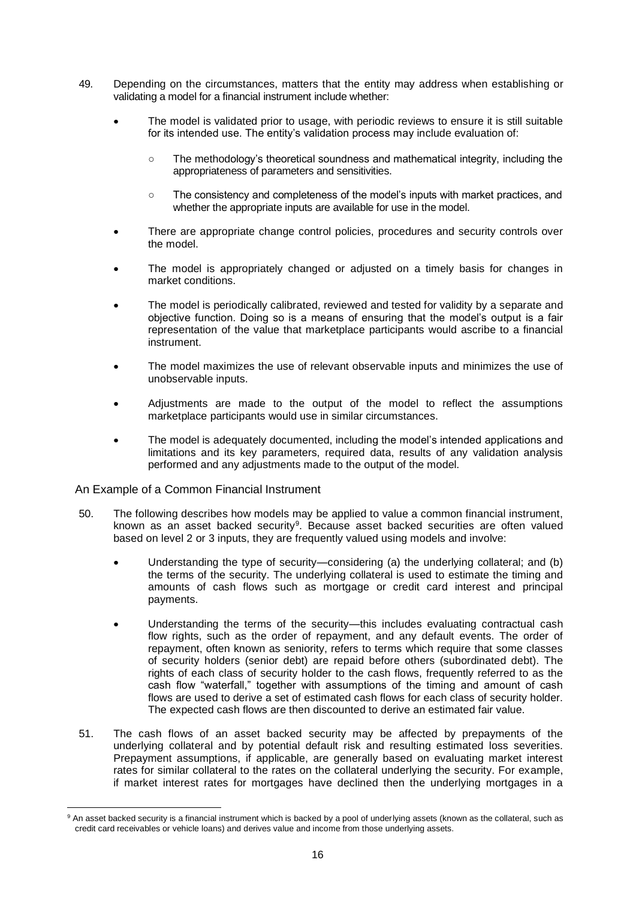49. Depending on the circumstances, matters that the entity may address when establishing or validating a model for a financial instrument include whether:

   - The model is validated prior to usage, with periodic reviews to ensure it is still suitable for its intended use. The entity's validation process may include evaluation of:

     - The methodology's theoretical soundness and mathematical integrity, including the appropriateness of parameters and sensitivities.

     - The consistency and completeness of the model's inputs with market practices, and whether the appropriate inputs are available for use in the model.

   - There are appropriate change control policies, procedures and security controls over the model.

   - The model is appropriately changed or adjusted on a timely basis for changes in market conditions.

   - The model is periodically calibrated, reviewed and tested for validity by a separate and objective function. Doing so is a means of ensuring that the model's output is a fair representation of the value that marketplace participants would ascribe to a financial instrument.

   - The model maximizes the use of relevant observable inputs and minimizes the use of unobservable inputs.

   - Adjustments are made to the output of the model to reflect the assumptions marketplace participants would use in similar circumstances.

   - The model is adequately documented, including the model's intended applications and limitations and its key parameters, required data, results of any validation analysis performed and any adjustments made to the output of the model.

## An Example of a Common Financial Instrument

50. The following describes how models may be applied to value a common financial instrument, known as an asset backed security[9]. Because asset backed securities are often valued based on level 2 or 3 inputs, they are frequently valued using models and involve:

   - Understanding the type of security—considering (a) the underlying collateral; and (b) the terms of the security. The underlying collateral is used to estimate the timing and amounts of cash flows such as mortgage or credit card interest and principal payments.

   - Understanding the terms of the security—this includes evaluating contractual cash flow rights, such as the order of repayment, and any default events. The order of repayment, often known as seniority, refers to terms which require that some classes of security holders (senior debt) are repaid before others (subordinated debt). The rights of each class of security holder to the cash flows, frequently referred to as the cash flow "waterfall," together with assumptions of the timing and amount of cash flows are used to derive a set of estimated cash flows for each class of security holder. The expected cash flows are then discounted to derive an estimated fair value.

51. The cash flows of an asset backed security may be affected by prepayments of the underlying collateral and by potential default risk and resulting estimated loss severities. Prepayment assumptions, if applicable, are generally based on evaluating market interest rates for similar collateral to the rates on the collateral underlying the security. For example, if market interest rates for mortgages have declined then the underlying mortgages in a

[9] An asset backed security is a financial instrument which is backed by a pool of underlying assets (known as the collateral, such as credit card receivables or vehicle loans) and derives value and income from those underlying assets.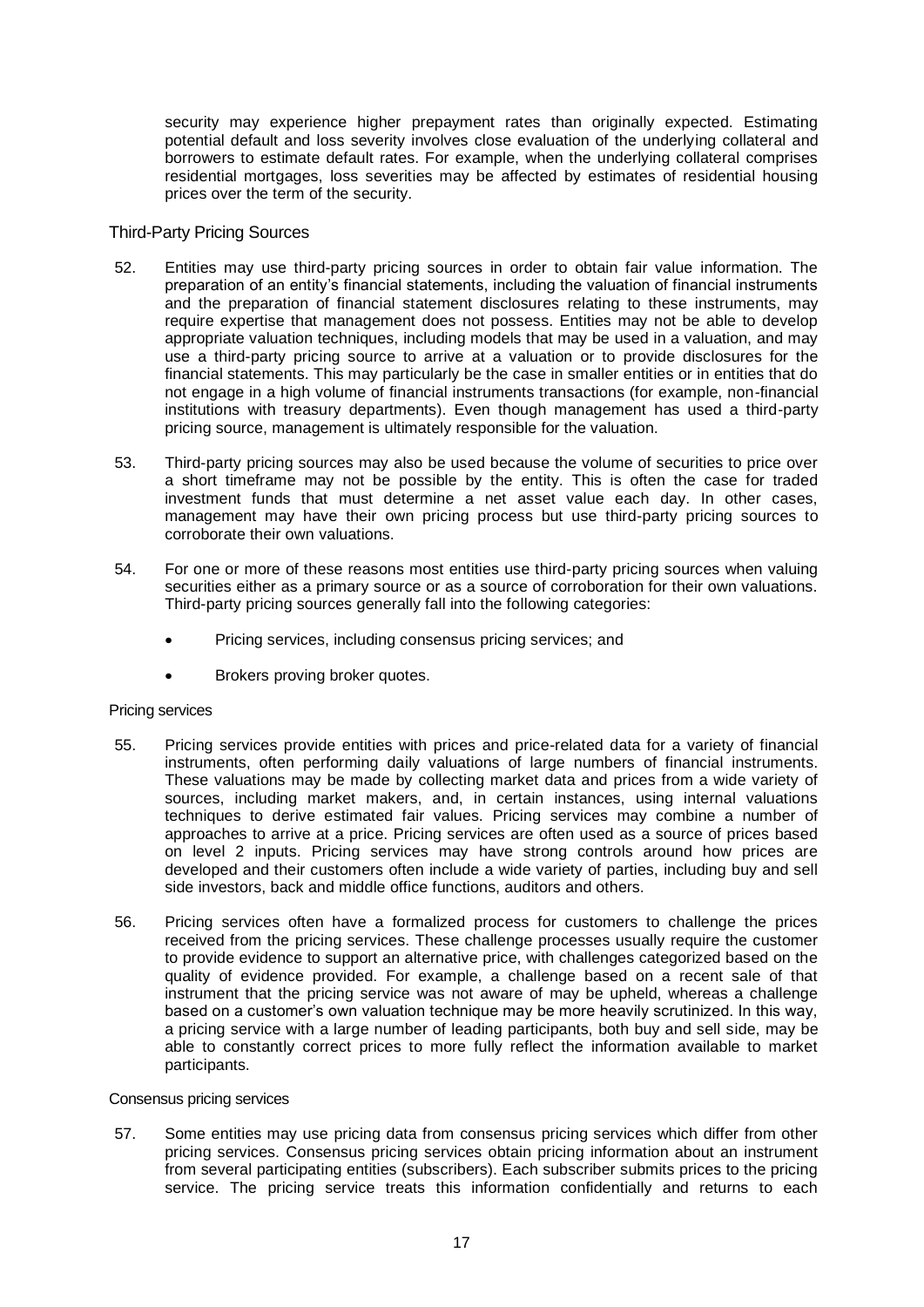security may experience higher prepayment rates than originally expected. Estimating potential default and loss severity involves close evaluation of the underlying collateral and borrowers to estimate default rates. For example, when the underlying collateral comprises residential mortgages, loss severities may be affected by estimates of residential housing prices over the term of the security.

## Third-Party Pricing Sources

52. Entities may use third-party pricing sources in order to obtain fair value information. The preparation of an entity's financial statements, including the valuation of financial instruments and the preparation of financial statement disclosures relating to these instruments, may require expertise that management does not possess. Entities may not be able to develop appropriate valuation techniques, including models that may be used in a valuation, and may use a third-party pricing source to arrive at a valuation or to provide disclosures for the financial statements. This may particularly be the case in smaller entities or in entities that do not engage in a high volume of financial instruments transactions (for example, non-financial institutions with treasury departments). Even though management has used a third-party pricing source, management is ultimately responsible for the valuation.

53. Third-party pricing sources may also be used because the volume of securities to price over a short timeframe may not be possible by the entity. This is often the case for traded investment funds that must determine a net asset value each day. In other cases, management may have their own pricing process but use third-party pricing sources to corroborate their own valuations.

54. For one or more of these reasons most entities use third-party pricing sources when valuing securities either as a primary source or as a source of corroboration for their own valuations. Third-party pricing sources generally fall into the following categories:

    - Pricing services, including consensus pricing services; and
    - Brokers proving broker quotes.

### Pricing services

55. Pricing services provide entities with prices and price-related data for a variety of financial instruments, often performing daily valuations of large numbers of financial instruments. These valuations may be made by collecting market data and prices from a wide variety of sources, including market makers, and, in certain instances, using internal valuations techniques to derive estimated fair values. Pricing services may combine a number of approaches to arrive at a price. Pricing services are often used as a source of prices based on level 2 inputs. Pricing services may have strong controls around how prices are developed and their customers often include a wide variety of parties, including buy and sell side investors, back and middle office functions, auditors and others.

56. Pricing services often have a formalized process for customers to challenge the prices received from the pricing services. These challenge processes usually require the customer to provide evidence to support an alternative price, with challenges categorized based on the quality of evidence provided. For example, a challenge based on a recent sale of that instrument that the pricing service was not aware of may be upheld, whereas a challenge based on a customer's own valuation technique may be more heavily scrutinized. In this way, a pricing service with a large number of leading participants, both buy and sell side, may be able to constantly correct prices to more fully reflect the information available to market participants.

### Consensus pricing services

57. Some entities may use pricing data from consensus pricing services which differ from other pricing services. Consensus pricing services obtain pricing information about an instrument from several participating entities (subscribers). Each subscriber submits prices to the pricing service. The pricing service treats this information confidentially and returns to each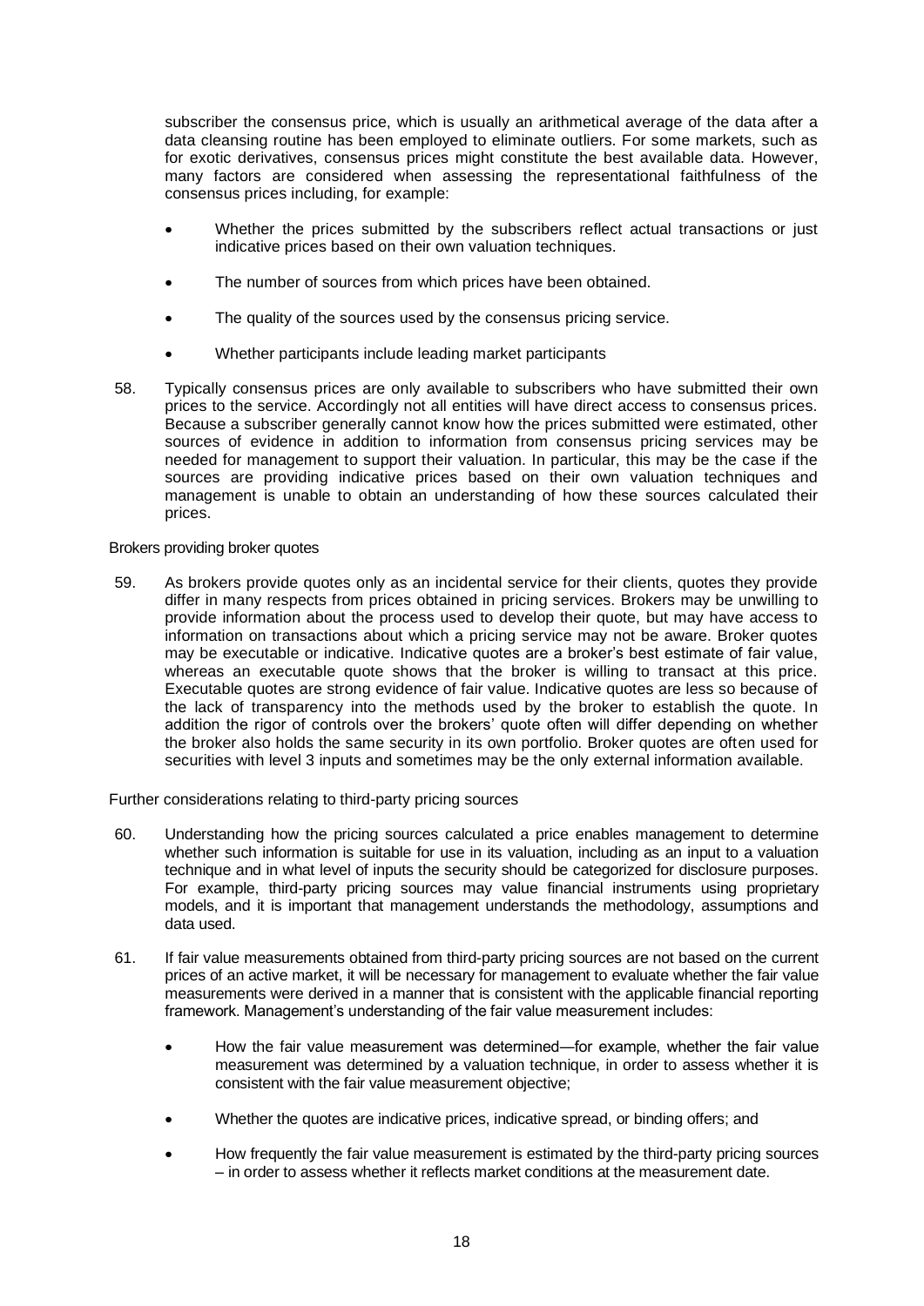subscriber the consensus price, which is usually an arithmetical average of the data after a data cleansing routine has been employed to eliminate outliers. For some markets, such as for exotic derivatives, consensus prices might constitute the best available data. However, many factors are considered when assessing the representational faithfulness of the consensus prices including, for example:

- Whether the prices submitted by the subscribers reflect actual transactions or just indicative prices based on their own valuation techniques.
- The number of sources from which prices have been obtained.
- The quality of the sources used by the consensus pricing service.
- Whether participants include leading market participants

58. Typically consensus prices are only available to subscribers who have submitted their own prices to the service. Accordingly not all entities will have direct access to consensus prices. Because a subscriber generally cannot know how the prices submitted were estimated, other sources of evidence in addition to information from consensus pricing services may be needed for management to support their valuation. In particular, this may be the case if the sources are providing indicative prices based on their own valuation techniques and management is unable to obtain an understanding of how these sources calculated their prices.

Brokers providing broker quotes

59. As brokers provide quotes only as an incidental service for their clients, quotes they provide differ in many respects from prices obtained in pricing services. Brokers may be unwilling to provide information about the process used to develop their quote, but may have access to information on transactions about which a pricing service may not be aware. Broker quotes may be executable or indicative. Indicative quotes are a broker's best estimate of fair value, whereas an executable quote shows that the broker is willing to transact at this price. Executable quotes are strong evidence of fair value. Indicative quotes are less so because of the lack of transparency into the methods used by the broker to establish the quote. In addition the rigor of controls over the brokers' quote often will differ depending on whether the broker also holds the same security in its own portfolio. Broker quotes are often used for securities with level 3 inputs and sometimes may be the only external information available.

Further considerations relating to third-party pricing sources

60. Understanding how the pricing sources calculated a price enables management to determine whether such information is suitable for use in its valuation, including as an input to a valuation technique and in what level of inputs the security should be categorized for disclosure purposes. For example, third-party pricing sources may value financial instruments using proprietary models, and it is important that management understands the methodology, assumptions and data used.

61. If fair value measurements obtained from third-party pricing sources are not based on the current prices of an active market, it will be necessary for management to evaluate whether the fair value measurements were derived in a manner that is consistent with the applicable financial reporting framework. Management's understanding of the fair value measurement includes:

- How the fair value measurement was determined—for example, whether the fair value measurement was determined by a valuation technique, in order to assess whether it is consistent with the fair value measurement objective;
- Whether the quotes are indicative prices, indicative spread, or binding offers; and
- How frequently the fair value measurement is estimated by the third-party pricing sources – in order to assess whether it reflects market conditions at the measurement date.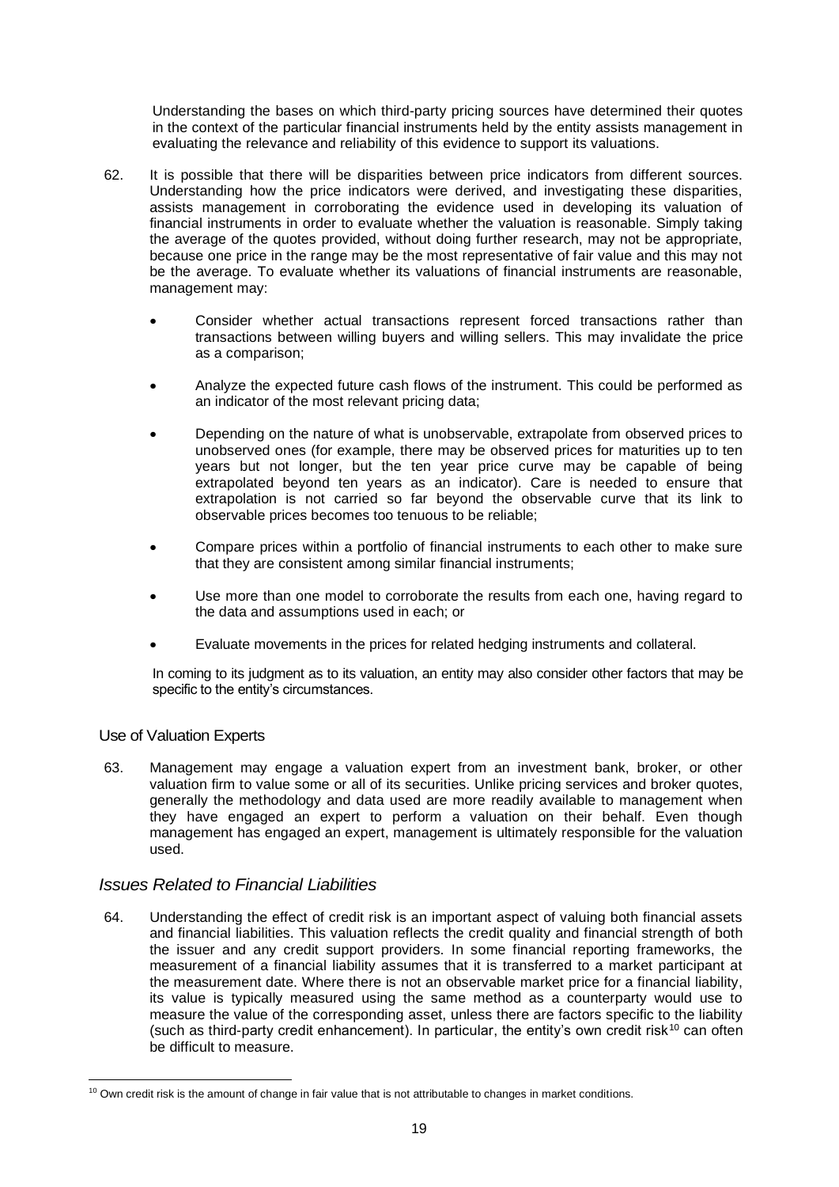Understanding the bases on which third-party pricing sources have determined their quotes in the context of the particular financial instruments held by the entity assists management in evaluating the relevance and reliability of this evidence to support its valuations.

62. It is possible that there will be disparities between price indicators from different sources. Understanding how the price indicators were derived, and investigating these disparities, assists management in corroborating the evidence used in developing its valuation of financial instruments in order to evaluate whether the valuation is reasonable. Simply taking the average of the quotes provided, without doing further research, may not be appropriate, because one price in the range may be the most representative of fair value and this may not be the average. To evaluate whether its valuations of financial instruments are reasonable, management may:

   - Consider whether actual transactions represent forced transactions rather than transactions between willing buyers and willing sellers. This may invalidate the price as a comparison;
   - Analyze the expected future cash flows of the instrument. This could be performed as an indicator of the most relevant pricing data;
   - Depending on the nature of what is unobservable, extrapolate from observed prices to unobserved ones (for example, there may be observed prices for maturities up to ten years but not longer, but the ten year price curve may be capable of being extrapolated beyond ten years as an indicator). Care is needed to ensure that extrapolation is not carried so far beyond the observable curve that its link to observable prices becomes too tenuous to be reliable;
   - Compare prices within a portfolio of financial instruments to each other to make sure that they are consistent among similar financial instruments;
   - Use more than one model to corroborate the results from each one, having regard to the data and assumptions used in each; or
   - Evaluate movements in the prices for related hedging instruments and collateral.

   In coming to its judgment as to its valuation, an entity may also consider other factors that may be specific to the entity's circumstances.

### Use of Valuation Experts

63. Management may engage a valuation expert from an investment bank, broker, or other valuation firm to value some or all of its securities. Unlike pricing services and broker quotes, generally the methodology and data used are more readily available to management when they have engaged an expert to perform a valuation on their behalf. Even though management has engaged an expert, management is ultimately responsible for the valuation used.

## *Issues Related to Financial Liabilities*

64. Understanding the effect of credit risk is an important aspect of valuing both financial assets and financial liabilities. This valuation reflects the credit quality and financial strength of both the issuer and any credit support providers. In some financial reporting frameworks, the measurement of a financial liability assumes that it is transferred to a market participant at the measurement date. Where there is not an observable market price for a financial liability, its value is typically measured using the same method as a counterparty would use to measure the value of the corresponding asset, unless there are factors specific to the liability (such as third-party credit enhancement). In particular, the entity's own credit risk[10] can often be difficult to measure.

[10] Own credit risk is the amount of change in fair value that is not attributable to changes in market conditions.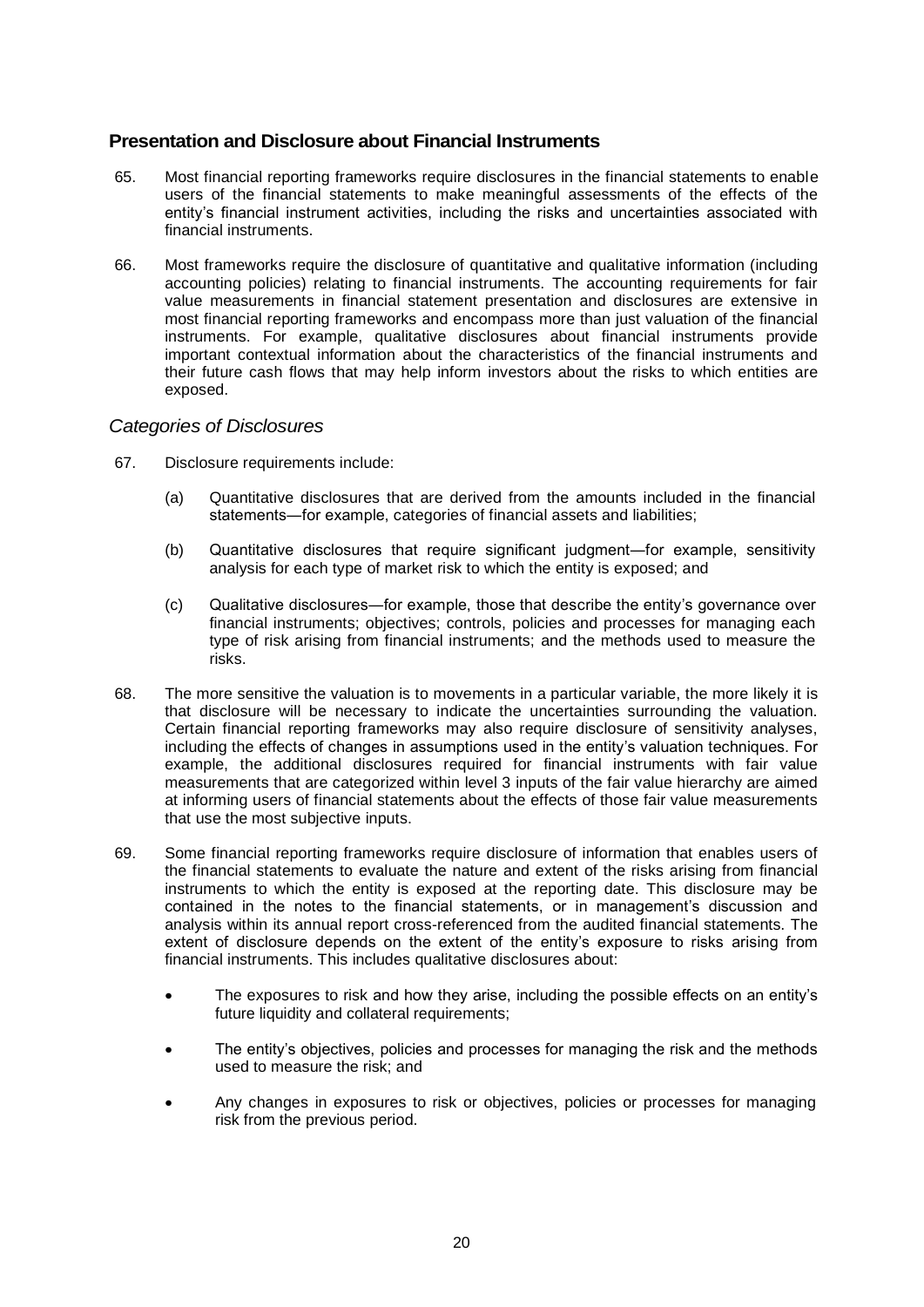## Presentation and Disclosure about Financial Instruments

65. Most financial reporting frameworks require disclosures in the financial statements to enable users of the financial statements to make meaningful assessments of the effects of the entity's financial instrument activities, including the risks and uncertainties associated with financial instruments.

66. Most frameworks require the disclosure of quantitative and qualitative information (including accounting policies) relating to financial instruments. The accounting requirements for fair value measurements in financial statement presentation and disclosures are extensive in most financial reporting frameworks and encompass more than just valuation of the financial instruments. For example, qualitative disclosures about financial instruments provide important contextual information about the characteristics of the financial instruments and their future cash flows that may help inform investors about the risks to which entities are exposed.

### *Categories of Disclosures*

67. Disclosure requirements include:

    (a) Quantitative disclosures that are derived from the amounts included in the financial statements—for example, categories of financial assets and liabilities;

    (b) Quantitative disclosures that require significant judgment—for example, sensitivity analysis for each type of market risk to which the entity is exposed; and

    (c) Qualitative disclosures—for example, those that describe the entity's governance over financial instruments; objectives; controls, policies and processes for managing each type of risk arising from financial instruments; and the methods used to measure the risks.

68. The more sensitive the valuation is to movements in a particular variable, the more likely it is that disclosure will be necessary to indicate the uncertainties surrounding the valuation. Certain financial reporting frameworks may also require disclosure of sensitivity analyses, including the effects of changes in assumptions used in the entity's valuation techniques. For example, the additional disclosures required for financial instruments with fair value measurements that are categorized within level 3 inputs of the fair value hierarchy are aimed at informing users of financial statements about the effects of those fair value measurements that use the most subjective inputs.

69. Some financial reporting frameworks require disclosure of information that enables users of the financial statements to evaluate the nature and extent of the risks arising from financial instruments to which the entity is exposed at the reporting date. This disclosure may be contained in the notes to the financial statements, or in management's discussion and analysis within its annual report cross-referenced from the audited financial statements. The extent of disclosure depends on the extent of the entity's exposure to risks arising from financial instruments. This includes qualitative disclosures about:

    - The exposures to risk and how they arise, including the possible effects on an entity's future liquidity and collateral requirements;
    - The entity's objectives, policies and processes for managing the risk and the methods used to measure the risk; and
    - Any changes in exposures to risk or objectives, policies or processes for managing risk from the previous period.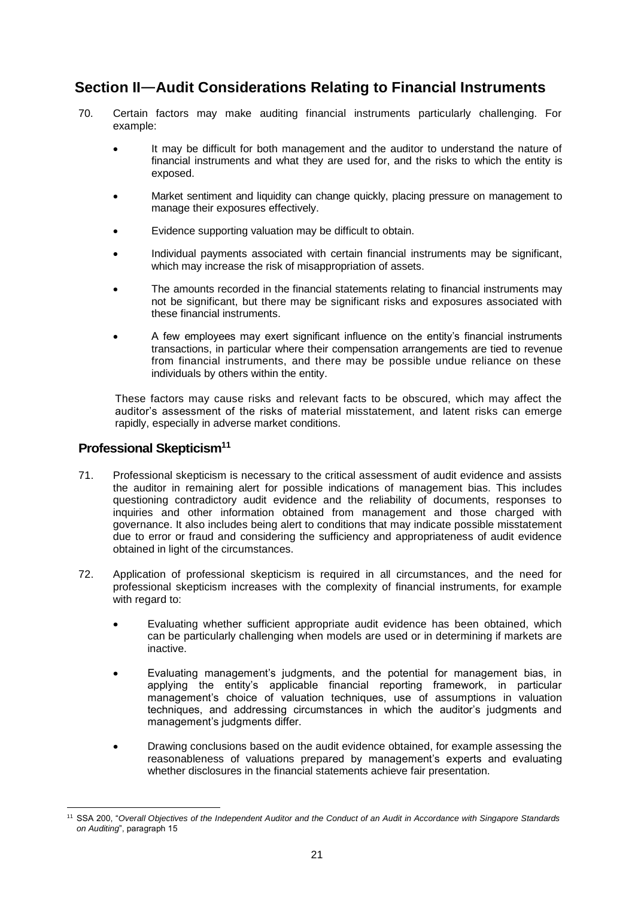## Section II—Audit Considerations Relating to Financial Instruments

70. Certain factors may make auditing financial instruments particularly challenging. For example:

    - It may be difficult for both management and the auditor to understand the nature of financial instruments and what they are used for, and the risks to which the entity is exposed.
    - Market sentiment and liquidity can change quickly, placing pressure on management to manage their exposures effectively.
    - Evidence supporting valuation may be difficult to obtain.
    - Individual payments associated with certain financial instruments may be significant, which may increase the risk of misappropriation of assets.
    - The amounts recorded in the financial statements relating to financial instruments may not be significant, but there may be significant risks and exposures associated with these financial instruments.
    - A few employees may exert significant influence on the entity's financial instruments transactions, in particular where their compensation arrangements are tied to revenue from financial instruments, and there may be possible undue reliance on these individuals by others within the entity.

    These factors may cause risks and relevant facts to be obscured, which may affect the auditor's assessment of the risks of material misstatement, and latent risks can emerge rapidly, especially in adverse market conditions.

### Professional Skepticism[11]

71. Professional skepticism is necessary to the critical assessment of audit evidence and assists the auditor in remaining alert for possible indications of management bias. This includes questioning contradictory audit evidence and the reliability of documents, responses to inquiries and other information obtained from management and those charged with governance. It also includes being alert to conditions that may indicate possible misstatement due to error or fraud and considering the sufficiency and appropriateness of audit evidence obtained in light of the circumstances.

72. Application of professional skepticism is required in all circumstances, and the need for professional skepticism increases with the complexity of financial instruments, for example with regard to:

    - Evaluating whether sufficient appropriate audit evidence has been obtained, which can be particularly challenging when models are used or in determining if markets are inactive.
    - Evaluating management's judgments, and the potential for management bias, in applying the entity's applicable financial reporting framework, in particular management's choice of valuation techniques, use of assumptions in valuation techniques, and addressing circumstances in which the auditor's judgments and management's judgments differ.
    - Drawing conclusions based on the audit evidence obtained, for example assessing the reasonableness of valuations prepared by management's experts and evaluating whether disclosures in the financial statements achieve fair presentation.

---

[11] SSA 200, "*Overall Objectives of the Independent Auditor and the Conduct of an Audit in Accordance with Singapore Standards on Auditing*", paragraph 15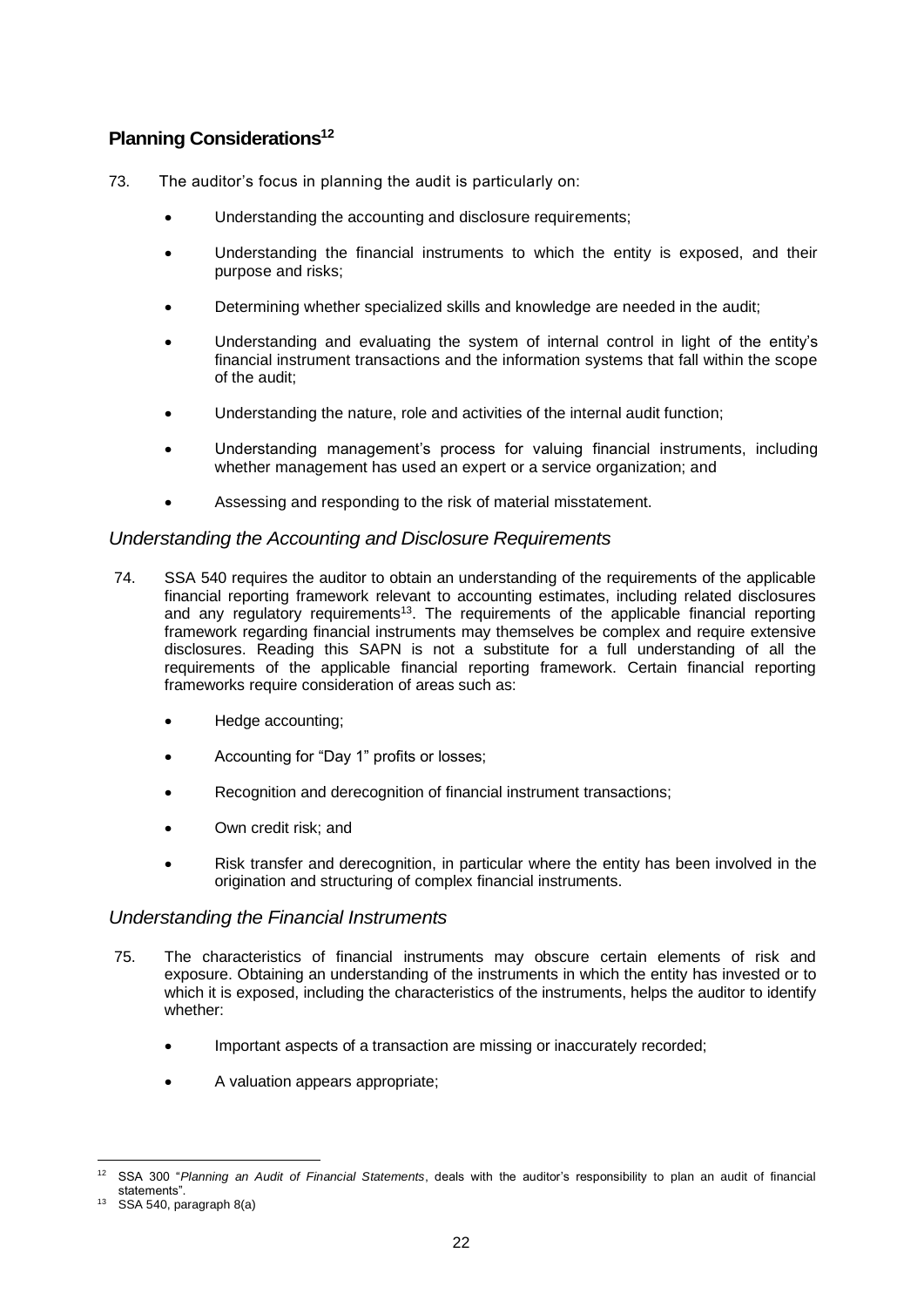## Planning Considerations[12]

73. The auditor's focus in planning the audit is particularly on:

- Understanding the accounting and disclosure requirements;
- Understanding the financial instruments to which the entity is exposed, and their purpose and risks;
- Determining whether specialized skills and knowledge are needed in the audit;
- Understanding and evaluating the system of internal control in light of the entity's financial instrument transactions and the information systems that fall within the scope of the audit;
- Understanding the nature, role and activities of the internal audit function;
- Understanding management's process for valuing financial instruments, including whether management has used an expert or a service organization; and
- Assessing and responding to the risk of material misstatement.

### *Understanding the Accounting and Disclosure Requirements*

74. SSA 540 requires the auditor to obtain an understanding of the requirements of the applicable financial reporting framework relevant to accounting estimates, including related disclosures and any regulatory requirements[13]. The requirements of the applicable financial reporting framework regarding financial instruments may themselves be complex and require extensive disclosures. Reading this SAPN is not a substitute for a full understanding of all the requirements of the applicable financial reporting framework. Certain financial reporting frameworks require consideration of areas such as:

- Hedge accounting;
- Accounting for "Day 1" profits or losses;
- Recognition and derecognition of financial instrument transactions;
- Own credit risk; and
- Risk transfer and derecognition, in particular where the entity has been involved in the origination and structuring of complex financial instruments.

### *Understanding the Financial Instruments*

75. The characteristics of financial instruments may obscure certain elements of risk and exposure. Obtaining an understanding of the instruments in which the entity has invested or to which it is exposed, including the characteristics of the instruments, helps the auditor to identify whether:

- Important aspects of a transaction are missing or inaccurately recorded;
- A valuation appears appropriate;

---

[12] SSA 300 "*Planning an Audit of Financial Statements*, deals with the auditor's responsibility to plan an audit of financial statements".

[13] SSA 540, paragraph 8(a)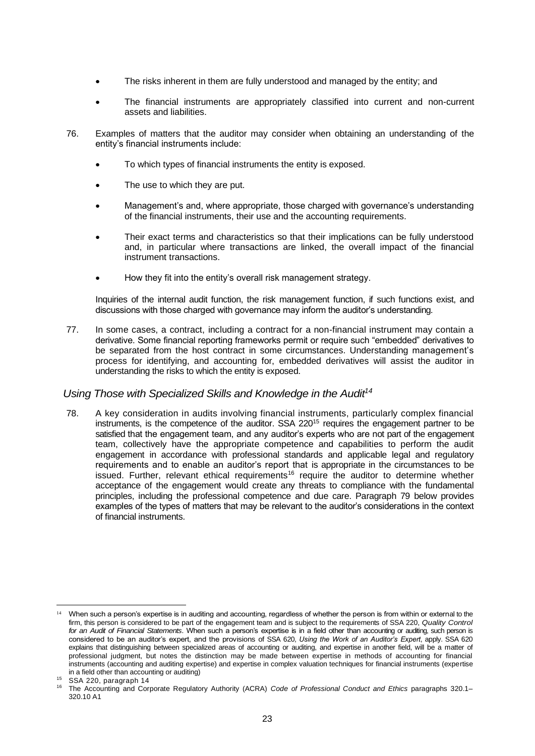- The risks inherent in them are fully understood and managed by the entity; and
- The financial instruments are appropriately classified into current and non-current assets and liabilities.

76. Examples of matters that the auditor may consider when obtaining an understanding of the entity's financial instruments include:

    - To which types of financial instruments the entity is exposed.
    - The use to which they are put.
    - Management's and, where appropriate, those charged with governance's understanding of the financial instruments, their use and the accounting requirements.
    - Their exact terms and characteristics so that their implications can be fully understood and, in particular where transactions are linked, the overall impact of the financial instrument transactions.
    - How they fit into the entity's overall risk management strategy.

    Inquiries of the internal audit function, the risk management function, if such functions exist, and discussions with those charged with governance may inform the auditor's understanding.

77. In some cases, a contract, including a contract for a non-financial instrument may contain a derivative. Some financial reporting frameworks permit or require such "embedded" derivatives to be separated from the host contract in some circumstances. Understanding management's process for identifying, and accounting for, embedded derivatives will assist the auditor in understanding the risks to which the entity is exposed.

### *Using Those with Specialized Skills and Knowledge in the Audit*[14]

78. A key consideration in audits involving financial instruments, particularly complex financial instruments, is the competence of the auditor. SSA 220[15] requires the engagement partner to be satisfied that the engagement team, and any auditor's experts who are not part of the engagement team, collectively have the appropriate competence and capabilities to perform the audit engagement in accordance with professional standards and applicable legal and regulatory requirements and to enable an auditor's report that is appropriate in the circumstances to be issued. Further, relevant ethical requirements[16] require the auditor to determine whether acceptance of the engagement would create any threats to compliance with the fundamental principles, including the professional competence and due care. Paragraph 79 below provides examples of the types of matters that may be relevant to the auditor's considerations in the context of financial instruments.

---

[14] When such a person's expertise is in auditing and accounting, regardless of whether the person is from within or external to the firm, this person is considered to be part of the engagement team and is subject to the requirements of SSA 220, *Quality Control for an Audit of Financial Statements*. When such a person's expertise is in a field other than accounting or auditing, such person is considered to be an auditor's expert, and the provisions of SSA 620, *Using the Work of an Auditor's Expert*, apply. SSA 620 explains that distinguishing between specialized areas of accounting or auditing, and expertise in another field, will be a matter of professional judgment, but notes the distinction may be made between expertise in methods of accounting for financial instruments (accounting and auditing expertise) and expertise in complex valuation techniques for financial instruments (expertise in a field other than accounting or auditing)

[15] SSA 220, paragraph 14

[16] The Accounting and Corporate Regulatory Authority (ACRA) *Code of Professional Conduct and Ethics* paragraphs 320.1–320.10 A1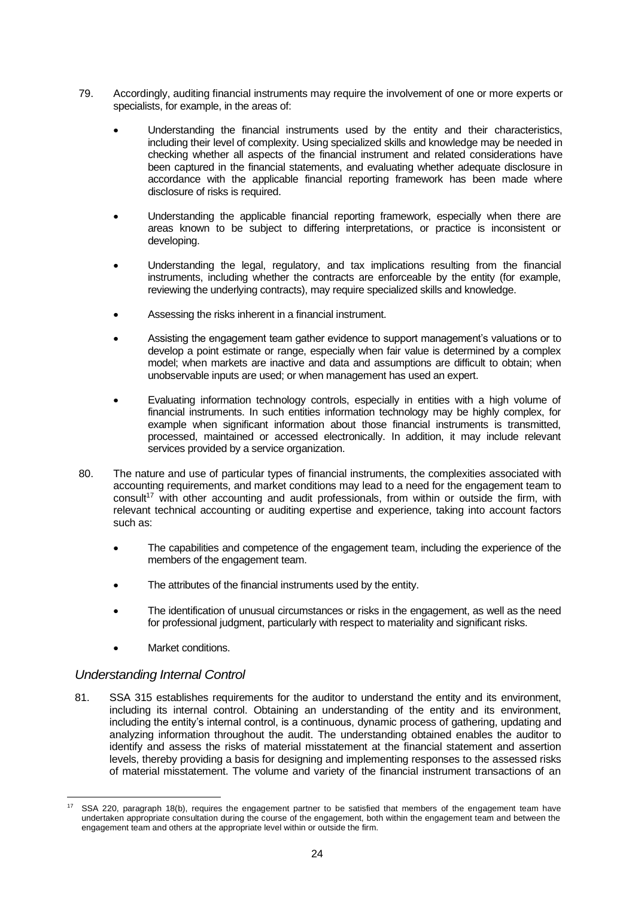79. Accordingly, auditing financial instruments may require the involvement of one or more experts or specialists, for example, in the areas of:

    - Understanding the financial instruments used by the entity and their characteristics, including their level of complexity. Using specialized skills and knowledge may be needed in checking whether all aspects of the financial instrument and related considerations have been captured in the financial statements, and evaluating whether adequate disclosure in accordance with the applicable financial reporting framework has been made where disclosure of risks is required.

    - Understanding the applicable financial reporting framework, especially when there are areas known to be subject to differing interpretations, or practice is inconsistent or developing.

    - Understanding the legal, regulatory, and tax implications resulting from the financial instruments, including whether the contracts are enforceable by the entity (for example, reviewing the underlying contracts), may require specialized skills and knowledge.

    - Assessing the risks inherent in a financial instrument.

    - Assisting the engagement team gather evidence to support management's valuations or to develop a point estimate or range, especially when fair value is determined by a complex model; when markets are inactive and data and assumptions are difficult to obtain; when unobservable inputs are used; or when management has used an expert.

    - Evaluating information technology controls, especially in entities with a high volume of financial instruments. In such entities information technology may be highly complex, for example when significant information about those financial instruments is transmitted, processed, maintained or accessed electronically. In addition, it may include relevant services provided by a service organization.

80. The nature and use of particular types of financial instruments, the complexities associated with accounting requirements, and market conditions may lead to a need for the engagement team to consult[17] with other accounting and audit professionals, from within or outside the firm, with relevant technical accounting or auditing expertise and experience, taking into account factors such as:

    - The capabilities and competence of the engagement team, including the experience of the members of the engagement team.

    - The attributes of the financial instruments used by the entity.

    - The identification of unusual circumstances or risks in the engagement, as well as the need for professional judgment, particularly with respect to materiality and significant risks.

    - Market conditions.

### *Understanding Internal Control*

81. SSA 315 establishes requirements for the auditor to understand the entity and its environment, including its internal control. Obtaining an understanding of the entity and its environment, including the entity's internal control, is a continuous, dynamic process of gathering, updating and analyzing information throughout the audit. The understanding obtained enables the auditor to identify and assess the risks of material misstatement at the financial statement and assertion levels, thereby providing a basis for designing and implementing responses to the assessed risks of material misstatement. The volume and variety of the financial instrument transactions of an

---

[17] SSA 220, paragraph 18(b), requires the engagement partner to be satisfied that members of the engagement team have undertaken appropriate consultation during the course of the engagement, both within the engagement team and between the engagement team and others at the appropriate level within or outside the firm.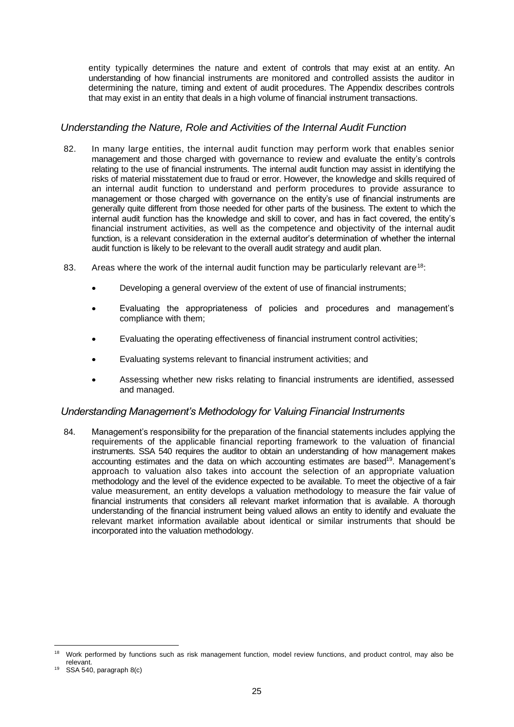entity typically determines the nature and extent of controls that may exist at an entity. An understanding of how financial instruments are monitored and controlled assists the auditor in determining the nature, timing and extent of audit procedures. The Appendix describes controls that may exist in an entity that deals in a high volume of financial instrument transactions.

### *Understanding the Nature, Role and Activities of the Internal Audit Function*

82. In many large entities, the internal audit function may perform work that enables senior management and those charged with governance to review and evaluate the entity's controls relating to the use of financial instruments. The internal audit function may assist in identifying the risks of material misstatement due to fraud or error. However, the knowledge and skills required of an internal audit function to understand and perform procedures to provide assurance to management or those charged with governance on the entity's use of financial instruments are generally quite different from those needed for other parts of the business. The extent to which the internal audit function has the knowledge and skill to cover, and has in fact covered, the entity's financial instrument activities, as well as the competence and objectivity of the internal audit function, is a relevant consideration in the external auditor's determination of whether the internal audit function is likely to be relevant to the overall audit strategy and audit plan.

83. Areas where the work of the internal audit function may be particularly relevant are[18]:

- Developing a general overview of the extent of use of financial instruments;
- Evaluating the appropriateness of policies and procedures and management's compliance with them;
- Evaluating the operating effectiveness of financial instrument control activities;
- Evaluating systems relevant to financial instrument activities; and
- Assessing whether new risks relating to financial instruments are identified, assessed and managed.

### *Understanding Management's Methodology for Valuing Financial Instruments*

84. Management's responsibility for the preparation of the financial statements includes applying the requirements of the applicable financial reporting framework to the valuation of financial instruments. SSA 540 requires the auditor to obtain an understanding of how management makes accounting estimates and the data on which accounting estimates are based[19]. Management's approach to valuation also takes into account the selection of an appropriate valuation methodology and the level of the evidence expected to be available. To meet the objective of a fair value measurement, an entity develops a valuation methodology to measure the fair value of financial instruments that considers all relevant market information that is available. A thorough understanding of the financial instrument being valued allows an entity to identify and evaluate the relevant market information available about identical or similar instruments that should be incorporated into the valuation methodology.

---

[18] Work performed by functions such as risk management function, model review functions, and product control, may also be relevant.

[19] SSA 540, paragraph 8(c)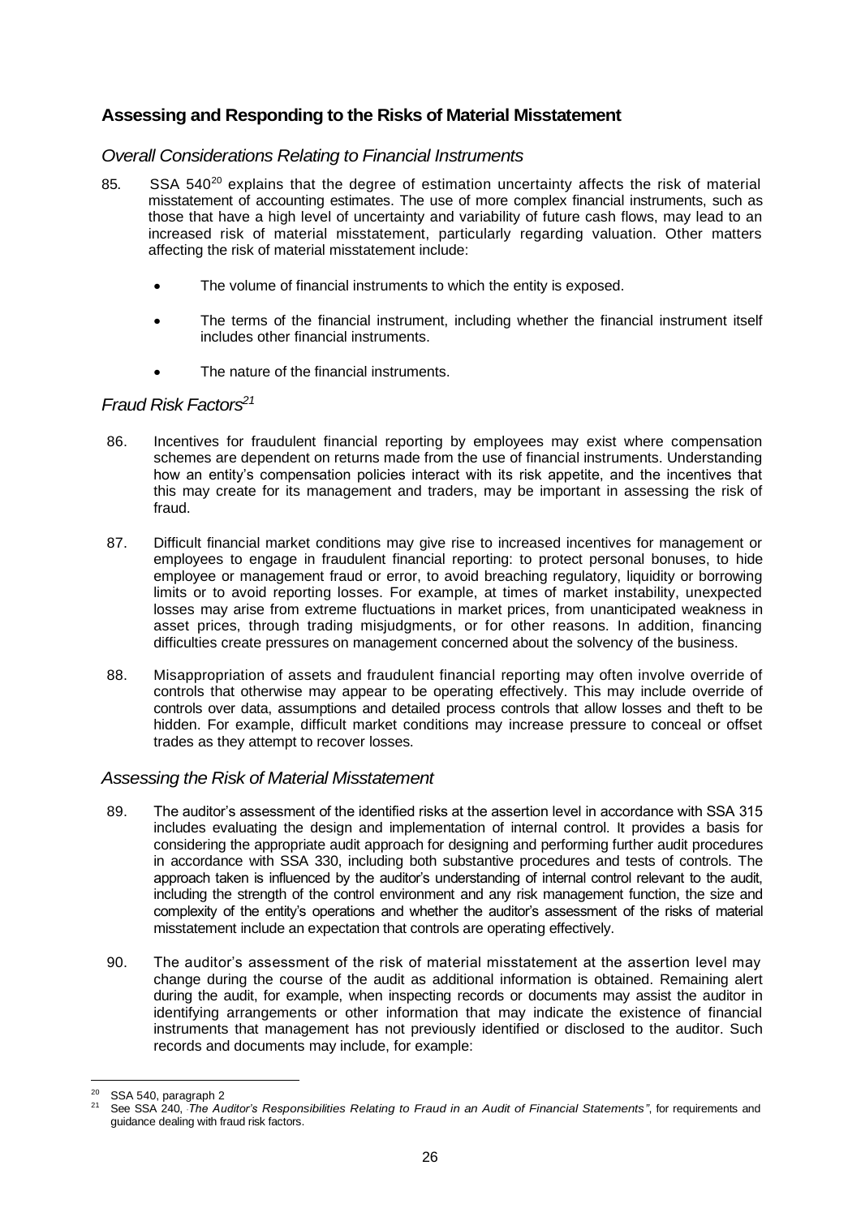## Assessing and Responding to the Risks of Material Misstatement

### *Overall Considerations Relating to Financial Instruments*

85. SSA 540[20] explains that the degree of estimation uncertainty affects the risk of material misstatement of accounting estimates. The use of more complex financial instruments, such as those that have a high level of uncertainty and variability of future cash flows, may lead to an increased risk of material misstatement, particularly regarding valuation. Other matters affecting the risk of material misstatement include:

   - The volume of financial instruments to which the entity is exposed.
   - The terms of the financial instrument, including whether the financial instrument itself includes other financial instruments.
   - The nature of the financial instruments.

### *Fraud Risk Factors*[21]

86. Incentives for fraudulent financial reporting by employees may exist where compensation schemes are dependent on returns made from the use of financial instruments. Understanding how an entity's compensation policies interact with its risk appetite, and the incentives that this may create for its management and traders, may be important in assessing the risk of fraud.

87. Difficult financial market conditions may give rise to increased incentives for management or employees to engage in fraudulent financial reporting: to protect personal bonuses, to hide employee or management fraud or error, to avoid breaching regulatory, liquidity or borrowing limits or to avoid reporting losses. For example, at times of market instability, unexpected losses may arise from extreme fluctuations in market prices, from unanticipated weakness in asset prices, through trading misjudgments, or for other reasons. In addition, financing difficulties create pressures on management concerned about the solvency of the business.

88. Misappropriation of assets and fraudulent financial reporting may often involve override of controls that otherwise may appear to be operating effectively. This may include override of controls over data, assumptions and detailed process controls that allow losses and theft to be hidden. For example, difficult market conditions may increase pressure to conceal or offset trades as they attempt to recover losses.

### *Assessing the Risk of Material Misstatement*

89. The auditor's assessment of the identified risks at the assertion level in accordance with SSA 315 includes evaluating the design and implementation of internal control. It provides a basis for considering the appropriate audit approach for designing and performing further audit procedures in accordance with SSA 330, including both substantive procedures and tests of controls. The approach taken is influenced by the auditor's understanding of internal control relevant to the audit, including the strength of the control environment and any risk management function, the size and complexity of the entity's operations and whether the auditor's assessment of the risks of material misstatement include an expectation that controls are operating effectively.

90. The auditor's assessment of the risk of material misstatement at the assertion level may change during the course of the audit as additional information is obtained. Remaining alert during the audit, for example, when inspecting records or documents may assist the auditor in identifying arrangements or other information that may indicate the existence of financial instruments that management has not previously identified or disclosed to the auditor. Such records and documents may include, for example:

---

[20] SSA 540, paragraph 2

[21] See SSA 240, *The Auditor's Responsibilities Relating to Fraud in an Audit of Financial Statements"*, for requirements and guidance dealing with fraud risk factors.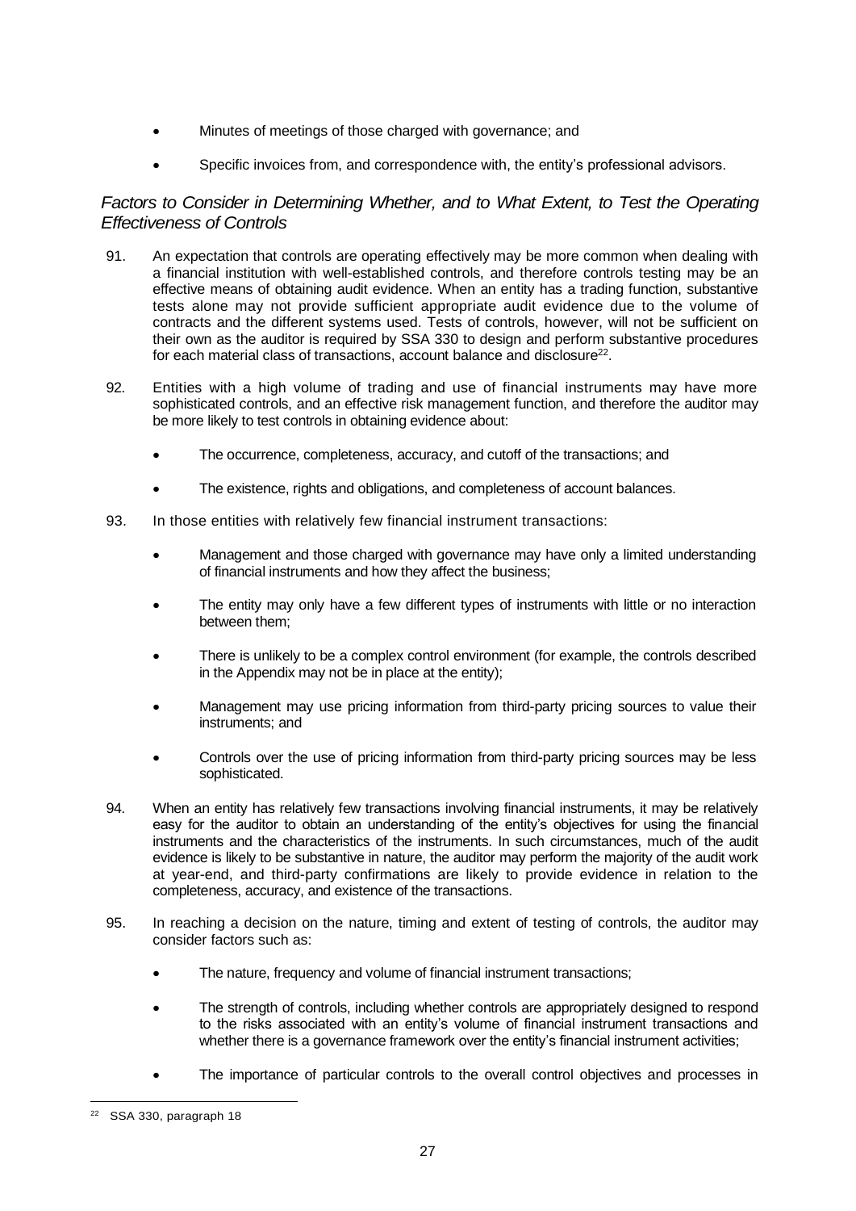- Minutes of meetings of those charged with governance; and
- Specific invoices from, and correspondence with, the entity's professional advisors.

### *Factors to Consider in Determining Whether, and to What Extent, to Test the Operating Effectiveness of Controls*

91. An expectation that controls are operating effectively may be more common when dealing with a financial institution with well-established controls, and therefore controls testing may be an effective means of obtaining audit evidence. When an entity has a trading function, substantive tests alone may not provide sufficient appropriate audit evidence due to the volume of contracts and the different systems used. Tests of controls, however, will not be sufficient on their own as the auditor is required by SSA 330 to design and perform substantive procedures for each material class of transactions, account balance and disclosure[22].

92. Entities with a high volume of trading and use of financial instruments may have more sophisticated controls, and an effective risk management function, and therefore the auditor may be more likely to test controls in obtaining evidence about:

    - The occurrence, completeness, accuracy, and cutoff of the transactions; and
    - The existence, rights and obligations, and completeness of account balances.

93. In those entities with relatively few financial instrument transactions:

    - Management and those charged with governance may have only a limited understanding of financial instruments and how they affect the business;
    - The entity may only have a few different types of instruments with little or no interaction between them;
    - There is unlikely to be a complex control environment (for example, the controls described in the Appendix may not be in place at the entity);
    - Management may use pricing information from third-party pricing sources to value their instruments; and
    - Controls over the use of pricing information from third-party pricing sources may be less sophisticated.

94. When an entity has relatively few transactions involving financial instruments, it may be relatively easy for the auditor to obtain an understanding of the entity's objectives for using the financial instruments and the characteristics of the instruments. In such circumstances, much of the audit evidence is likely to be substantive in nature, the auditor may perform the majority of the audit work at year-end, and third-party confirmations are likely to provide evidence in relation to the completeness, accuracy, and existence of the transactions.

95. In reaching a decision on the nature, timing and extent of testing of controls, the auditor may consider factors such as:

    - The nature, frequency and volume of financial instrument transactions;
    - The strength of controls, including whether controls are appropriately designed to respond to the risks associated with an entity's volume of financial instrument transactions and whether there is a governance framework over the entity's financial instrument activities;
    - The importance of particular controls to the overall control objectives and processes in

[22] SSA 330, paragraph 18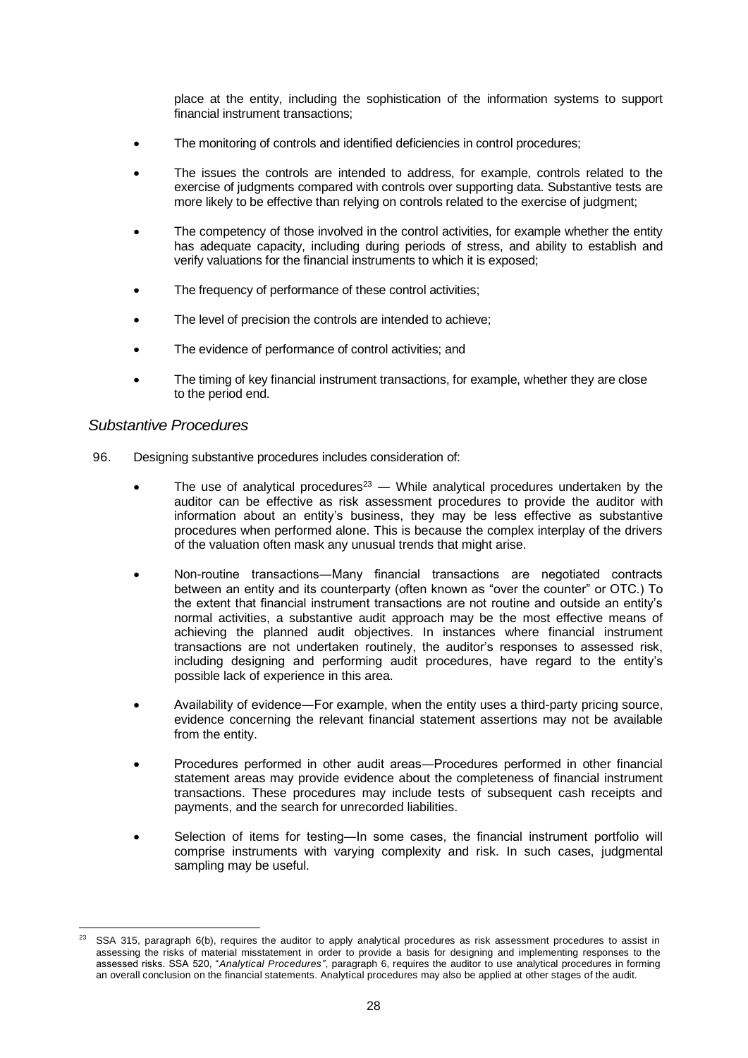place at the entity, including the sophistication of the information systems to support financial instrument transactions;

- The monitoring of controls and identified deficiencies in control procedures;
- The issues the controls are intended to address, for example, controls related to the exercise of judgments compared with controls over supporting data. Substantive tests are more likely to be effective than relying on controls related to the exercise of judgment;
- The competency of those involved in the control activities, for example whether the entity has adequate capacity, including during periods of stress, and ability to establish and verify valuations for the financial instruments to which it is exposed;
- The frequency of performance of these control activities;
- The level of precision the controls are intended to achieve;
- The evidence of performance of control activities; and
- The timing of key financial instrument transactions, for example, whether they are close to the period end.

### *Substantive Procedures*

96. Designing substantive procedures includes consideration of:

- The use of analytical procedures[23] — While analytical procedures undertaken by the auditor can be effective as risk assessment procedures to provide the auditor with information about an entity's business, they may be less effective as substantive procedures when performed alone. This is because the complex interplay of the drivers of the valuation often mask any unusual trends that might arise.
- Non-routine transactions—Many financial transactions are negotiated contracts between an entity and its counterparty (often known as "over the counter" or OTC.) To the extent that financial instrument transactions are not routine and outside an entity's normal activities, a substantive audit approach may be the most effective means of achieving the planned audit objectives. In instances where financial instrument transactions are not undertaken routinely, the auditor's responses to assessed risk, including designing and performing audit procedures, have regard to the entity's possible lack of experience in this area.
- Availability of evidence—For example, when the entity uses a third-party pricing source, evidence concerning the relevant financial statement assertions may not be available from the entity.
- Procedures performed in other audit areas—Procedures performed in other financial statement areas may provide evidence about the completeness of financial instrument transactions. These procedures may include tests of subsequent cash receipts and payments, and the search for unrecorded liabilities.
- Selection of items for testing—In some cases, the financial instrument portfolio will comprise instruments with varying complexity and risk. In such cases, judgmental sampling may be useful.

---

[23] SSA 315, paragraph 6(b), requires the auditor to apply analytical procedures as risk assessment procedures to assist in assessing the risks of material misstatement in order to provide a basis for designing and implementing responses to the assessed risks. SSA 520, "*Analytical Procedures*", paragraph 6, requires the auditor to use analytical procedures in forming an overall conclusion on the financial statements. Analytical procedures may also be applied at other stages of the audit.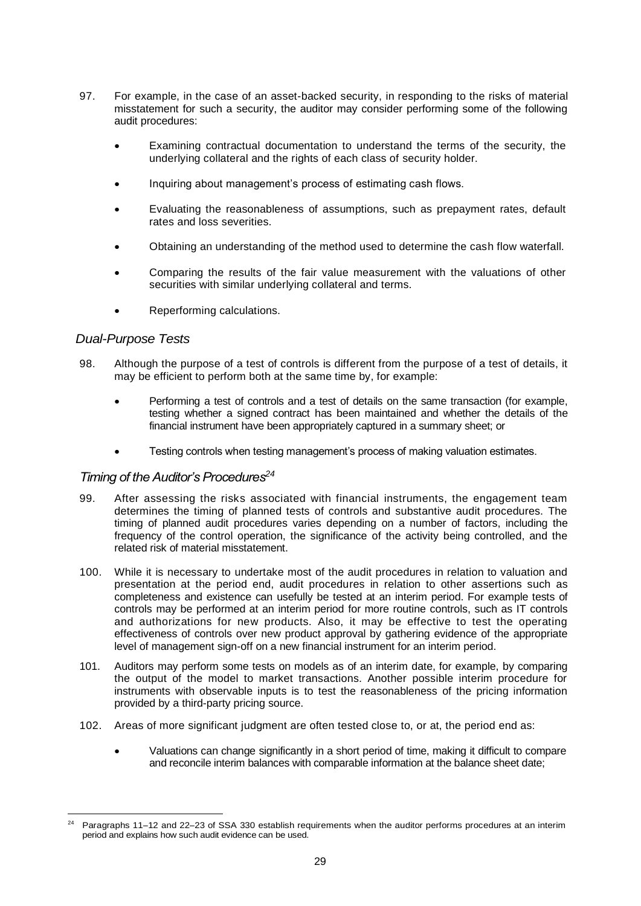97. For example, in the case of an asset-backed security, in responding to the risks of material misstatement for such a security, the auditor may consider performing some of the following audit procedures:

    - Examining contractual documentation to understand the terms of the security, the underlying collateral and the rights of each class of security holder.
    - Inquiring about management's process of estimating cash flows.
    - Evaluating the reasonableness of assumptions, such as prepayment rates, default rates and loss severities.
    - Obtaining an understanding of the method used to determine the cash flow waterfall.
    - Comparing the results of the fair value measurement with the valuations of other securities with similar underlying collateral and terms.
    - Reperforming calculations.

### *Dual-Purpose Tests*

98. Although the purpose of a test of controls is different from the purpose of a test of details, it may be efficient to perform both at the same time by, for example:

    - Performing a test of controls and a test of details on the same transaction (for example, testing whether a signed contract has been maintained and whether the details of the financial instrument have been appropriately captured in a summary sheet; or
    - Testing controls when testing management's process of making valuation estimates.

### *Timing of the Auditor's Procedures*[24]

99. After assessing the risks associated with financial instruments, the engagement team determines the timing of planned tests of controls and substantive audit procedures. The timing of planned audit procedures varies depending on a number of factors, including the frequency of the control operation, the significance of the activity being controlled, and the related risk of material misstatement.

100. While it is necessary to undertake most of the audit procedures in relation to valuation and presentation at the period end, audit procedures in relation to other assertions such as completeness and existence can usefully be tested at an interim period. For example tests of controls may be performed at an interim period for more routine controls, such as IT controls and authorizations for new products. Also, it may be effective to test the operating effectiveness of controls over new product approval by gathering evidence of the appropriate level of management sign-off on a new financial instrument for an interim period.

101. Auditors may perform some tests on models as of an interim date, for example, by comparing the output of the model to market transactions. Another possible interim procedure for instruments with observable inputs is to test the reasonableness of the pricing information provided by a third-party pricing source.

102. Areas of more significant judgment are often tested close to, or at, the period end as:

    - Valuations can change significantly in a short period of time, making it difficult to compare and reconcile interim balances with comparable information at the balance sheet date;

---

[24] Paragraphs 11–12 and 22–23 of SSA 330 establish requirements when the auditor performs procedures at an interim period and explains how such audit evidence can be used.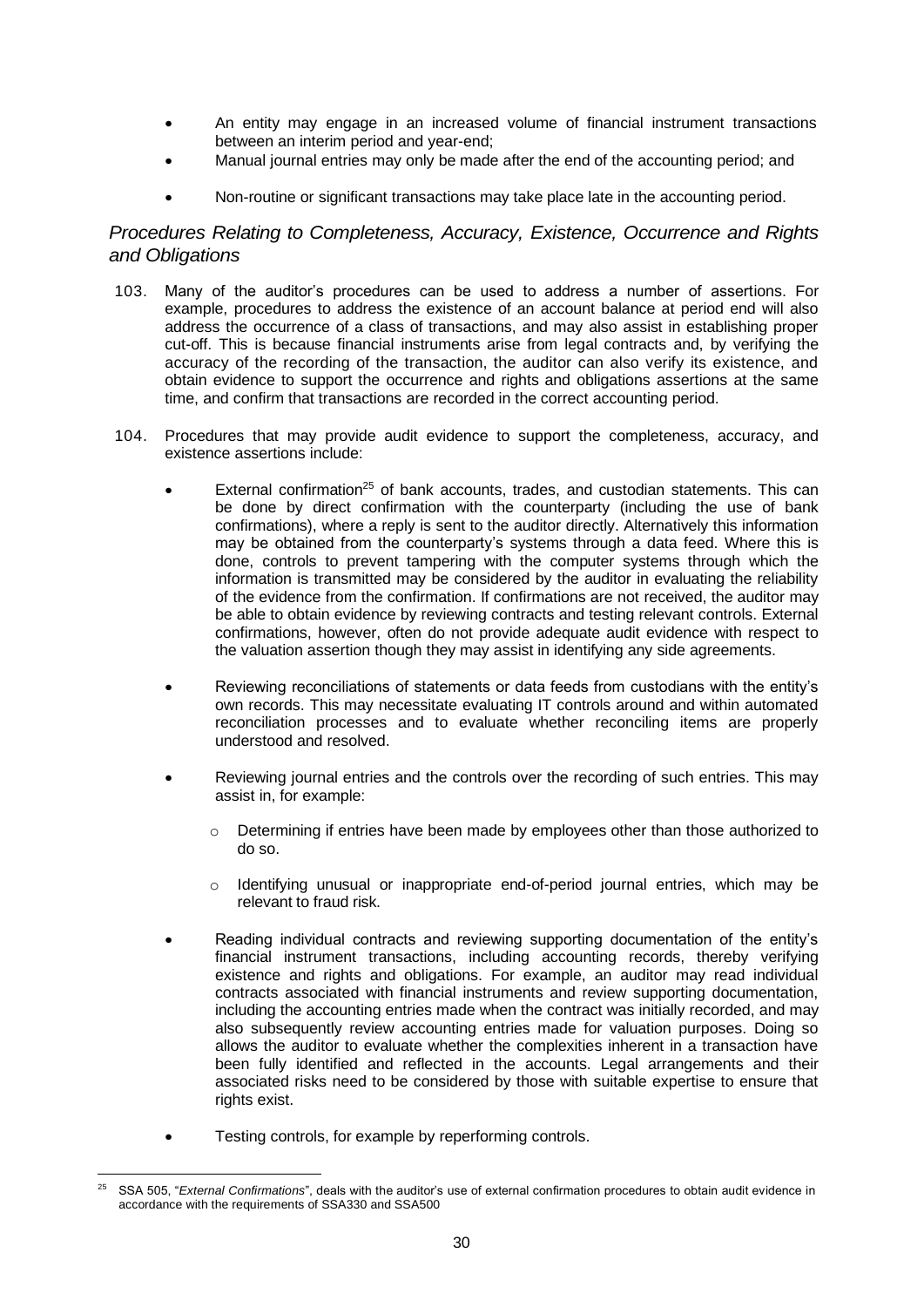- An entity may engage in an increased volume of financial instrument transactions between an interim period and year-end;
- Manual journal entries may only be made after the end of the accounting period; and
- Non-routine or significant transactions may take place late in the accounting period.

### *Procedures Relating to Completeness, Accuracy, Existence, Occurrence and Rights and Obligations*

103. Many of the auditor's procedures can be used to address a number of assertions. For example, procedures to address the existence of an account balance at period end will also address the occurrence of a class of transactions, and may also assist in establishing proper cut-off. This is because financial instruments arise from legal contracts and, by verifying the accuracy of the recording of the transaction, the auditor can also verify its existence, and obtain evidence to support the occurrence and rights and obligations assertions at the same time, and confirm that transactions are recorded in the correct accounting period.

104. Procedures that may provide audit evidence to support the completeness, accuracy, and existence assertions include:

- External confirmation[25] of bank accounts, trades, and custodian statements. This can be done by direct confirmation with the counterparty (including the use of bank confirmations), where a reply is sent to the auditor directly. Alternatively this information may be obtained from the counterparty's systems through a data feed. Where this is done, controls to prevent tampering with the computer systems through which the information is transmitted may be considered by the auditor in evaluating the reliability of the evidence from the confirmation. If confirmations are not received, the auditor may be able to obtain evidence by reviewing contracts and testing relevant controls. External confirmations, however, often do not provide adequate audit evidence with respect to the valuation assertion though they may assist in identifying any side agreements.
- Reviewing reconciliations of statements or data feeds from custodians with the entity's own records. This may necessitate evaluating IT controls around and within automated reconciliation processes and to evaluate whether reconciling items are properly understood and resolved.
- Reviewing journal entries and the controls over the recording of such entries. This may assist in, for example:
  - Determining if entries have been made by employees other than those authorized to do so.
  - Identifying unusual or inappropriate end-of-period journal entries, which may be relevant to fraud risk.
- Reading individual contracts and reviewing supporting documentation of the entity's financial instrument transactions, including accounting records, thereby verifying existence and rights and obligations. For example, an auditor may read individual contracts associated with financial instruments and review supporting documentation, including the accounting entries made when the contract was initially recorded, and may also subsequently review accounting entries made for valuation purposes. Doing so allows the auditor to evaluate whether the complexities inherent in a transaction have been fully identified and reflected in the accounts. Legal arrangements and their associated risks need to be considered by those with suitable expertise to ensure that rights exist.
- Testing controls, for example by reperforming controls.

---

[25] SSA 505, "*External Confirmations*", deals with the auditor's use of external confirmation procedures to obtain audit evidence in accordance with the requirements of SSA330 and SSA500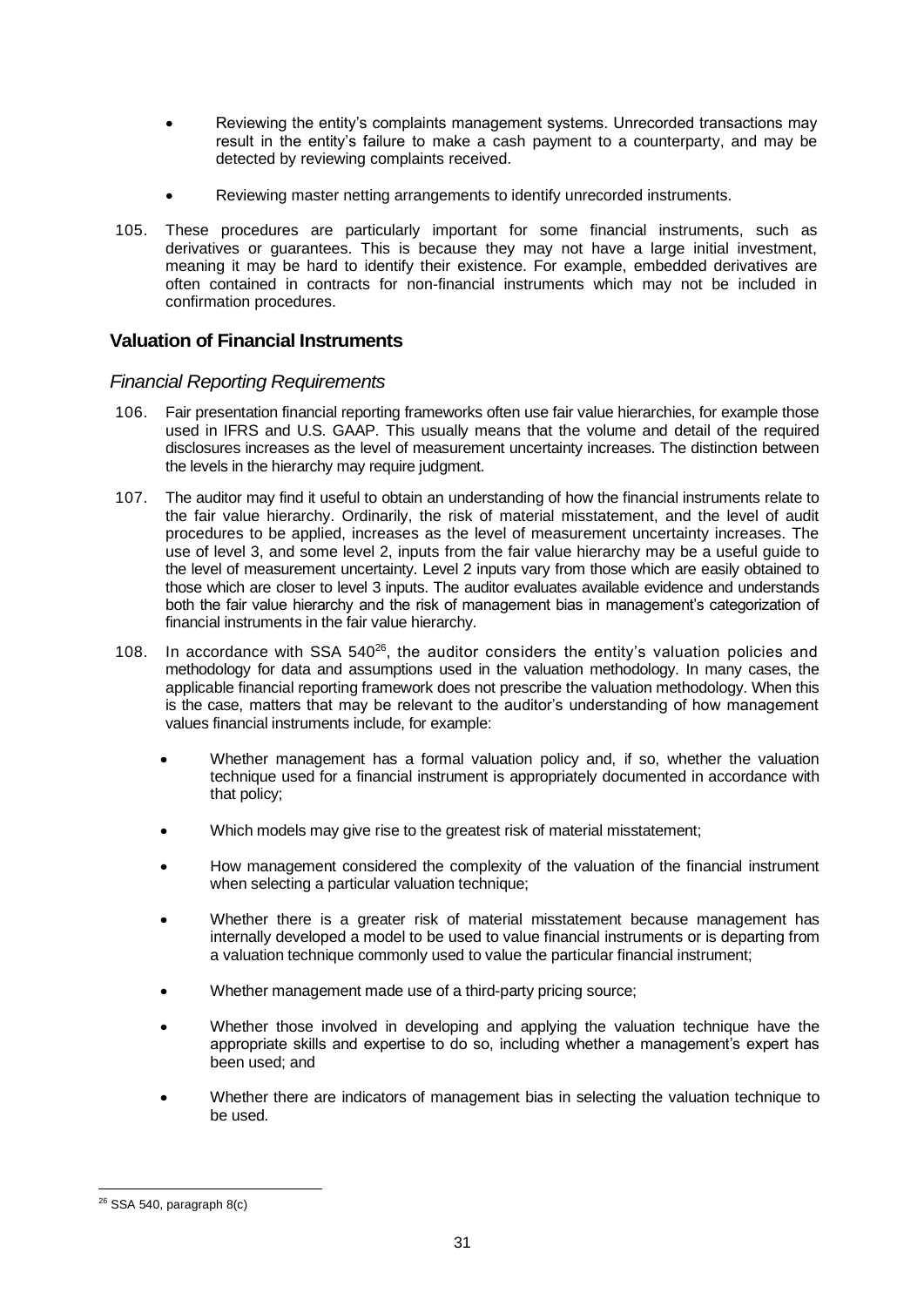- Reviewing the entity's complaints management systems. Unrecorded transactions may result in the entity's failure to make a cash payment to a counterparty, and may be detected by reviewing complaints received.

- Reviewing master netting arrangements to identify unrecorded instruments.

105. These procedures are particularly important for some financial instruments, such as derivatives or guarantees. This is because they may not have a large initial investment, meaning it may be hard to identify their existence. For example, embedded derivatives are often contained in contracts for non-financial instruments which may not be included in confirmation procedures.

## Valuation of Financial Instruments

### *Financial Reporting Requirements*

106. Fair presentation financial reporting frameworks often use fair value hierarchies, for example those used in IFRS and U.S. GAAP. This usually means that the volume and detail of the required disclosures increases as the level of measurement uncertainty increases. The distinction between the levels in the hierarchy may require judgment.

107. The auditor may find it useful to obtain an understanding of how the financial instruments relate to the fair value hierarchy. Ordinarily, the risk of material misstatement, and the level of audit procedures to be applied, increases as the level of measurement uncertainty increases. The use of level 3, and some level 2, inputs from the fair value hierarchy may be a useful guide to the level of measurement uncertainty. Level 2 inputs vary from those which are easily obtained to those which are closer to level 3 inputs. The auditor evaluates available evidence and understands both the fair value hierarchy and the risk of management bias in management's categorization of financial instruments in the fair value hierarchy.

108. In accordance with SSA 540[26], the auditor considers the entity's valuation policies and methodology for data and assumptions used in the valuation methodology. In many cases, the applicable financial reporting framework does not prescribe the valuation methodology. When this is the case, matters that may be relevant to the auditor's understanding of how management values financial instruments include, for example:

- Whether management has a formal valuation policy and, if so, whether the valuation technique used for a financial instrument is appropriately documented in accordance with that policy;

- Which models may give rise to the greatest risk of material misstatement;

- How management considered the complexity of the valuation of the financial instrument when selecting a particular valuation technique;

- Whether there is a greater risk of material misstatement because management has internally developed a model to be used to value financial instruments or is departing from a valuation technique commonly used to value the particular financial instrument;

- Whether management made use of a third-party pricing source;

- Whether those involved in developing and applying the valuation technique have the appropriate skills and expertise to do so, including whether a management's expert has been used; and

- Whether there are indicators of management bias in selecting the valuation technique to be used.

[26] SSA 540, paragraph 8(c)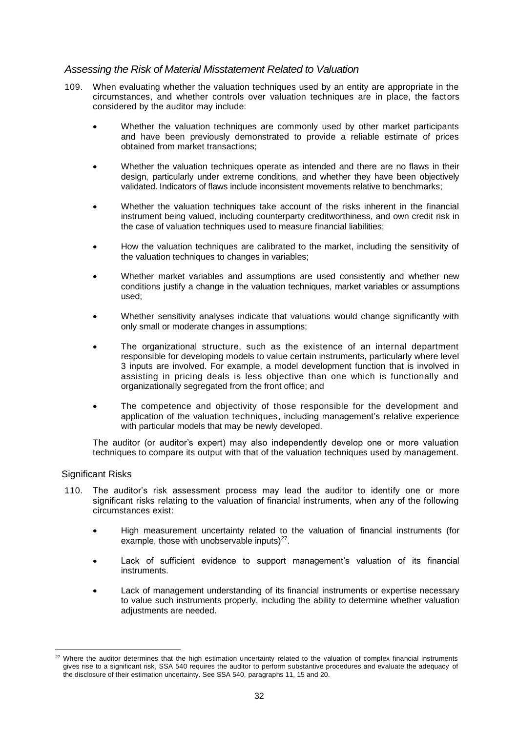### *Assessing the Risk of Material Misstatement Related to Valuation*

109. When evaluating whether the valuation techniques used by an entity are appropriate in the circumstances, and whether controls over valuation techniques are in place, the factors considered by the auditor may include:

- Whether the valuation techniques are commonly used by other market participants and have been previously demonstrated to provide a reliable estimate of prices obtained from market transactions;
- Whether the valuation techniques operate as intended and there are no flaws in their design, particularly under extreme conditions, and whether they have been objectively validated. Indicators of flaws include inconsistent movements relative to benchmarks;
- Whether the valuation techniques take account of the risks inherent in the financial instrument being valued, including counterparty creditworthiness, and own credit risk in the case of valuation techniques used to measure financial liabilities;
- How the valuation techniques are calibrated to the market, including the sensitivity of the valuation techniques to changes in variables;
- Whether market variables and assumptions are used consistently and whether new conditions justify a change in the valuation techniques, market variables or assumptions used;
- Whether sensitivity analyses indicate that valuations would change significantly with only small or moderate changes in assumptions;
- The organizational structure, such as the existence of an internal department responsible for developing models to value certain instruments, particularly where level 3 inputs are involved. For example, a model development function that is involved in assisting in pricing deals is less objective than one which is functionally and organizationally segregated from the front office; and
- The competence and objectivity of those responsible for the development and application of the valuation techniques, including management's relative experience with particular models that may be newly developed.

The auditor (or auditor's expert) may also independently develop one or more valuation techniques to compare its output with that of the valuation techniques used by management.

#### Significant Risks

110. The auditor's risk assessment process may lead the auditor to identify one or more significant risks relating to the valuation of financial instruments, when any of the following circumstances exist:

- High measurement uncertainty related to the valuation of financial instruments (for example, those with unobservable inputs)[27].
- Lack of sufficient evidence to support management's valuation of its financial instruments.
- Lack of management understanding of its financial instruments or expertise necessary to value such instruments properly, including the ability to determine whether valuation adjustments are needed.

---

[27] Where the auditor determines that the high estimation uncertainty related to the valuation of complex financial instruments gives rise to a significant risk, SSA 540 requires the auditor to perform substantive procedures and evaluate the adequacy of the disclosure of their estimation uncertainty. See SSA 540, paragraphs 11, 15 and 20.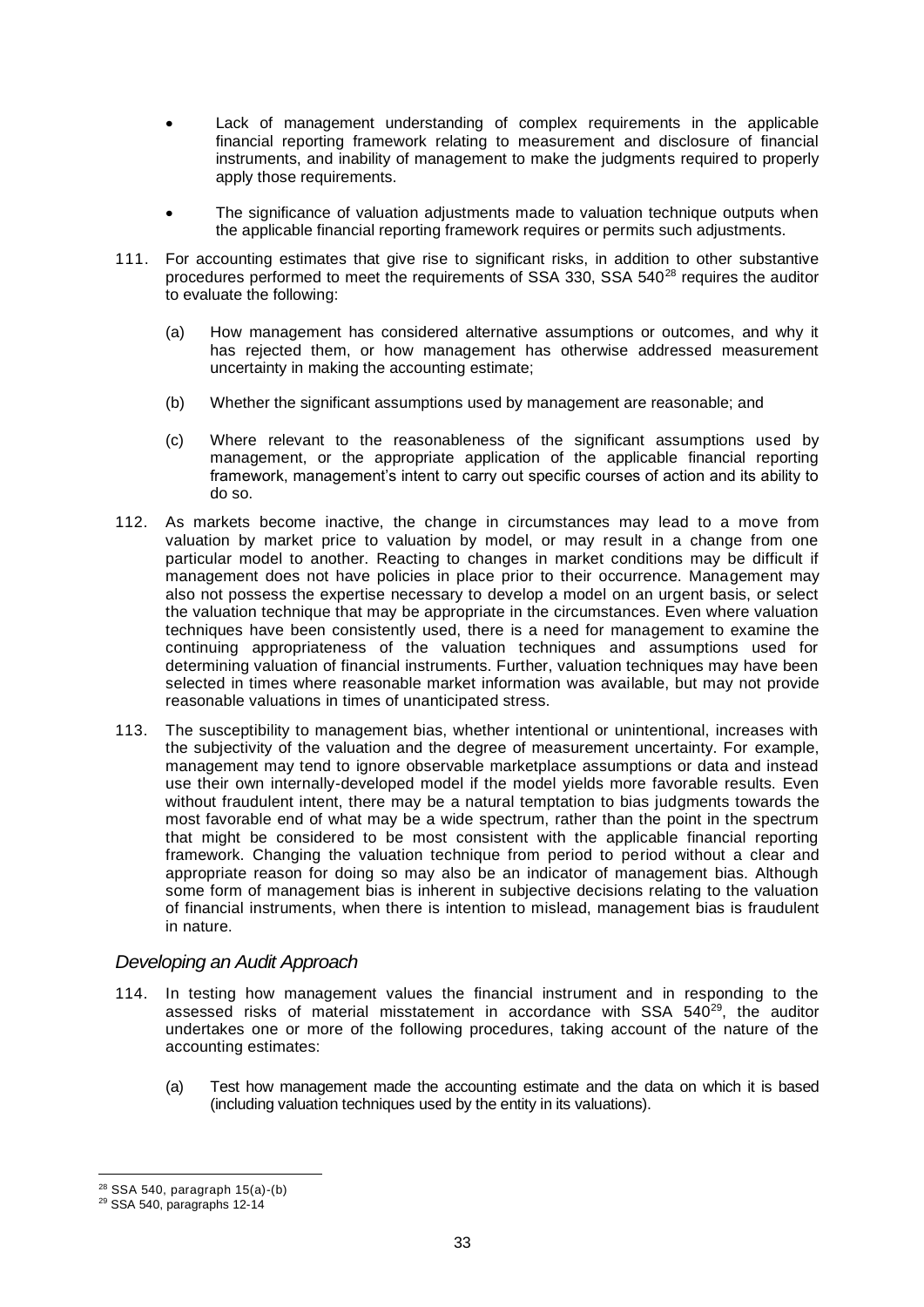- Lack of management understanding of complex requirements in the applicable financial reporting framework relating to measurement and disclosure of financial instruments, and inability of management to make the judgments required to properly apply those requirements.

- The significance of valuation adjustments made to valuation technique outputs when the applicable financial reporting framework requires or permits such adjustments.

111. For accounting estimates that give rise to significant risks, in addition to other substantive procedures performed to meet the requirements of SSA 330, SSA 540[28] requires the auditor to evaluate the following:

   (a) How management has considered alternative assumptions or outcomes, and why it has rejected them, or how management has otherwise addressed measurement uncertainty in making the accounting estimate;

   (b) Whether the significant assumptions used by management are reasonable; and

   (c) Where relevant to the reasonableness of the significant assumptions used by management, or the appropriate application of the applicable financial reporting framework, management's intent to carry out specific courses of action and its ability to do so.

112. As markets become inactive, the change in circumstances may lead to a move from valuation by market price to valuation by model, or may result in a change from one particular model to another. Reacting to changes in market conditions may be difficult if management does not have policies in place prior to their occurrence. Management may also not possess the expertise necessary to develop a model on an urgent basis, or select the valuation technique that may be appropriate in the circumstances. Even where valuation techniques have been consistently used, there is a need for management to examine the continuing appropriateness of the valuation techniques and assumptions used for determining valuation of financial instruments. Further, valuation techniques may have been selected in times where reasonable market information was available, but may not provide reasonable valuations in times of unanticipated stress.

113. The susceptibility to management bias, whether intentional or unintentional, increases with the subjectivity of the valuation and the degree of measurement uncertainty. For example, management may tend to ignore observable marketplace assumptions or data and instead use their own internally-developed model if the model yields more favorable results. Even without fraudulent intent, there may be a natural temptation to bias judgments towards the most favorable end of what may be a wide spectrum, rather than the point in the spectrum that might be considered to be most consistent with the applicable financial reporting framework. Changing the valuation technique from period to period without a clear and appropriate reason for doing so may also be an indicator of management bias. Although some form of management bias is inherent in subjective decisions relating to the valuation of financial instruments, when there is intention to mislead, management bias is fraudulent in nature.

## *Developing an Audit Approach*

114. In testing how management values the financial instrument and in responding to the assessed risks of material misstatement in accordance with SSA 540[29], the auditor undertakes one or more of the following procedures, taking account of the nature of the accounting estimates:

   (a) Test how management made the accounting estimate and the data on which it is based (including valuation techniques used by the entity in its valuations).

---

[28] SSA 540, paragraph 15(a)-(b)

[29] SSA 540, paragraphs 12-14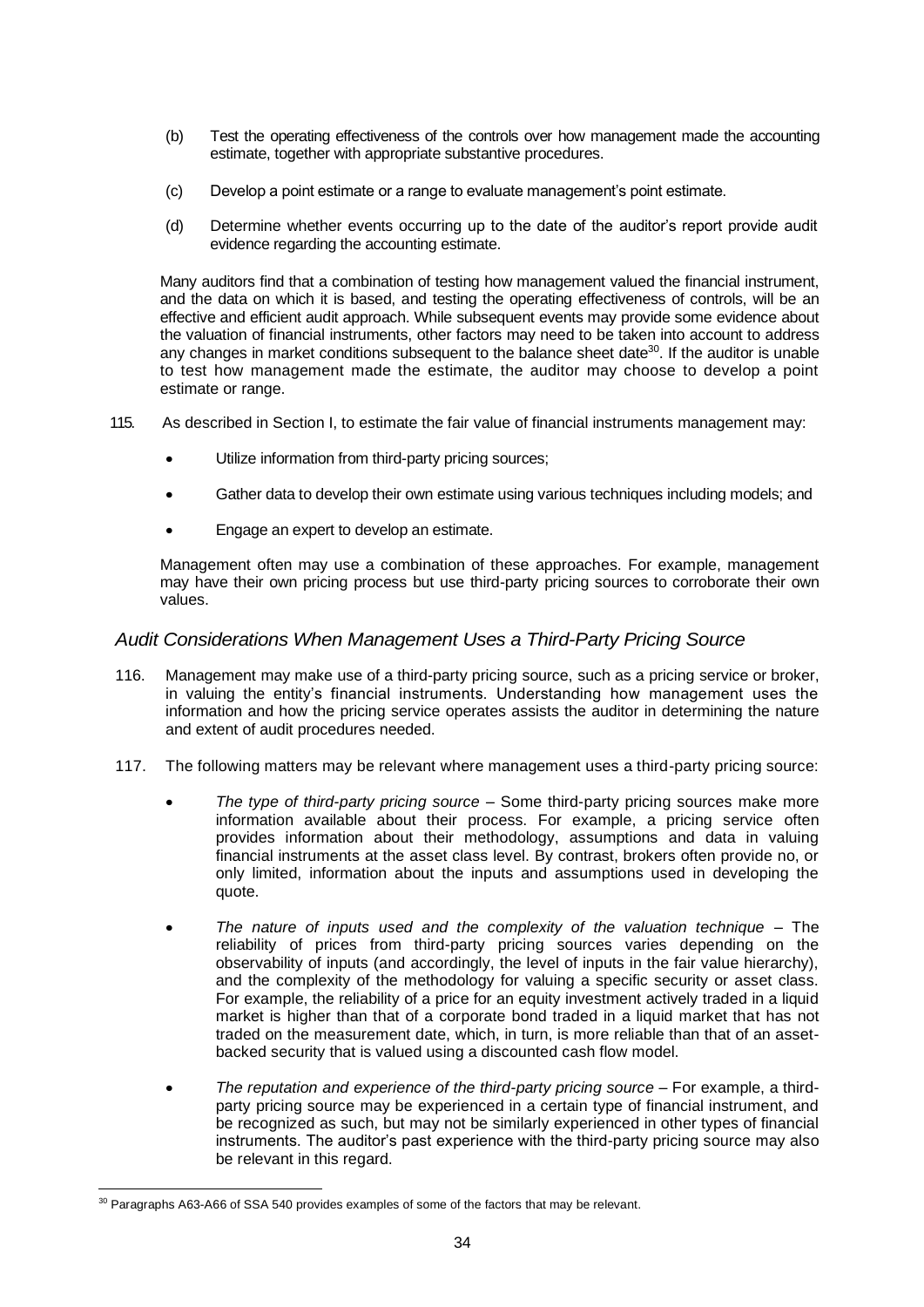(b) Test the operating effectiveness of the controls over how management made the accounting estimate, together with appropriate substantive procedures.

(c) Develop a point estimate or a range to evaluate management's point estimate.

(d) Determine whether events occurring up to the date of the auditor's report provide audit evidence regarding the accounting estimate.

Many auditors find that a combination of testing how management valued the financial instrument, and the data on which it is based, and testing the operating effectiveness of controls, will be an effective and efficient audit approach. While subsequent events may provide some evidence about the valuation of financial instruments, other factors may need to be taken into account to address any changes in market conditions subsequent to the balance sheet date[30]. If the auditor is unable to test how management made the estimate, the auditor may choose to develop a point estimate or range.

115. As described in Section I, to estimate the fair value of financial instruments management may:

- Utilize information from third-party pricing sources;
- Gather data to develop their own estimate using various techniques including models; and
- Engage an expert to develop an estimate.

Management often may use a combination of these approaches. For example, management may have their own pricing process but use third-party pricing sources to corroborate their own values.

### *Audit Considerations When Management Uses a Third-Party Pricing Source*

116. Management may make use of a third-party pricing source, such as a pricing service or broker, in valuing the entity's financial instruments. Understanding how management uses the information and how the pricing service operates assists the auditor in determining the nature and extent of audit procedures needed.

117. The following matters may be relevant where management uses a third-party pricing source:

- *The type of third-party pricing source* – Some third-party pricing sources make more information available about their process. For example, a pricing service often provides information about their methodology, assumptions and data in valuing financial instruments at the asset class level. By contrast, brokers often provide no, or only limited, information about the inputs and assumptions used in developing the quote.
- *The nature of inputs used and the complexity of the valuation technique* – The reliability of prices from third-party pricing sources varies depending on the observability of inputs (and accordingly, the level of inputs in the fair value hierarchy), and the complexity of the methodology for valuing a specific security or asset class. For example, the reliability of a price for an equity investment actively traded in a liquid market is higher than that of a corporate bond traded in a liquid market that has not traded on the measurement date, which, in turn, is more reliable than that of an asset-backed security that is valued using a discounted cash flow model.
- *The reputation and experience of the third-party pricing source* – For example, a third-party pricing source may be experienced in a certain type of financial instrument, and be recognized as such, but may not be similarly experienced in other types of financial instruments. The auditor's past experience with the third-party pricing source may also be relevant in this regard.

---

[30] Paragraphs A63-A66 of SSA 540 provides examples of some of the factors that may be relevant.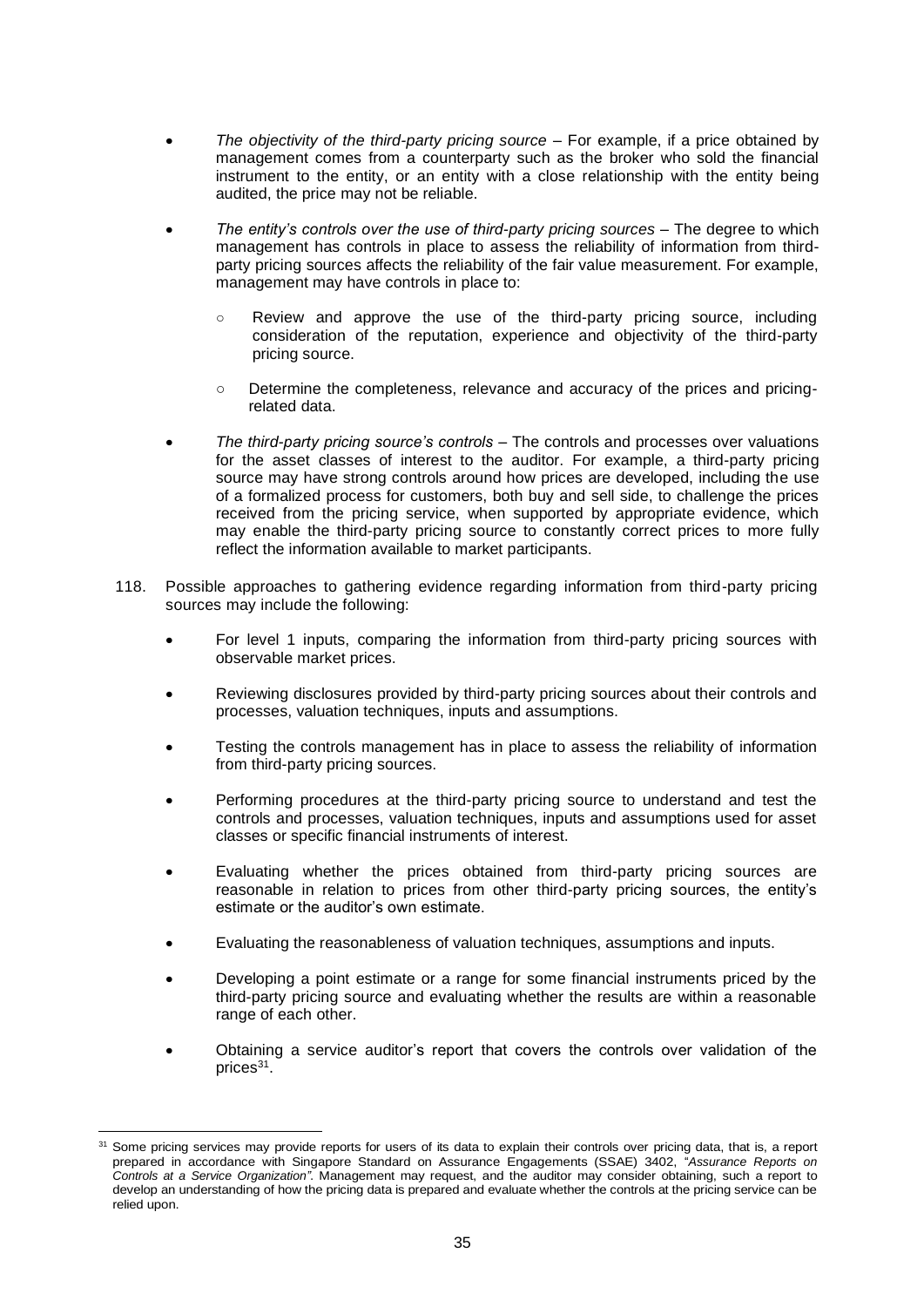- *The objectivity of the third-party pricing source* – For example, if a price obtained by management comes from a counterparty such as the broker who sold the financial instrument to the entity, or an entity with a close relationship with the entity being audited, the price may not be reliable.
- *The entity's controls over the use of third-party pricing sources* – The degree to which management has controls in place to assess the reliability of information from third-party pricing sources affects the reliability of the fair value measurement. For example, management may have controls in place to:
  - Review and approve the use of the third-party pricing source, including consideration of the reputation, experience and objectivity of the third-party pricing source.
  - Determine the completeness, relevance and accuracy of the prices and pricing-related data.
- *The third-party pricing source's controls* – The controls and processes over valuations for the asset classes of interest to the auditor. For example, a third-party pricing source may have strong controls around how prices are developed, including the use of a formalized process for customers, both buy and sell side, to challenge the prices received from the pricing service, when supported by appropriate evidence, which may enable the third-party pricing source to constantly correct prices to more fully reflect the information available to market participants.

118. Possible approaches to gathering evidence regarding information from third-party pricing sources may include the following:

- For level 1 inputs, comparing the information from third-party pricing sources with observable market prices.
- Reviewing disclosures provided by third-party pricing sources about their controls and processes, valuation techniques, inputs and assumptions.
- Testing the controls management has in place to assess the reliability of information from third-party pricing sources.
- Performing procedures at the third-party pricing source to understand and test the controls and processes, valuation techniques, inputs and assumptions used for asset classes or specific financial instruments of interest.
- Evaluating whether the prices obtained from third-party pricing sources are reasonable in relation to prices from other third-party pricing sources, the entity's estimate or the auditor's own estimate.
- Evaluating the reasonableness of valuation techniques, assumptions and inputs.
- Developing a point estimate or a range for some financial instruments priced by the third-party pricing source and evaluating whether the results are within a reasonable range of each other.
- Obtaining a service auditor's report that covers the controls over validation of the prices[31].

---

[31] Some pricing services may provide reports for users of its data to explain their controls over pricing data, that is, a report prepared in accordance with Singapore Standard on Assurance Engagements (SSAE) 3402, *"Assurance Reports on Controls at a Service Organization"*. Management may request, and the auditor may consider obtaining, such a report to develop an understanding of how the pricing data is prepared and evaluate whether the controls at the pricing service can be relied upon.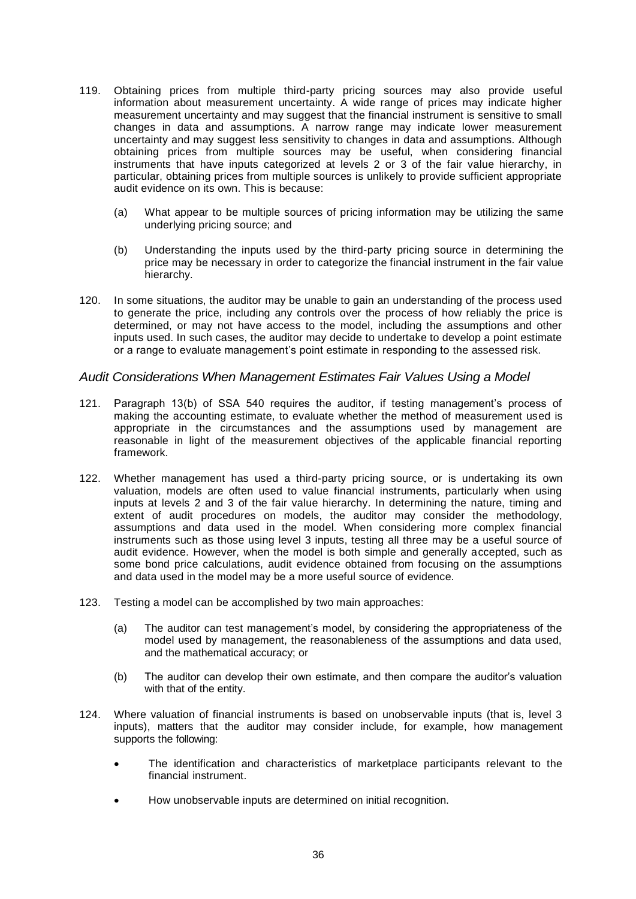119. Obtaining prices from multiple third-party pricing sources may also provide useful information about measurement uncertainty. A wide range of prices may indicate higher measurement uncertainty and may suggest that the financial instrument is sensitive to small changes in data and assumptions. A narrow range may indicate lower measurement uncertainty and may suggest less sensitivity to changes in data and assumptions. Although obtaining prices from multiple sources may be useful, when considering financial instruments that have inputs categorized at levels 2 or 3 of the fair value hierarchy, in particular, obtaining prices from multiple sources is unlikely to provide sufficient appropriate audit evidence on its own. This is because:

    (a) What appear to be multiple sources of pricing information may be utilizing the same underlying pricing source; and

    (b) Understanding the inputs used by the third-party pricing source in determining the price may be necessary in order to categorize the financial instrument in the fair value hierarchy.

120. In some situations, the auditor may be unable to gain an understanding of the process used to generate the price, including any controls over the process of how reliably the price is determined, or may not have access to the model, including the assumptions and other inputs used. In such cases, the auditor may decide to undertake to develop a point estimate or a range to evaluate management's point estimate in responding to the assessed risk.

### *Audit Considerations When Management Estimates Fair Values Using a Model*

121. Paragraph 13(b) of SSA 540 requires the auditor, if testing management's process of making the accounting estimate, to evaluate whether the method of measurement used is appropriate in the circumstances and the assumptions used by management are reasonable in light of the measurement objectives of the applicable financial reporting framework.

122. Whether management has used a third-party pricing source, or is undertaking its own valuation, models are often used to value financial instruments, particularly when using inputs at levels 2 and 3 of the fair value hierarchy. In determining the nature, timing and extent of audit procedures on models, the auditor may consider the methodology, assumptions and data used in the model. When considering more complex financial instruments such as those using level 3 inputs, testing all three may be a useful source of audit evidence. However, when the model is both simple and generally accepted, such as some bond price calculations, audit evidence obtained from focusing on the assumptions and data used in the model may be a more useful source of evidence.

123. Testing a model can be accomplished by two main approaches:

    (a) The auditor can test management's model, by considering the appropriateness of the model used by management, the reasonableness of the assumptions and data used, and the mathematical accuracy; or

    (b) The auditor can develop their own estimate, and then compare the auditor's valuation with that of the entity.

124. Where valuation of financial instruments is based on unobservable inputs (that is, level 3 inputs), matters that the auditor may consider include, for example, how management supports the following:

    - The identification and characteristics of marketplace participants relevant to the financial instrument.

    - How unobservable inputs are determined on initial recognition.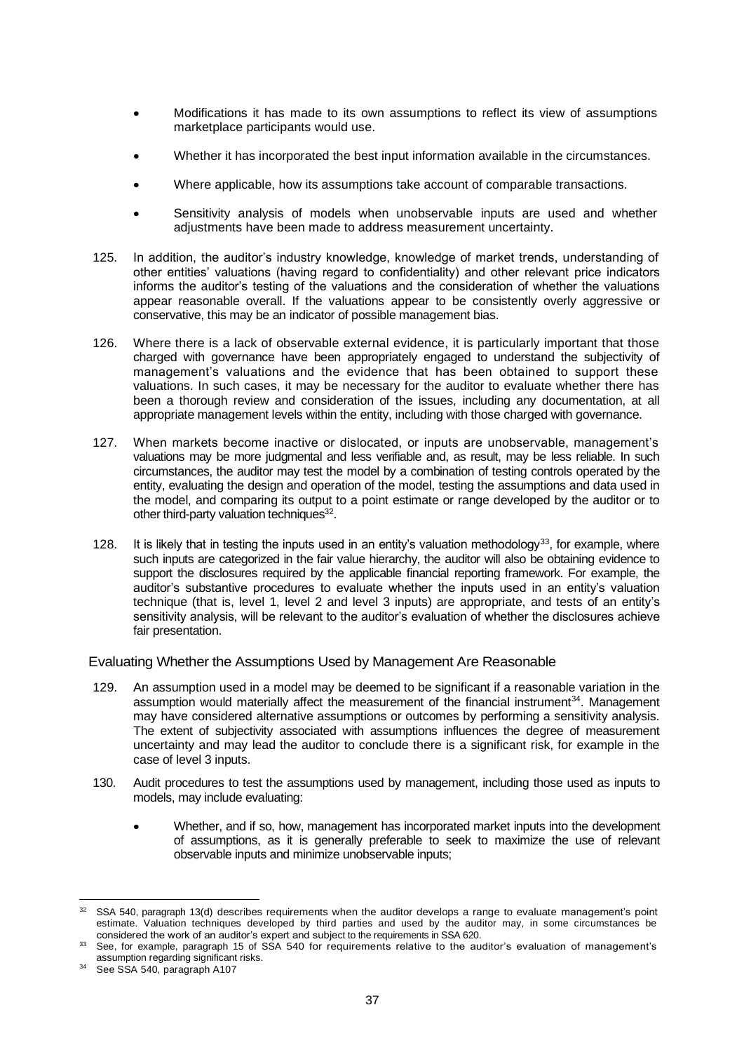- Modifications it has made to its own assumptions to reflect its view of assumptions marketplace participants would use.
- Whether it has incorporated the best input information available in the circumstances.
- Where applicable, how its assumptions take account of comparable transactions.
- Sensitivity analysis of models when unobservable inputs are used and whether adjustments have been made to address measurement uncertainty.

125. In addition, the auditor's industry knowledge, knowledge of market trends, understanding of other entities' valuations (having regard to confidentiality) and other relevant price indicators informs the auditor's testing of the valuations and the consideration of whether the valuations appear reasonable overall. If the valuations appear to be consistently overly aggressive or conservative, this may be an indicator of possible management bias.

126. Where there is a lack of observable external evidence, it is particularly important that those charged with governance have been appropriately engaged to understand the subjectivity of management's valuations and the evidence that has been obtained to support these valuations. In such cases, it may be necessary for the auditor to evaluate whether there has been a thorough review and consideration of the issues, including any documentation, at all appropriate management levels within the entity, including with those charged with governance.

127. When markets become inactive or dislocated, or inputs are unobservable, management's valuations may be more judgmental and less verifiable and, as result, may be less reliable. In such circumstances, the auditor may test the model by a combination of testing controls operated by the entity, evaluating the design and operation of the model, testing the assumptions and data used in the model, and comparing its output to a point estimate or range developed by the auditor or to other third-party valuation techniques[32].

128. It is likely that in testing the inputs used in an entity's valuation methodology[33], for example, where such inputs are categorized in the fair value hierarchy, the auditor will also be obtaining evidence to support the disclosures required by the applicable financial reporting framework. For example, the auditor's substantive procedures to evaluate whether the inputs used in an entity's valuation technique (that is, level 1, level 2 and level 3 inputs) are appropriate, and tests of an entity's sensitivity analysis, will be relevant to the auditor's evaluation of whether the disclosures achieve fair presentation.

### Evaluating Whether the Assumptions Used by Management Are Reasonable

129. An assumption used in a model may be deemed to be significant if a reasonable variation in the assumption would materially affect the measurement of the financial instrument[34]. Management may have considered alternative assumptions or outcomes by performing a sensitivity analysis. The extent of subjectivity associated with assumptions influences the degree of measurement uncertainty and may lead the auditor to conclude there is a significant risk, for example in the case of level 3 inputs.

130. Audit procedures to test the assumptions used by management, including those used as inputs to models, may include evaluating:

- Whether, and if so, how, management has incorporated market inputs into the development of assumptions, as it is generally preferable to seek to maximize the use of relevant observable inputs and minimize unobservable inputs;

---

[32] SSA 540, paragraph 13(d) describes requirements when the auditor develops a range to evaluate management's point estimate. Valuation techniques developed by third parties and used by the auditor may, in some circumstances be considered the work of an auditor's expert and subject to the requirements in SSA 620.

[33] See, for example, paragraph 15 of SSA 540 for requirements relative to the auditor's evaluation of management's assumption regarding significant risks.

[34] See SSA 540, paragraph A107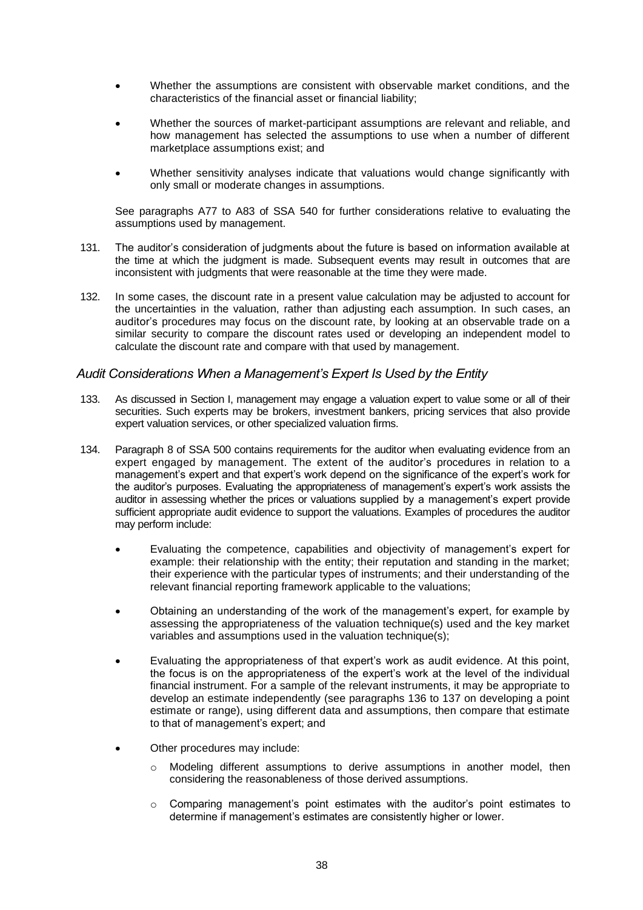- Whether the assumptions are consistent with observable market conditions, and the characteristics of the financial asset or financial liability;
- Whether the sources of market-participant assumptions are relevant and reliable, and how management has selected the assumptions to use when a number of different marketplace assumptions exist; and
- Whether sensitivity analyses indicate that valuations would change significantly with only small or moderate changes in assumptions.

See paragraphs A77 to A83 of SSA 540 for further considerations relative to evaluating the assumptions used by management.

131. The auditor's consideration of judgments about the future is based on information available at the time at which the judgment is made. Subsequent events may result in outcomes that are inconsistent with judgments that were reasonable at the time they were made.

132. In some cases, the discount rate in a present value calculation may be adjusted to account for the uncertainties in the valuation, rather than adjusting each assumption. In such cases, an auditor's procedures may focus on the discount rate, by looking at an observable trade on a similar security to compare the discount rates used or developing an independent model to calculate the discount rate and compare with that used by management.

### *Audit Considerations When a Management's Expert Is Used by the Entity*

133. As discussed in Section I, management may engage a valuation expert to value some or all of their securities. Such experts may be brokers, investment bankers, pricing services that also provide expert valuation services, or other specialized valuation firms.

134. Paragraph 8 of SSA 500 contains requirements for the auditor when evaluating evidence from an expert engaged by management. The extent of the auditor's procedures in relation to a management's expert and that expert's work depend on the significance of the expert's work for the auditor's purposes. Evaluating the appropriateness of management's expert's work assists the auditor in assessing whether the prices or valuations supplied by a management's expert provide sufficient appropriate audit evidence to support the valuations. Examples of procedures the auditor may perform include:

    - Evaluating the competence, capabilities and objectivity of management's expert for example: their relationship with the entity; their reputation and standing in the market; their experience with the particular types of instruments; and their understanding of the relevant financial reporting framework applicable to the valuations;
    - Obtaining an understanding of the work of the management's expert, for example by assessing the appropriateness of the valuation technique(s) used and the key market variables and assumptions used in the valuation technique(s);
    - Evaluating the appropriateness of that expert's work as audit evidence. At this point, the focus is on the appropriateness of the expert's work at the level of the individual financial instrument. For a sample of the relevant instruments, it may be appropriate to develop an estimate independently (see paragraphs 136 to 137 on developing a point estimate or range), using different data and assumptions, then compare that estimate to that of management's expert; and
    - Other procedures may include:
        - Modeling different assumptions to derive assumptions in another model, then considering the reasonableness of those derived assumptions.
        - Comparing management's point estimates with the auditor's point estimates to determine if management's estimates are consistently higher or lower.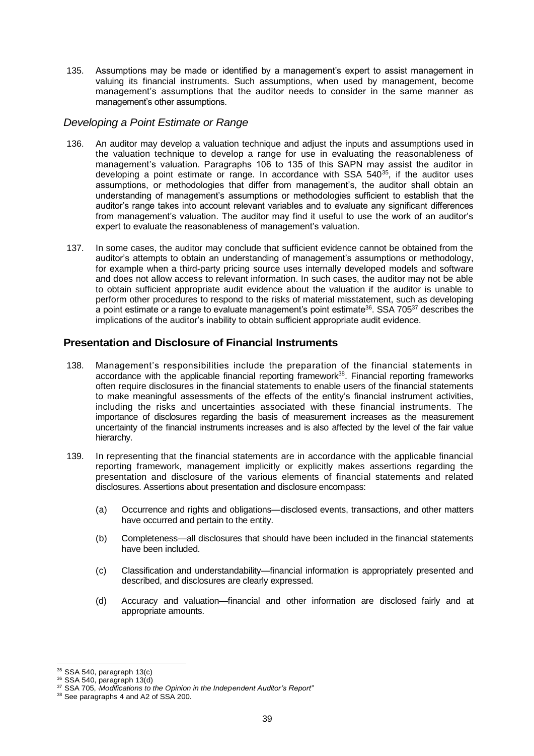135. Assumptions may be made or identified by a management's expert to assist management in valuing its financial instruments. Such assumptions, when used by management, become management's assumptions that the auditor needs to consider in the same manner as management's other assumptions.

### *Developing a Point Estimate or Range*

136. An auditor may develop a valuation technique and adjust the inputs and assumptions used in the valuation technique to develop a range for use in evaluating the reasonableness of management's valuation. Paragraphs 106 to 135 of this SAPN may assist the auditor in developing a point estimate or range. In accordance with SSA 540[35], if the auditor uses assumptions, or methodologies that differ from management's, the auditor shall obtain an understanding of management's assumptions or methodologies sufficient to establish that the auditor's range takes into account relevant variables and to evaluate any significant differences from management's valuation. The auditor may find it useful to use the work of an auditor's expert to evaluate the reasonableness of management's valuation.

137. In some cases, the auditor may conclude that sufficient evidence cannot be obtained from the auditor's attempts to obtain an understanding of management's assumptions or methodology, for example when a third-party pricing source uses internally developed models and software and does not allow access to relevant information. In such cases, the auditor may not be able to obtain sufficient appropriate audit evidence about the valuation if the auditor is unable to perform other procedures to respond to the risks of material misstatement, such as developing a point estimate or a range to evaluate management's point estimate[36]. SSA 705[37] describes the implications of the auditor's inability to obtain sufficient appropriate audit evidence.

## **Presentation and Disclosure of Financial Instruments**

138. Management's responsibilities include the preparation of the financial statements in accordance with the applicable financial reporting framework[38]. Financial reporting frameworks often require disclosures in the financial statements to enable users of the financial statements to make meaningful assessments of the effects of the entity's financial instrument activities, including the risks and uncertainties associated with these financial instruments. The importance of disclosures regarding the basis of measurement increases as the measurement uncertainty of the financial instruments increases and is also affected by the level of the fair value hierarchy.

139. In representing that the financial statements are in accordance with the applicable financial reporting framework, management implicitly or explicitly makes assertions regarding the presentation and disclosure of the various elements of financial statements and related disclosures. Assertions about presentation and disclosure encompass:

   (a) Occurrence and rights and obligations—disclosed events, transactions, and other matters have occurred and pertain to the entity.

   (b) Completeness—all disclosures that should have been included in the financial statements have been included.

   (c) Classification and understandability—financial information is appropriately presented and described, and disclosures are clearly expressed.

   (d) Accuracy and valuation—financial and other information are disclosed fairly and at appropriate amounts.

---

[35] SSA 540, paragraph 13(c)

[36] SSA 540, paragraph 13(d)

[37] SSA 705, *Modifications to the Opinion in the Independent Auditor's Report"*

[38] See paragraphs 4 and A2 of SSA 200.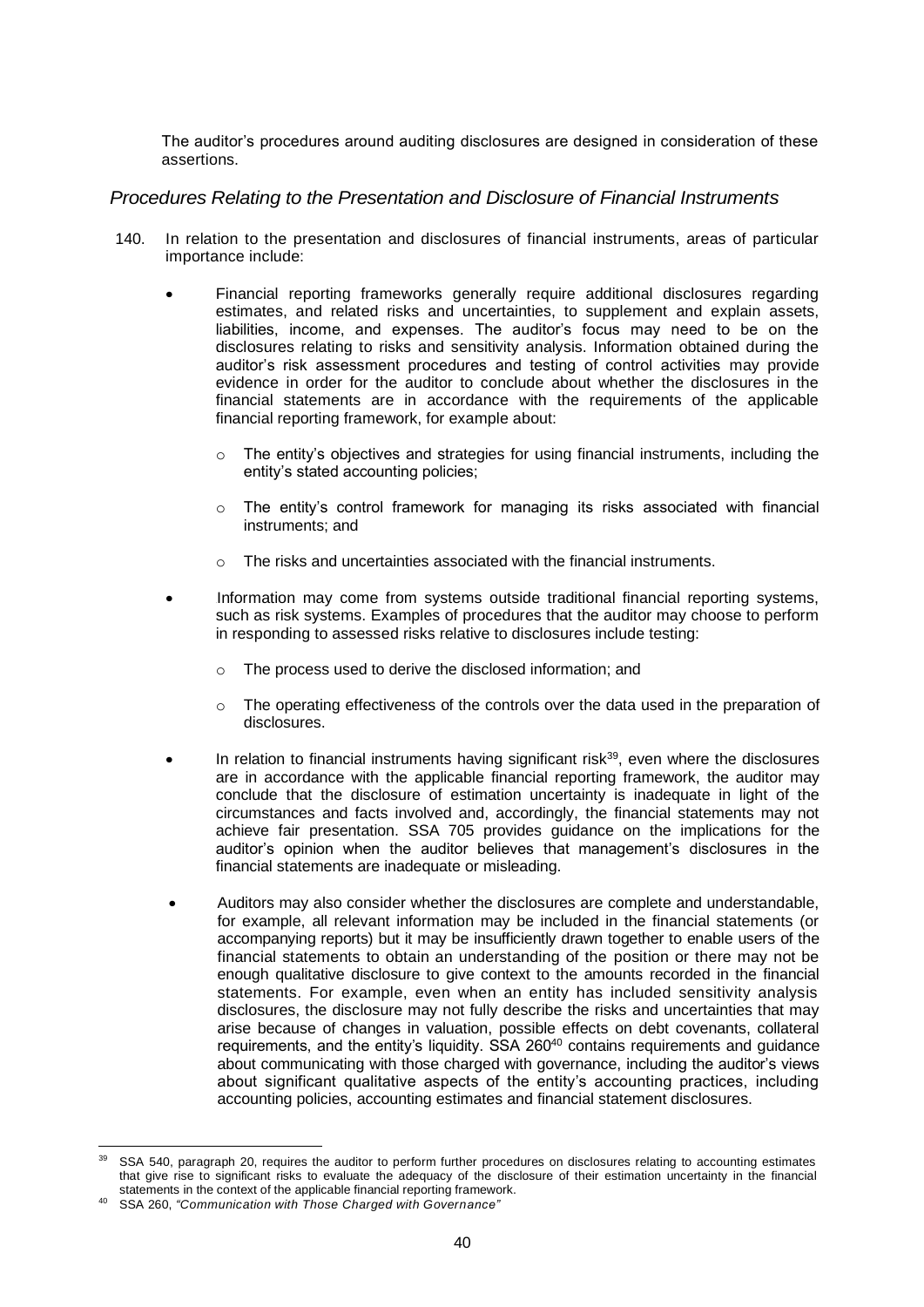The auditor's procedures around auditing disclosures are designed in consideration of these assertions.

### *Procedures Relating to the Presentation and Disclosure of Financial Instruments*

140. In relation to the presentation and disclosures of financial instruments, areas of particular importance include:

- Financial reporting frameworks generally require additional disclosures regarding estimates, and related risks and uncertainties, to supplement and explain assets, liabilities, income, and expenses. The auditor's focus may need to be on the disclosures relating to risks and sensitivity analysis. Information obtained during the auditor's risk assessment procedures and testing of control activities may provide evidence in order for the auditor to conclude about whether the disclosures in the financial statements are in accordance with the requirements of the applicable financial reporting framework, for example about:
    - The entity's objectives and strategies for using financial instruments, including the entity's stated accounting policies;
    - The entity's control framework for managing its risks associated with financial instruments; and
    - The risks and uncertainties associated with the financial instruments.
- Information may come from systems outside traditional financial reporting systems, such as risk systems. Examples of procedures that the auditor may choose to perform in responding to assessed risks relative to disclosures include testing:
    - The process used to derive the disclosed information; and
    - The operating effectiveness of the controls over the data used in the preparation of disclosures.
- In relation to financial instruments having significant risk[39], even where the disclosures are in accordance with the applicable financial reporting framework, the auditor may conclude that the disclosure of estimation uncertainty is inadequate in light of the circumstances and facts involved and, accordingly, the financial statements may not achieve fair presentation. SSA 705 provides guidance on the implications for the auditor's opinion when the auditor believes that management's disclosures in the financial statements are inadequate or misleading.
- Auditors may also consider whether the disclosures are complete and understandable, for example, all relevant information may be included in the financial statements (or accompanying reports) but it may be insufficiently drawn together to enable users of the financial statements to obtain an understanding of the position or there may not be enough qualitative disclosure to give context to the amounts recorded in the financial statements. For example, even when an entity has included sensitivity analysis disclosures, the disclosure may not fully describe the risks and uncertainties that may arise because of changes in valuation, possible effects on debt covenants, collateral requirements, and the entity's liquidity. SSA 260[40] contains requirements and guidance about communicating with those charged with governance, including the auditor's views about significant qualitative aspects of the entity's accounting practices, including accounting policies, accounting estimates and financial statement disclosures.

---

[39] SSA 540, paragraph 20, requires the auditor to perform further procedures on disclosures relating to accounting estimates that give rise to significant risks to evaluate the adequacy of the disclosure of their estimation uncertainty in the financial statements in the context of the applicable financial reporting framework.

[40] SSA 260, *"Communication with Those Charged with Governance"*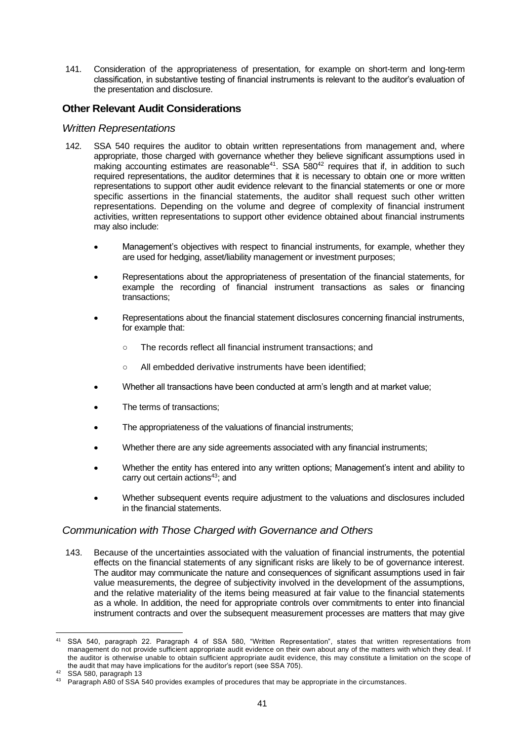141. Consideration of the appropriateness of presentation, for example on short-term and long-term classification, in substantive testing of financial instruments is relevant to the auditor's evaluation of the presentation and disclosure.

## Other Relevant Audit Considerations

### *Written Representations*

142. SSA 540 requires the auditor to obtain written representations from management and, where appropriate, those charged with governance whether they believe significant assumptions used in making accounting estimates are reasonable[41]. SSA 580[42] requires that if, in addition to such required representations, the auditor determines that it is necessary to obtain one or more written representations to support other audit evidence relevant to the financial statements or one or more specific assertions in the financial statements, the auditor shall request such other written representations. Depending on the volume and degree of complexity of financial instrument activities, written representations to support other evidence obtained about financial instruments may also include:

    - Management's objectives with respect to financial instruments, for example, whether they are used for hedging, asset/liability management or investment purposes;
    - Representations about the appropriateness of presentation of the financial statements, for example the recording of financial instrument transactions as sales or financing transactions;
    - Representations about the financial statement disclosures concerning financial instruments, for example that:
        - The records reflect all financial instrument transactions; and
        - All embedded derivative instruments have been identified;
    - Whether all transactions have been conducted at arm's length and at market value;
    - The terms of transactions;
    - The appropriateness of the valuations of financial instruments;
    - Whether there are any side agreements associated with any financial instruments;
    - Whether the entity has entered into any written options; Management's intent and ability to carry out certain actions[43]; and
    - Whether subsequent events require adjustment to the valuations and disclosures included in the financial statements.

### *Communication with Those Charged with Governance and Others*

143. Because of the uncertainties associated with the valuation of financial instruments, the potential effects on the financial statements of any significant risks are likely to be of governance interest. The auditor may communicate the nature and consequences of significant assumptions used in fair value measurements, the degree of subjectivity involved in the development of the assumptions, and the relative materiality of the items being measured at fair value to the financial statements as a whole. In addition, the need for appropriate controls over commitments to enter into financial instrument contracts and over the subsequent measurement processes are matters that may give

---

[41] SSA 540, paragraph 22. Paragraph 4 of SSA 580, "Written Representation", states that written representations from management do not provide sufficient appropriate audit evidence on their own about any of the matters with which they deal. If the auditor is otherwise unable to obtain sufficient appropriate audit evidence, this may constitute a limitation on the scope of the audit that may have implications for the auditor's report (see SSA 705).

[42] SSA 580, paragraph 13

[43] Paragraph A80 of SSA 540 provides examples of procedures that may be appropriate in the circumstances.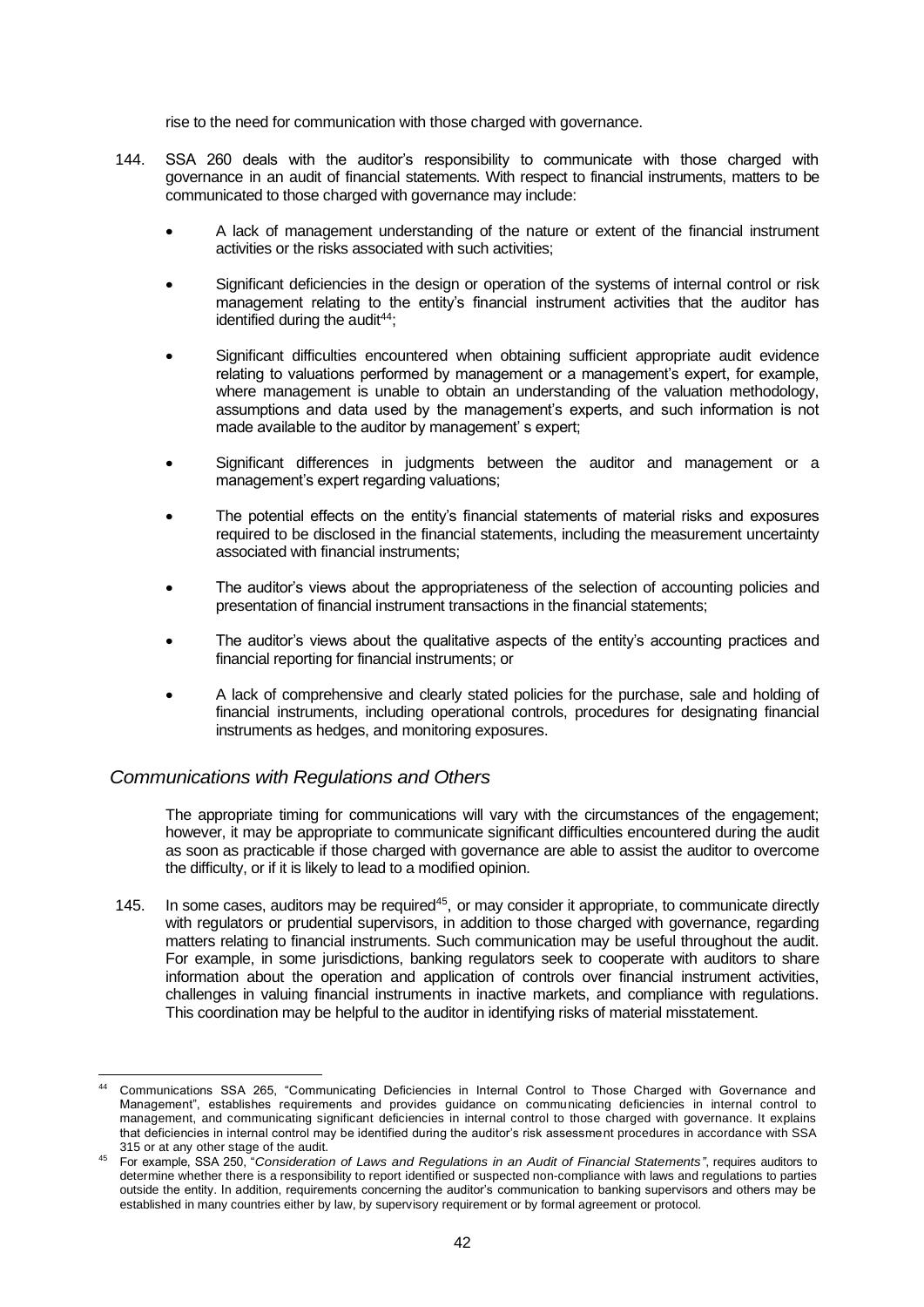rise to the need for communication with those charged with governance.

144. SSA 260 deals with the auditor's responsibility to communicate with those charged with governance in an audit of financial statements. With respect to financial instruments, matters to be communicated to those charged with governance may include:

- A lack of management understanding of the nature or extent of the financial instrument activities or the risks associated with such activities;
- Significant deficiencies in the design or operation of the systems of internal control or risk management relating to the entity's financial instrument activities that the auditor has identified during the audit[44];
- Significant difficulties encountered when obtaining sufficient appropriate audit evidence relating to valuations performed by management or a management's expert, for example, where management is unable to obtain an understanding of the valuation methodology, assumptions and data used by the management's experts, and such information is not made available to the auditor by management' s expert;
- Significant differences in judgments between the auditor and management or a management's expert regarding valuations;
- The potential effects on the entity's financial statements of material risks and exposures required to be disclosed in the financial statements, including the measurement uncertainty associated with financial instruments;
- The auditor's views about the appropriateness of the selection of accounting policies and presentation of financial instrument transactions in the financial statements;
- The auditor's views about the qualitative aspects of the entity's accounting practices and financial reporting for financial instruments; or
- A lack of comprehensive and clearly stated policies for the purchase, sale and holding of financial instruments, including operational controls, procedures for designating financial instruments as hedges, and monitoring exposures.

## *Communications with Regulations and Others*

The appropriate timing for communications will vary with the circumstances of the engagement; however, it may be appropriate to communicate significant difficulties encountered during the audit as soon as practicable if those charged with governance are able to assist the auditor to overcome the difficulty, or if it is likely to lead to a modified opinion.

145. In some cases, auditors may be required[45], or may consider it appropriate, to communicate directly with regulators or prudential supervisors, in addition to those charged with governance, regarding matters relating to financial instruments. Such communication may be useful throughout the audit. For example, in some jurisdictions, banking regulators seek to cooperate with auditors to share information about the operation and application of controls over financial instrument activities, challenges in valuing financial instruments in inactive markets, and compliance with regulations. This coordination may be helpful to the auditor in identifying risks of material misstatement.

---

[44] Communications SSA 265, "Communicating Deficiencies in Internal Control to Those Charged with Governance and Management", establishes requirements and provides guidance on communicating deficiencies in internal control to management, and communicating significant deficiencies in internal control to those charged with governance. It explains that deficiencies in internal control may be identified during the auditor's risk assessment procedures in accordance with SSA 315 or at any other stage of the audit.

[45] For example, SSA 250, "*Consideration of Laws and Regulations in an Audit of Financial Statements*", requires auditors to determine whether there is a responsibility to report identified or suspected non-compliance with laws and regulations to parties outside the entity. In addition, requirements concerning the auditor's communication to banking supervisors and others may be established in many countries either by law, by supervisory requirement or by formal agreement or protocol.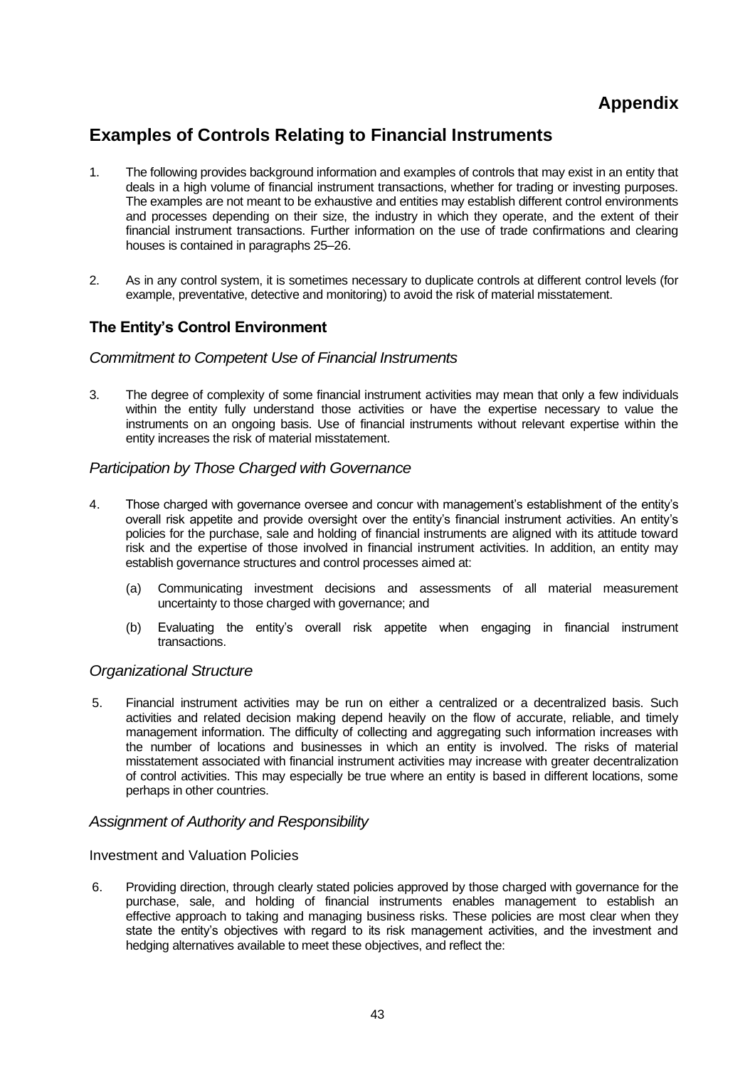# Appendix

## Examples of Controls Relating to Financial Instruments

1. The following provides background information and examples of controls that may exist in an entity that deals in a high volume of financial instrument transactions, whether for trading or investing purposes. The examples are not meant to be exhaustive and entities may establish different control environments and processes depending on their size, the industry in which they operate, and the extent of their financial instrument transactions. Further information on the use of trade confirmations and clearing houses is contained in paragraphs 25–26.

2. As in any control system, it is sometimes necessary to duplicate controls at different control levels (for example, preventative, detective and monitoring) to avoid the risk of material misstatement.

### The Entity's Control Environment

#### *Commitment to Competent Use of Financial Instruments*

3. The degree of complexity of some financial instrument activities may mean that only a few individuals within the entity fully understand those activities or have the expertise necessary to value the instruments on an ongoing basis. Use of financial instruments without relevant expertise within the entity increases the risk of material misstatement.

#### *Participation by Those Charged with Governance*

4. Those charged with governance oversee and concur with management's establishment of the entity's overall risk appetite and provide oversight over the entity's financial instrument activities. An entity's policies for the purchase, sale and holding of financial instruments are aligned with its attitude toward risk and the expertise of those involved in financial instrument activities. In addition, an entity may establish governance structures and control processes aimed at:

   (a) Communicating investment decisions and assessments of all material measurement uncertainty to those charged with governance; and

   (b) Evaluating the entity's overall risk appetite when engaging in financial instrument transactions.

#### *Organizational Structure*

5. Financial instrument activities may be run on either a centralized or a decentralized basis. Such activities and related decision making depend heavily on the flow of accurate, reliable, and timely management information. The difficulty of collecting and aggregating such information increases with the number of locations and businesses in which an entity is involved. The risks of material misstatement associated with financial instrument activities may increase with greater decentralization of control activities. This may especially be true where an entity is based in different locations, some perhaps in other countries.

#### *Assignment of Authority and Responsibility*

##### Investment and Valuation Policies

6. Providing direction, through clearly stated policies approved by those charged with governance for the purchase, sale, and holding of financial instruments enables management to establish an effective approach to taking and managing business risks. These policies are most clear when they state the entity's objectives with regard to its risk management activities, and the investment and hedging alternatives available to meet these objectives, and reflect the: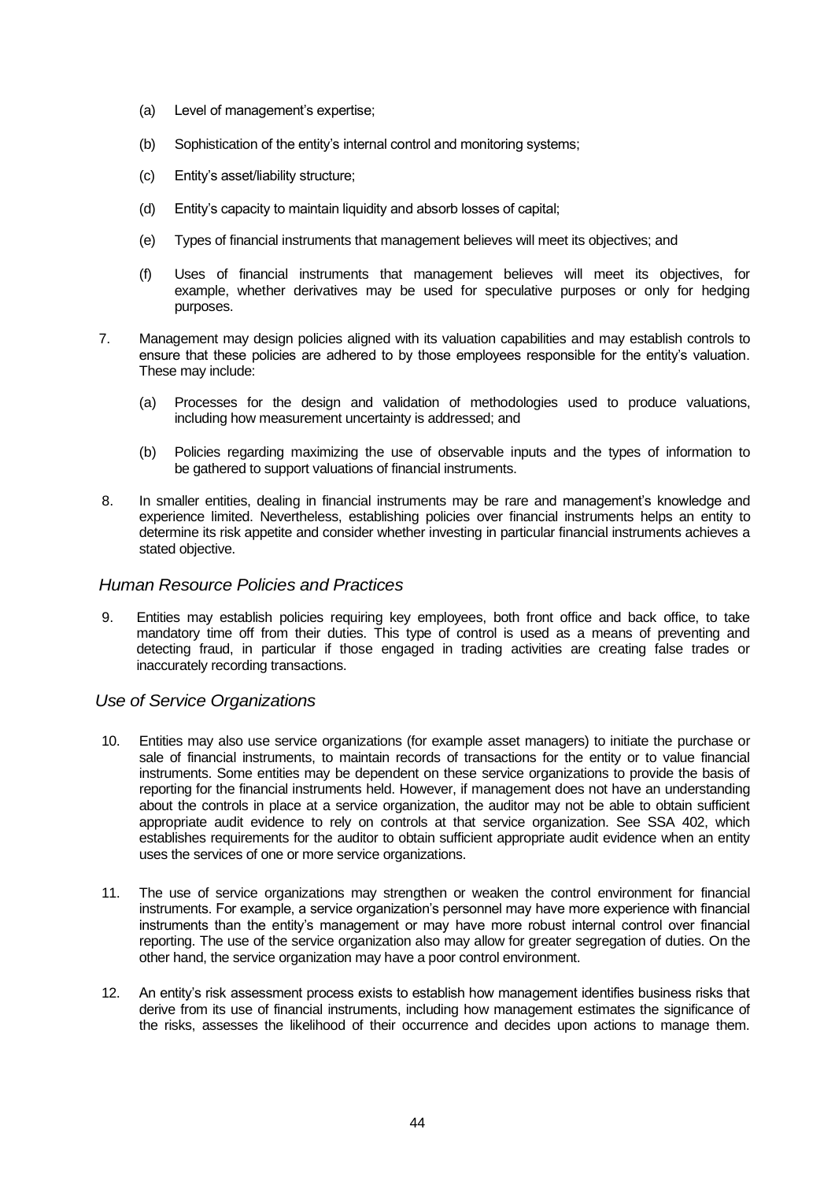(a) Level of management's expertise;

(b) Sophistication of the entity's internal control and monitoring systems;

(c) Entity's asset/liability structure;

(d) Entity's capacity to maintain liquidity and absorb losses of capital;

(e) Types of financial instruments that management believes will meet its objectives; and

(f) Uses of financial instruments that management believes will meet its objectives, for example, whether derivatives may be used for speculative purposes or only for hedging purposes.

7. Management may design policies aligned with its valuation capabilities and may establish controls to ensure that these policies are adhered to by those employees responsible for the entity's valuation. These may include:

   (a) Processes for the design and validation of methodologies used to produce valuations, including how measurement uncertainty is addressed; and

   (b) Policies regarding maximizing the use of observable inputs and the types of information to be gathered to support valuations of financial instruments.

8. In smaller entities, dealing in financial instruments may be rare and management's knowledge and experience limited. Nevertheless, establishing policies over financial instruments helps an entity to determine its risk appetite and consider whether investing in particular financial instruments achieves a stated objective.

### *Human Resource Policies and Practices*

9. Entities may establish policies requiring key employees, both front office and back office, to take mandatory time off from their duties. This type of control is used as a means of preventing and detecting fraud, in particular if those engaged in trading activities are creating false trades or inaccurately recording transactions.

### *Use of Service Organizations*

10. Entities may also use service organizations (for example asset managers) to initiate the purchase or sale of financial instruments, to maintain records of transactions for the entity or to value financial instruments. Some entities may be dependent on these service organizations to provide the basis of reporting for the financial instruments held. However, if management does not have an understanding about the controls in place at a service organization, the auditor may not be able to obtain sufficient appropriate audit evidence to rely on controls at that service organization. See SSA 402, which establishes requirements for the auditor to obtain sufficient appropriate audit evidence when an entity uses the services of one or more service organizations.

11. The use of service organizations may strengthen or weaken the control environment for financial instruments. For example, a service organization's personnel may have more experience with financial instruments than the entity's management or may have more robust internal control over financial reporting. The use of the service organization also may allow for greater segregation of duties. On the other hand, the service organization may have a poor control environment.

12. An entity's risk assessment process exists to establish how management identifies business risks that derive from its use of financial instruments, including how management estimates the significance of the risks, assesses the likelihood of their occurrence and decides upon actions to manage them.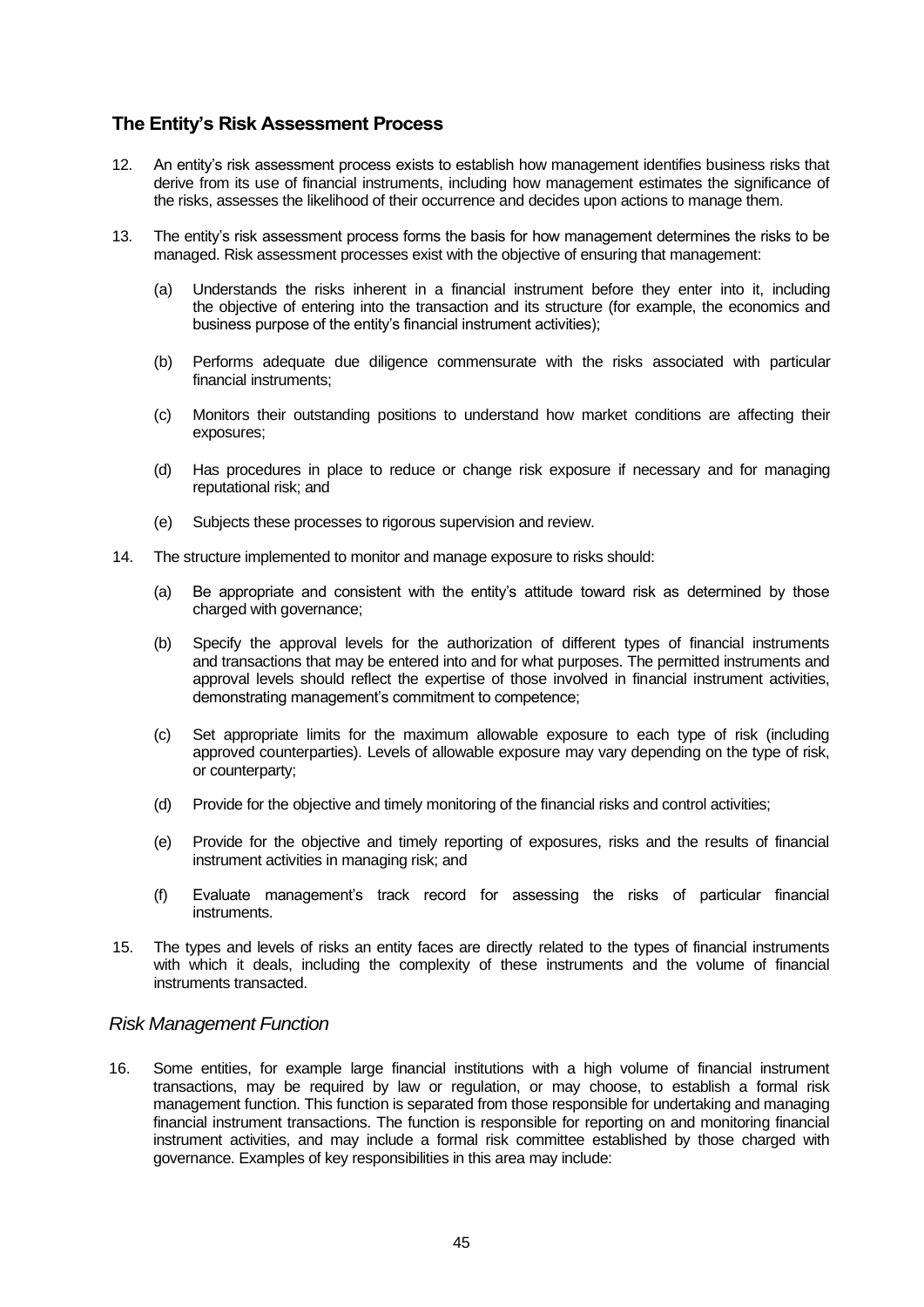## The Entity's Risk Assessment Process

12. An entity's risk assessment process exists to establish how management identifies business risks that derive from its use of financial instruments, including how management estimates the significance of the risks, assesses the likelihood of their occurrence and decides upon actions to manage them.

13. The entity's risk assessment process forms the basis for how management determines the risks to be managed. Risk assessment processes exist with the objective of ensuring that management:

    (a) Understands the risks inherent in a financial instrument before they enter into it, including the objective of entering into the transaction and its structure (for example, the economics and business purpose of the entity's financial instrument activities);

    (b) Performs adequate due diligence commensurate with the risks associated with particular financial instruments;

    (c) Monitors their outstanding positions to understand how market conditions are affecting their exposures;

    (d) Has procedures in place to reduce or change risk exposure if necessary and for managing reputational risk; and

    (e) Subjects these processes to rigorous supervision and review.

14. The structure implemented to monitor and manage exposure to risks should:

    (a) Be appropriate and consistent with the entity's attitude toward risk as determined by those charged with governance;

    (b) Specify the approval levels for the authorization of different types of financial instruments and transactions that may be entered into and for what purposes. The permitted instruments and approval levels should reflect the expertise of those involved in financial instrument activities, demonstrating management's commitment to competence;

    (c) Set appropriate limits for the maximum allowable exposure to each type of risk (including approved counterparties). Levels of allowable exposure may vary depending on the type of risk, or counterparty;

    (d) Provide for the objective and timely monitoring of the financial risks and control activities;

    (e) Provide for the objective and timely reporting of exposures, risks and the results of financial instrument activities in managing risk; and

    (f) Evaluate management's track record for assessing the risks of particular financial instruments.

15. The types and levels of risks an entity faces are directly related to the types of financial instruments with which it deals, including the complexity of these instruments and the volume of financial instruments transacted.

### *Risk Management Function*

16. Some entities, for example large financial institutions with a high volume of financial instrument transactions, may be required by law or regulation, or may choose, to establish a formal risk management function. This function is separated from those responsible for undertaking and managing financial instrument transactions. The function is responsible for reporting on and monitoring financial instrument activities, and may include a formal risk committee established by those charged with governance. Examples of key responsibilities in this area may include: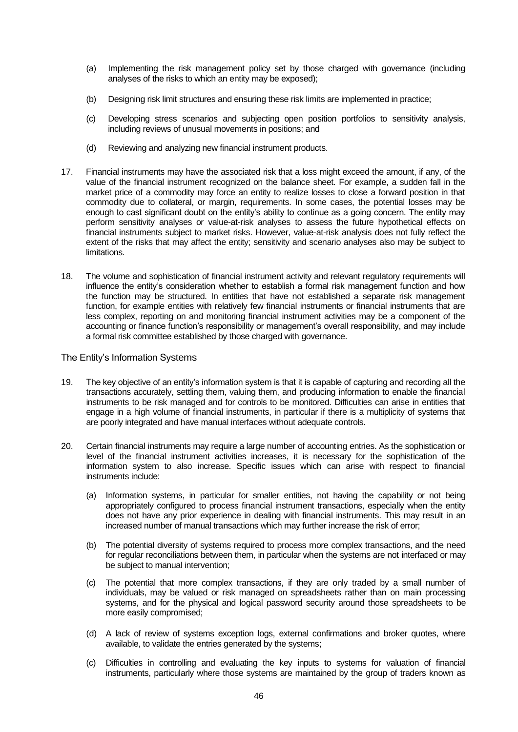(a) Implementing the risk management policy set by those charged with governance (including analyses of the risks to which an entity may be exposed);

(b) Designing risk limit structures and ensuring these risk limits are implemented in practice;

(c) Developing stress scenarios and subjecting open position portfolios to sensitivity analysis, including reviews of unusual movements in positions; and

(d) Reviewing and analyzing new financial instrument products.

17. Financial instruments may have the associated risk that a loss might exceed the amount, if any, of the value of the financial instrument recognized on the balance sheet. For example, a sudden fall in the market price of a commodity may force an entity to realize losses to close a forward position in that commodity due to collateral, or margin, requirements. In some cases, the potential losses may be enough to cast significant doubt on the entity's ability to continue as a going concern. The entity may perform sensitivity analyses or value-at-risk analyses to assess the future hypothetical effects on financial instruments subject to market risks. However, value-at-risk analysis does not fully reflect the extent of the risks that may affect the entity; sensitivity and scenario analyses also may be subject to limitations.

18. The volume and sophistication of financial instrument activity and relevant regulatory requirements will influence the entity's consideration whether to establish a formal risk management function and how the function may be structured. In entities that have not established a separate risk management function, for example entities with relatively few financial instruments or financial instruments that are less complex, reporting on and monitoring financial instrument activities may be a component of the accounting or finance function's responsibility or management's overall responsibility, and may include a formal risk committee established by those charged with governance.

## The Entity's Information Systems

19. The key objective of an entity's information system is that it is capable of capturing and recording all the transactions accurately, settling them, valuing them, and producing information to enable the financial instruments to be risk managed and for controls to be monitored. Difficulties can arise in entities that engage in a high volume of financial instruments, in particular if there is a multiplicity of systems that are poorly integrated and have manual interfaces without adequate controls.

20. Certain financial instruments may require a large number of accounting entries. As the sophistication or level of the financial instrument activities increases, it is necessary for the sophistication of the information system to also increase. Specific issues which can arise with respect to financial instruments include:

(a) Information systems, in particular for smaller entities, not having the capability or not being appropriately configured to process financial instrument transactions, especially when the entity does not have any prior experience in dealing with financial instruments. This may result in an increased number of manual transactions which may further increase the risk of error;

(b) The potential diversity of systems required to process more complex transactions, and the need for regular reconciliations between them, in particular when the systems are not interfaced or may be subject to manual intervention;

(c) The potential that more complex transactions, if they are only traded by a small number of individuals, may be valued or risk managed on spreadsheets rather than on main processing systems, and for the physical and logical password security around those spreadsheets to be more easily compromised;

(d) A lack of review of systems exception logs, external confirmations and broker quotes, where available, to validate the entries generated by the systems;

(c) Difficulties in controlling and evaluating the key inputs to systems for valuation of financial instruments, particularly where those systems are maintained by the group of traders known as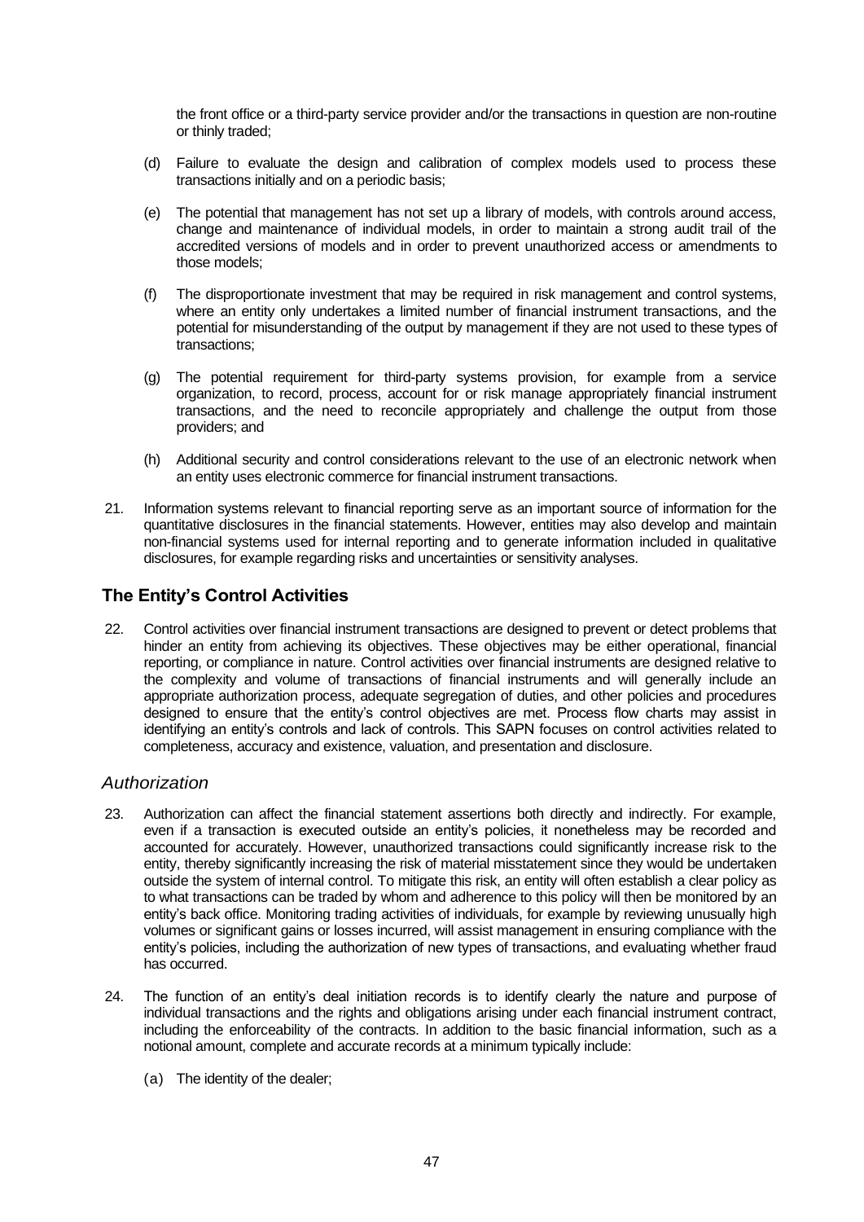the front office or a third-party service provider and/or the transactions in question are non-routine or thinly traded;

(d) Failure to evaluate the design and calibration of complex models used to process these transactions initially and on a periodic basis;

(e) The potential that management has not set up a library of models, with controls around access, change and maintenance of individual models, in order to maintain a strong audit trail of the accredited versions of models and in order to prevent unauthorized access or amendments to those models;

(f) The disproportionate investment that may be required in risk management and control systems, where an entity only undertakes a limited number of financial instrument transactions, and the potential for misunderstanding of the output by management if they are not used to these types of transactions;

(g) The potential requirement for third-party systems provision, for example from a service organization, to record, process, account for or risk manage appropriately financial instrument transactions, and the need to reconcile appropriately and challenge the output from those providers; and

(h) Additional security and control considerations relevant to the use of an electronic network when an entity uses electronic commerce for financial instrument transactions.

21. Information systems relevant to financial reporting serve as an important source of information for the quantitative disclosures in the financial statements. However, entities may also develop and maintain non-financial systems used for internal reporting and to generate information included in qualitative disclosures, for example regarding risks and uncertainties or sensitivity analyses.

## The Entity's Control Activities

22. Control activities over financial instrument transactions are designed to prevent or detect problems that hinder an entity from achieving its objectives. These objectives may be either operational, financial reporting, or compliance in nature. Control activities over financial instruments are designed relative to the complexity and volume of transactions of financial instruments and will generally include an appropriate authorization process, adequate segregation of duties, and other policies and procedures designed to ensure that the entity's control objectives are met. Process flow charts may assist in identifying an entity's controls and lack of controls. This SAPN focuses on control activities related to completeness, accuracy and existence, valuation, and presentation and disclosure.

### *Authorization*

23. Authorization can affect the financial statement assertions both directly and indirectly. For example, even if a transaction is executed outside an entity's policies, it nonetheless may be recorded and accounted for accurately. However, unauthorized transactions could significantly increase risk to the entity, thereby significantly increasing the risk of material misstatement since they would be undertaken outside the system of internal control. To mitigate this risk, an entity will often establish a clear policy as to what transactions can be traded by whom and adherence to this policy will then be monitored by an entity's back office. Monitoring trading activities of individuals, for example by reviewing unusually high volumes or significant gains or losses incurred, will assist management in ensuring compliance with the entity's policies, including the authorization of new types of transactions, and evaluating whether fraud has occurred.

24. The function of an entity's deal initiation records is to identify clearly the nature and purpose of individual transactions and the rights and obligations arising under each financial instrument contract, including the enforceability of the contracts. In addition to the basic financial information, such as a notional amount, complete and accurate records at a minimum typically include:

(a) The identity of the dealer;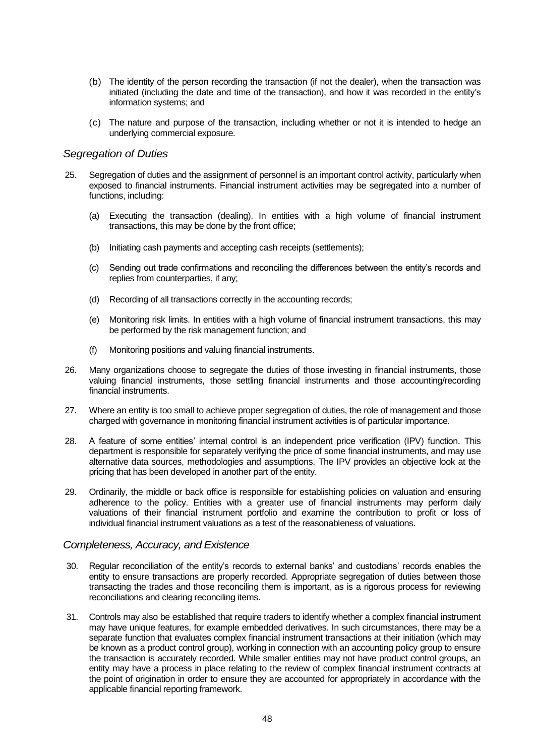(b) The identity of the person recording the transaction (if not the dealer), when the transaction was initiated (including the date and time of the transaction), and how it was recorded in the entity's information systems; and

(c) The nature and purpose of the transaction, including whether or not it is intended to hedge an underlying commercial exposure.

### *Segregation of Duties*

25. Segregation of duties and the assignment of personnel is an important control activity, particularly when exposed to financial instruments. Financial instrument activities may be segregated into a number of functions, including:

    (a) Executing the transaction (dealing). In entities with a high volume of financial instrument transactions, this may be done by the front office;

    (b) Initiating cash payments and accepting cash receipts (settlements);

    (c) Sending out trade confirmations and reconciling the differences between the entity's records and replies from counterparties, if any;

    (d) Recording of all transactions correctly in the accounting records;

    (e) Monitoring risk limits. In entities with a high volume of financial instrument transactions, this may be performed by the risk management function; and

    (f) Monitoring positions and valuing financial instruments.

26. Many organizations choose to segregate the duties of those investing in financial instruments, those valuing financial instruments, those settling financial instruments and those accounting/recording financial instruments.

27. Where an entity is too small to achieve proper segregation of duties, the role of management and those charged with governance in monitoring financial instrument activities is of particular importance.

28. A feature of some entities' internal control is an independent price verification (IPV) function. This department is responsible for separately verifying the price of some financial instruments, and may use alternative data sources, methodologies and assumptions. The IPV provides an objective look at the pricing that has been developed in another part of the entity.

29. Ordinarily, the middle or back office is responsible for establishing policies on valuation and ensuring adherence to the policy. Entities with a greater use of financial instruments may perform daily valuations of their financial instrument portfolio and examine the contribution to profit or loss of individual financial instrument valuations as a test of the reasonableness of valuations.

### *Completeness, Accuracy, and Existence*

30. Regular reconciliation of the entity's records to external banks' and custodians' records enables the entity to ensure transactions are properly recorded. Appropriate segregation of duties between those transacting the trades and those reconciling them is important, as is a rigorous process for reviewing reconciliations and clearing reconciling items.

31. Controls may also be established that require traders to identify whether a complex financial instrument may have unique features, for example embedded derivatives. In such circumstances, there may be a separate function that evaluates complex financial instrument transactions at their initiation (which may be known as a product control group), working in connection with an accounting policy group to ensure the transaction is accurately recorded. While smaller entities may not have product control groups, an entity may have a process in place relating to the review of complex financial instrument contracts at the point of origination in order to ensure they are accounted for appropriately in accordance with the applicable financial reporting framework.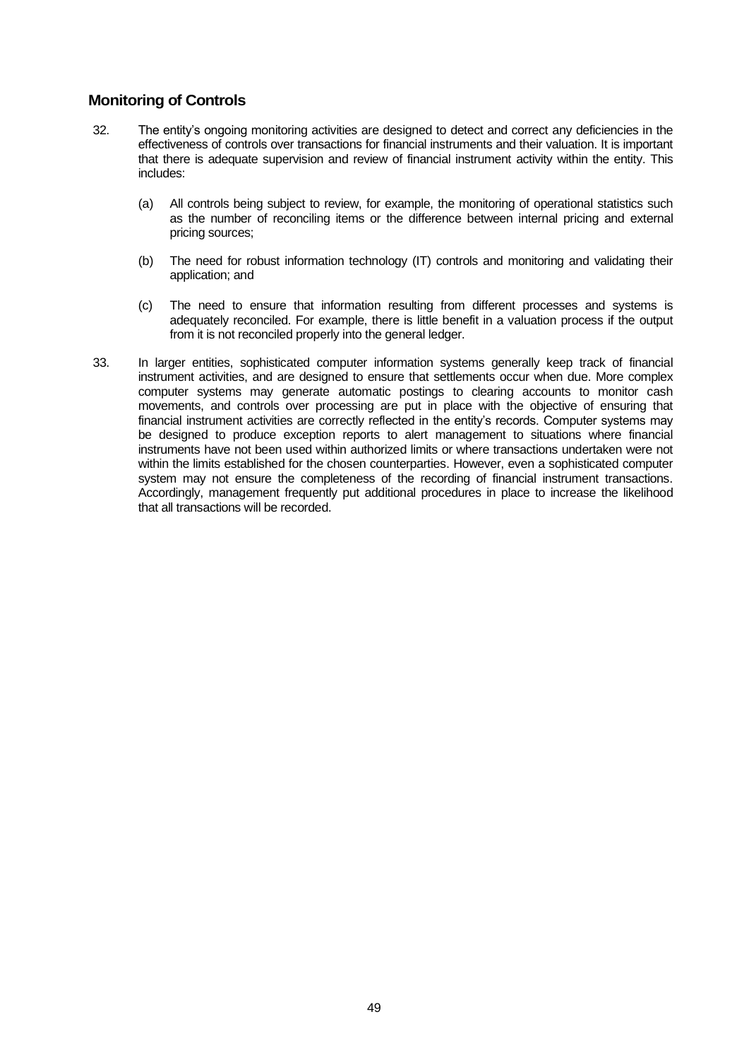## Monitoring of Controls

32. The entity's ongoing monitoring activities are designed to detect and correct any deficiencies in the effectiveness of controls over transactions for financial instruments and their valuation. It is important that there is adequate supervision and review of financial instrument activity within the entity. This includes:

    (a) All controls being subject to review, for example, the monitoring of operational statistics such as the number of reconciling items or the difference between internal pricing and external pricing sources;

    (b) The need for robust information technology (IT) controls and monitoring and validating their application; and

    (c) The need to ensure that information resulting from different processes and systems is adequately reconciled. For example, there is little benefit in a valuation process if the output from it is not reconciled properly into the general ledger.

33. In larger entities, sophisticated computer information systems generally keep track of financial instrument activities, and are designed to ensure that settlements occur when due. More complex computer systems may generate automatic postings to clearing accounts to monitor cash movements, and controls over processing are put in place with the objective of ensuring that financial instrument activities are correctly reflected in the entity's records. Computer systems may be designed to produce exception reports to alert management to situations where financial instruments have not been used within authorized limits or where transactions undertaken were not within the limits established for the chosen counterparties. However, even a sophisticated computer system may not ensure the completeness of the recording of financial instrument transactions. Accordingly, management frequently put additional procedures in place to increase the likelihood that all transactions will be recorded.